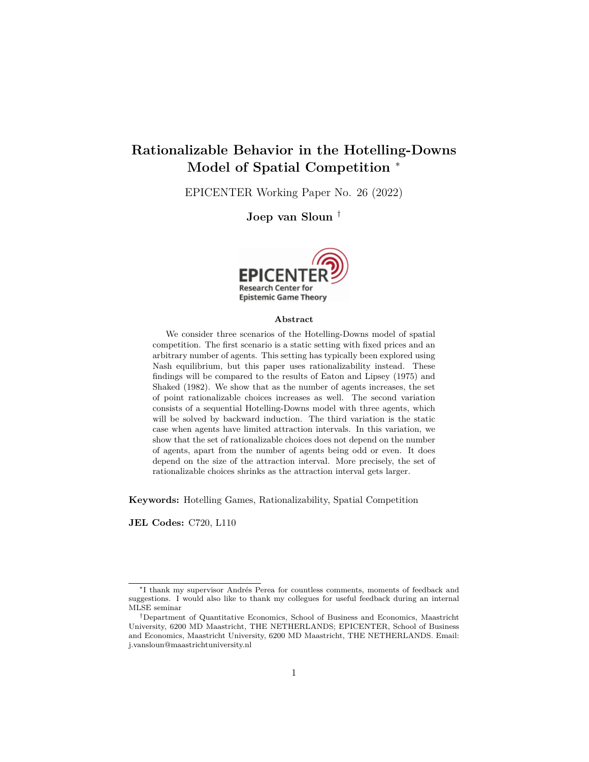# Rationalizable Behavior in the Hotelling-Downs Model of Spatial Competition *

EPICENTER Working Paper No. 26 (2022)

**Joep van Sloun** †

EPICENTER
Research Center for
Epistemic Game Theory

**Abstract**

We consider three scenarios of the Hotelling-Downs model of spatial competition. The first scenario is a static setting with fixed prices and an arbitrary number of agents. This setting has typically been explored using Nash equilibrium, but this paper uses rationalizability instead. These findings will be compared to the results of Eaton and Lipsey (1975) and Shaked (1982). We show that as the number of agents increases, the set of point rationalizable choices increases as well. The second variation consists of a sequential Hotelling-Downs model with three agents, which will be solved by backward induction. The third variation is the static case when agents have limited attraction intervals. In this variation, we show that the set of rationalizable choices does not depend on the number of agents, apart from the number of agents being odd or even. It does depend on the size of the attraction interval. More precisely, the set of rationalizable choices shrinks as the attraction interval gets larger.

**Keywords:** Hotelling Games, Rationalizability, Spatial Competition

**JEL Codes:** C720, L110

---

*I thank my supervisor Andrés Perea for countless comments, moments of feedback and suggestions. I would also like to thank my collegues for useful feedback during an internal MLSE seminar

†Department of Quantitative Economics, School of Business and Economics, Maastricht University, 6200 MD Maastricht, THE NETHERLANDS; EPICENTER, School of Business and Economics, Maastricht University, 6200 MD Maastricht, THE NETHERLANDS. Email: j.vansloun@maastrichtuniversity.nl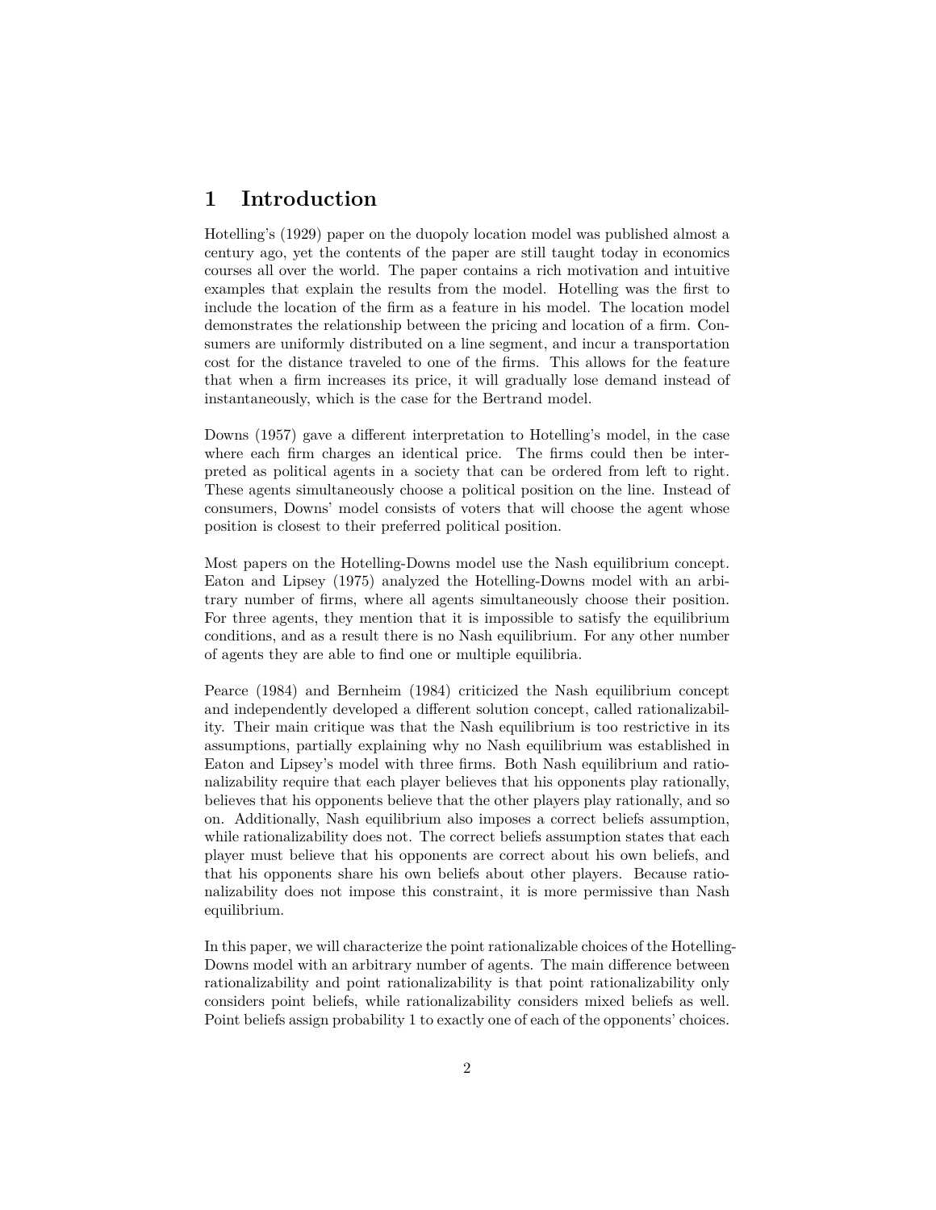# 1 Introduction

Hotelling's (1929) paper on the duopoly location model was published almost a century ago, yet the contents of the paper are still taught today in economics courses all over the world. The paper contains a rich motivation and intuitive examples that explain the results from the model. Hotelling was the first to include the location of the firm as a feature in his model. The location model demonstrates the relationship between the pricing and location of a firm. Consumers are uniformly distributed on a line segment, and incur a transportation cost for the distance traveled to one of the firms. This allows for the feature that when a firm increases its price, it will gradually lose demand instead of instantaneously, which is the case for the Bertrand model.

Downs (1957) gave a different interpretation to Hotelling's model, in the case where each firm charges an identical price. The firms could then be interpreted as political agents in a society that can be ordered from left to right. These agents simultaneously choose a political position on the line. Instead of consumers, Downs' model consists of voters that will choose the agent whose position is closest to their preferred political position.

Most papers on the Hotelling-Downs model use the Nash equilibrium concept. Eaton and Lipsey (1975) analyzed the Hotelling-Downs model with an arbitrary number of firms, where all agents simultaneously choose their position. For three agents, they mention that it is impossible to satisfy the equilibrium conditions, and as a result there is no Nash equilibrium. For any other number of agents they are able to find one or multiple equilibria.

Pearce (1984) and Bernheim (1984) criticized the Nash equilibrium concept and independently developed a different solution concept, called rationalizability. Their main critique was that the Nash equilibrium is too restrictive in its assumptions, partially explaining why no Nash equilibrium was established in Eaton and Lipsey's model with three firms. Both Nash equilibrium and rationalizability require that each player believes that his opponents play rationally, believes that his opponents believe that the other players play rationally, and so on. Additionally, Nash equilibrium also imposes a correct beliefs assumption, while rationalizability does not. The correct beliefs assumption states that each player must believe that his opponents are correct about his own beliefs, and that his opponents share his own beliefs about other players. Because rationalizability does not impose this constraint, it is more permissive than Nash equilibrium.

In this paper, we will characterize the point rationalizable choices of the Hotelling-Downs model with an arbitrary number of agents. The main difference between rationalizability and point rationalizability is that point rationalizability only considers point beliefs, while rationalizability considers mixed beliefs as well. Point beliefs assign probability 1 to exactly one of each of the opponents' choices.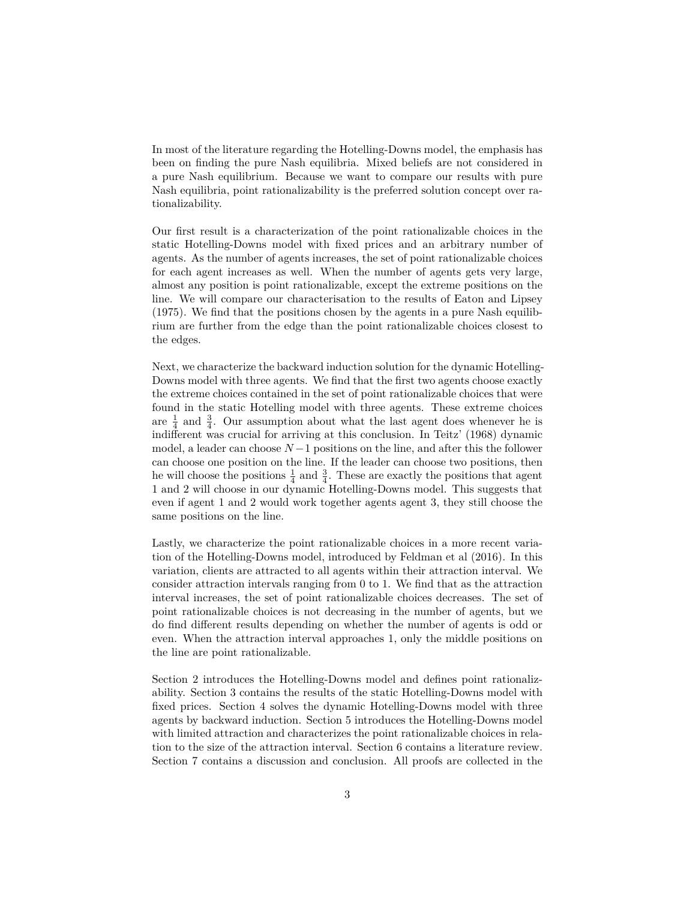In most of the literature regarding the Hotelling-Downs model, the emphasis has been on finding the pure Nash equilibria. Mixed beliefs are not considered in a pure Nash equilibrium. Because we want to compare our results with pure Nash equilibria, point rationalizability is the preferred solution concept over rationalizability.

Our first result is a characterization of the point rationalizable choices in the static Hotelling-Downs model with fixed prices and an arbitrary number of agents. As the number of agents increases, the set of point rationalizable choices for each agent increases as well. When the number of agents gets very large, almost any position is point rationalizable, except the extreme positions on the line. We will compare our characterisation to the results of Eaton and Lipsey (1975). We find that the positions chosen by the agents in a pure Nash equilibrium are further from the edge than the point rationalizable choices closest to the edges.

Next, we characterize the backward induction solution for the dynamic Hotelling-Downs model with three agents. We find that the first two agents choose exactly the extreme choices contained in the set of point rationalizable choices that were found in the static Hotelling model with three agents. These extreme choices are $\frac{1}{4}$ and $\frac{3}{4}$. Our assumption about what the last agent does whenever he is indifferent was crucial for arriving at this conclusion. In Teitz' (1968) dynamic model, a leader can choose $N-1$ positions on the line, and after this the follower can choose one position on the line. If the leader can choose two positions, then he will choose the positions $\frac{1}{4}$ and $\frac{3}{4}$. These are exactly the positions that agent 1 and 2 will choose in our dynamic Hotelling-Downs model. This suggests that even if agent 1 and 2 would work together agents agent 3, they still choose the same positions on the line.

Lastly, we characterize the point rationalizable choices in a more recent variation of the Hotelling-Downs model, introduced by Feldman et al (2016). In this variation, clients are attracted to all agents within their attraction interval. We consider attraction intervals ranging from 0 to 1. We find that as the attraction interval increases, the set of point rationalizable choices decreases. The set of point rationalizable choices is not decreasing in the number of agents, but we do find different results depending on whether the number of agents is odd or even. When the attraction interval approaches 1, only the middle positions on the line are point rationalizable.

Section 2 introduces the Hotelling-Downs model and defines point rationalizability. Section 3 contains the results of the static Hotelling-Downs model with fixed prices. Section 4 solves the dynamic Hotelling-Downs model with three agents by backward induction. Section 5 introduces the Hotelling-Downs model with limited attraction and characterizes the point rationalizable choices in relation to the size of the attraction interval. Section 6 contains a literature review. Section 7 contains a discussion and conclusion. All proofs are collected in the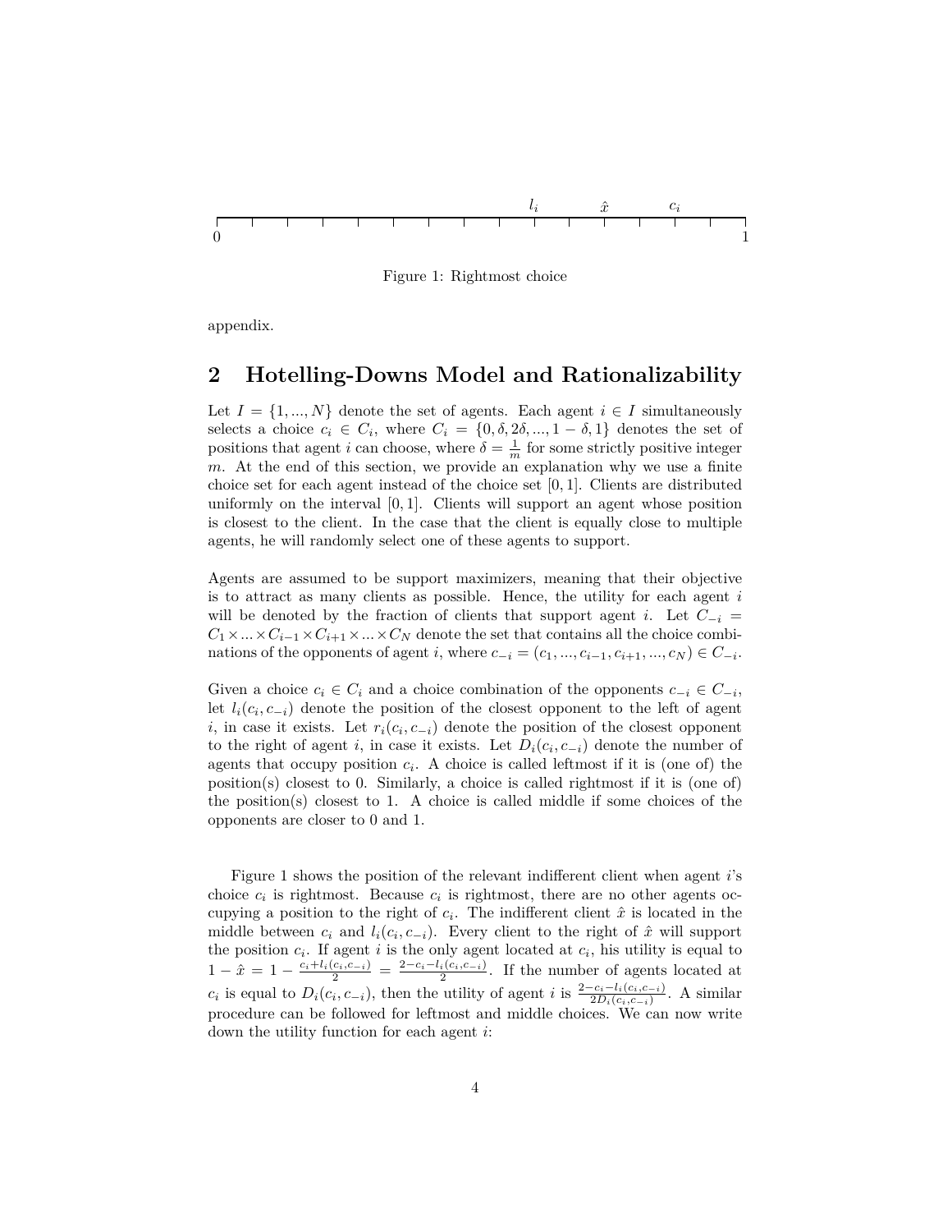$l_i$ $\hat{x}$ $c_i$

0 1

Figure 1: Rightmost choice

appendix.

## 2 Hotelling-Downs Model and Rationalizability

Let $I = \{1, ..., N\}$ denote the set of agents. Each agent $i \in I$ simultaneously selects a choice $c_i \in C_i$, where $C_i = \{0, \delta, 2\delta, ..., 1-\delta, 1\}$ denotes the set of positions that agent $i$ can choose, where $\delta = \frac{1}{m}$ for some strictly positive integer $m$. At the end of this section, we provide an explanation why we use a finite choice set for each agent instead of the choice set $[0, 1]$. Clients are distributed uniformly on the interval $[0, 1]$. Clients will support an agent whose position is closest to the client. In the case that the client is equally close to multiple agents, he will randomly select one of these agents to support.

Agents are assumed to be support maximizers, meaning that their objective is to attract as many clients as possible. Hence, the utility for each agent $i$ will be denoted by the fraction of clients that support agent $i$. Let $C_{-i} = C_1 \times ... \times C_{i-1} \times C_{i+1} \times ... \times C_N$ denote the set that contains all the choice combinations of the opponents of agent $i$, where $c_{-i} = (c_1, ..., c_{i-1}, c_{i+1}, ..., c_N) \in C_{-i}$.

Given a choice $c_i \in C_i$ and a choice combination of the opponents $c_{-i} \in C_{-i}$, let $l_i(c_i, c_{-i})$ denote the position of the closest opponent to the left of agent $i$, in case it exists. Let $r_i(c_i, c_{-i})$ denote the position of the closest opponent to the right of agent $i$, in case it exists. Let $D_i(c_i, c_{-i})$ denote the number of agents that occupy position $c_i$. A choice is called leftmost if it is (one of) the position(s) closest to 0. Similarly, a choice is called rightmost if it is (one of) the position(s) closest to 1. A choice is called middle if some choices of the opponents are closer to 0 and 1.

Figure 1 shows the position of the relevant indifferent client when agent $i$'s choice $c_i$ is rightmost. Because $c_i$ is rightmost, there are no other agents occupying a position to the right of $c_i$. The indifferent client $\hat{x}$ is located in the middle between $c_i$ and $l_i(c_i, c_{-i})$. Every client to the right of $\hat{x}$ will support the position $c_i$. If agent $i$ is the only agent located at $c_i$, his utility is equal to $1 - \hat{x} = 1 - \frac{c_i + l_i(c_i, c_{-i})}{2} = \frac{2 - c_i - l_i(c_i, c_{-i})}{2}$. If the number of agents located at $c_i$ is equal to $D_i(c_i, c_{-i})$, then the utility of agent $i$ is $\frac{2 - c_i - l_i(c_i, c_{-i})}{2D_i(c_i, c_{-i})}$. A similar procedure can be followed for leftmost and middle choices. We can now write down the utility function for each agent $i$: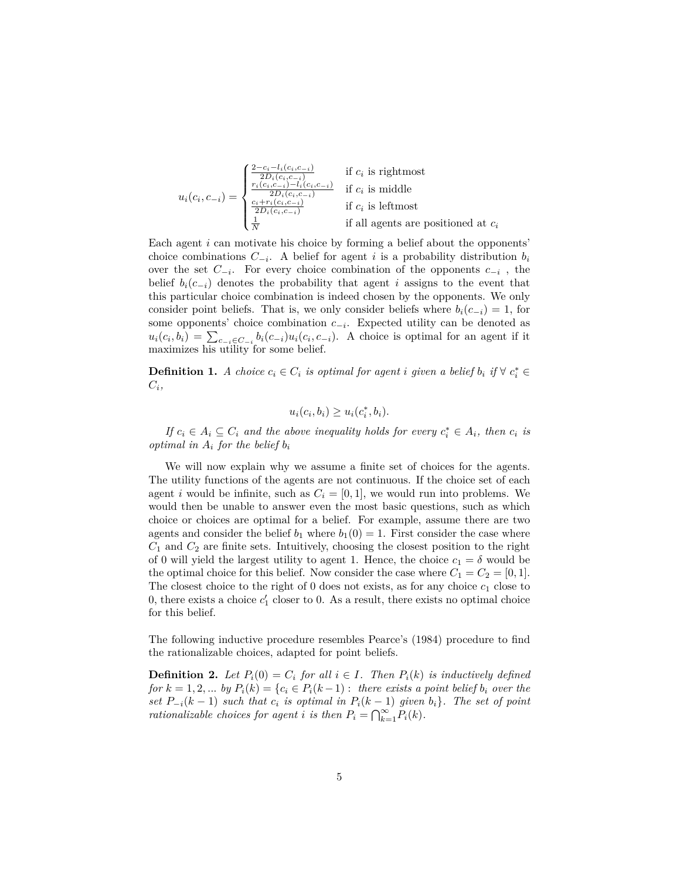$$
u_i(c_i, c_{-i}) = \begin{cases} \frac{2-c_i-l_i(c_i,c_{-i})}{2D_i(c_i,c_{-i})} & \text{if } c_i \text{ is rightmost} \\ \frac{r_i(c_i,c_{-i})-l_i(c_i,c_{-i})}{2D_i(c_i,c_{-i})} & \text{if } c_i \text{ is middle} \\ \frac{c_i+r_i(c_i,c_{-i})}{2D_i(c_i,c_{-i})} & \text{if } c_i \text{ is leftmost} \\ \frac{1}{N} & \text{if all agents are positioned at } c_i \end{cases}
$$

Each agent $i$ can motivate his choice by forming a belief about the opponents' choice combinations $C_{-i}$. A belief for agent $i$ is a probability distribution $b_i$ over the set $C_{-i}$. For every choice combination of the opponents $c_{-i}$ , the belief $b_i(c_{-i})$ denotes the probability that agent $i$ assigns to the event that this particular choice combination is indeed chosen by the opponents. We only consider point beliefs. That is, we only consider beliefs where $b_i(c_{-i}) = 1$, for some opponents' choice combination $c_{-i}$. Expected utility can be denoted as $u_i(c_i, b_i) = \sum_{c_{-i} \in C_{-i}} b_i(c_{-i}) u_i(c_i, c_{-i})$. A choice is optimal for an agent if it maximizes his utility for some belief.

**Definition 1.** *A choice $c_i \in C_i$ is optimal for agent $i$ given a belief $b_i$ if $\forall\ c_i^* \in C_i$,*

$$
u_i(c_i, b_i) \geq u_i(c_i^*, b_i).
$$

*If $c_i \in A_i \subseteq C_i$ and the above inequality holds for every $c_i^* \in A_i$, then $c_i$ is optimal in $A_i$ for the belief $b_i$*

We will now explain why we assume a finite set of choices for the agents. The utility functions of the agents are not continuous. If the choice set of each agent $i$ would be infinite, such as $C_i = [0, 1]$, we would run into problems. We would then be unable to answer even the most basic questions, such as which choice or choices are optimal for a belief. For example, assume there are two agents and consider the belief $b_1$ where $b_1(0) = 1$. First consider the case where $C_1$ and $C_2$ are finite sets. Intuitively, choosing the closest position to the right of 0 will yield the largest utility to agent 1. Hence, the choice $c_1 = \delta$ would be the optimal choice for this belief. Now consider the case where $C_1 = C_2 = [0, 1]$. The closest choice to the right of 0 does not exists, as for any choice $c_1$ close to 0, there exists a choice $c_1'$ closer to 0. As a result, there exists no optimal choice for this belief.

The following inductive procedure resembles Pearce's (1984) procedure to find the rationalizable choices, adapted for point beliefs.

**Definition 2.** *Let $P_i(0) = C_i$ for all $i \in I$. Then $P_i(k)$ is inductively defined for $k = 1, 2, ...$ by $P_i(k) = \{c_i \in P_i(k-1) :$ there exists a point belief $b_i$ over the set $P_{-i}(k-1)$ such that $c_i$ is optimal in $P_i(k-1)$ given $b_i\}$. The set of point rationalizable choices for agent $i$ is then $P_i = \bigcap_{k=1}^{\infty} P_i(k)$.*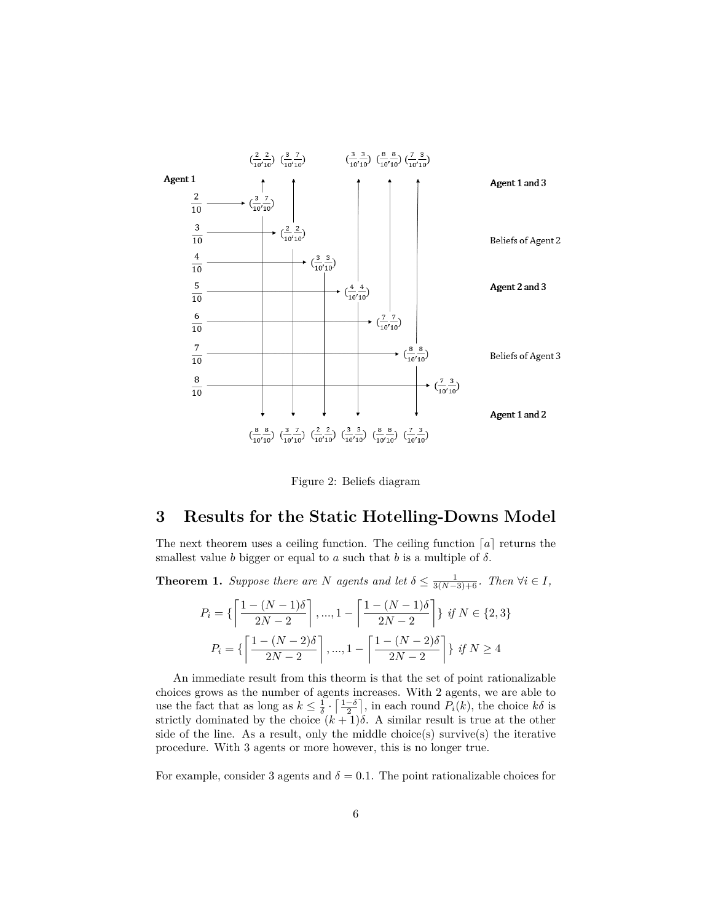$(\frac{2}{10}, \frac{2}{10})$ $(\frac{3}{10}, \frac{7}{10})$ $(\frac{3}{10}, \frac{3}{10})$ $(\frac{8}{10}, \frac{8}{10})$ $(\frac{7}{10}, \frac{3}{10})$

**Agent 1**

**Agent 1 and 3**

$\frac{2}{10}$ $(\frac{3}{10}, \frac{7}{10})$

$\frac{3}{10}$ $(\frac{2}{10}, \frac{2}{10})$

Beliefs of Agent 2

$\frac{4}{10}$ $(\frac{3}{10}, \frac{3}{10})$

$\frac{5}{10}$ $(\frac{4}{10}, \frac{4}{10})$

**Agent 2 and 3**

$\frac{6}{10}$ $(\frac{7}{10}, \frac{7}{10})$

$\frac{7}{10}$ $(\frac{8}{10}, \frac{8}{10})$

Beliefs of Agent 3

$\frac{8}{10}$ $(\frac{7}{10}, \frac{3}{10})$

**Agent 1 and 2**

$(\frac{8}{10}, \frac{8}{10})$ $(\frac{3}{10}, \frac{7}{10})$ $(\frac{2}{10}, \frac{2}{10})$ $(\frac{3}{10}, \frac{3}{10})$ $(\frac{8}{10}, \frac{8}{10})$ $(\frac{7}{10}, \frac{3}{10})$

Figure 2: Beliefs diagram

# 3 Results for the Static Hotelling-Downs Model

The next theorem uses a ceiling function. The ceiling function $\lceil a \rceil$ returns the smallest value $b$ bigger or equal to $a$ such that $b$ is a multiple of $\delta$.

**Theorem 1.** *Suppose there are $N$ agents and let $\delta \leq \frac{1}{3(N-3)+6}$. Then $\forall i \in I$,*

$$P_i = \{\left\lceil \frac{1-(N-1)\delta}{2N-2} \right\rceil, ..., 1 - \left\lceil \frac{1-(N-1)\delta}{2N-2} \right\rceil\} \text{ if } N \in \{2,3\}$$

$$P_i = \{\left\lceil \frac{1-(N-2)\delta}{2N-2} \right\rceil, ..., 1 - \left\lceil \frac{1-(N-2)\delta}{2N-2} \right\rceil\} \text{ if } N \geq 4$$

An immediate result from this theorm is that the set of point rationalizable choices grows as the number of agents increases. With 2 agents, we are able to use the fact that as long as $k \leq \frac{1}{\delta} \cdot \lceil \frac{1-\delta}{2} \rceil$, in each round $P_i(k)$, the choice $k\delta$ is strictly dominated by the choice $(k+1)\delta$. A similar result is true at the other side of the line. As a result, only the middle choice(s) survive(s) the iterative procedure. With 3 agents or more however, this is no longer true.

For example, consider 3 agents and $\delta = 0.1$. The point rationalizable choices for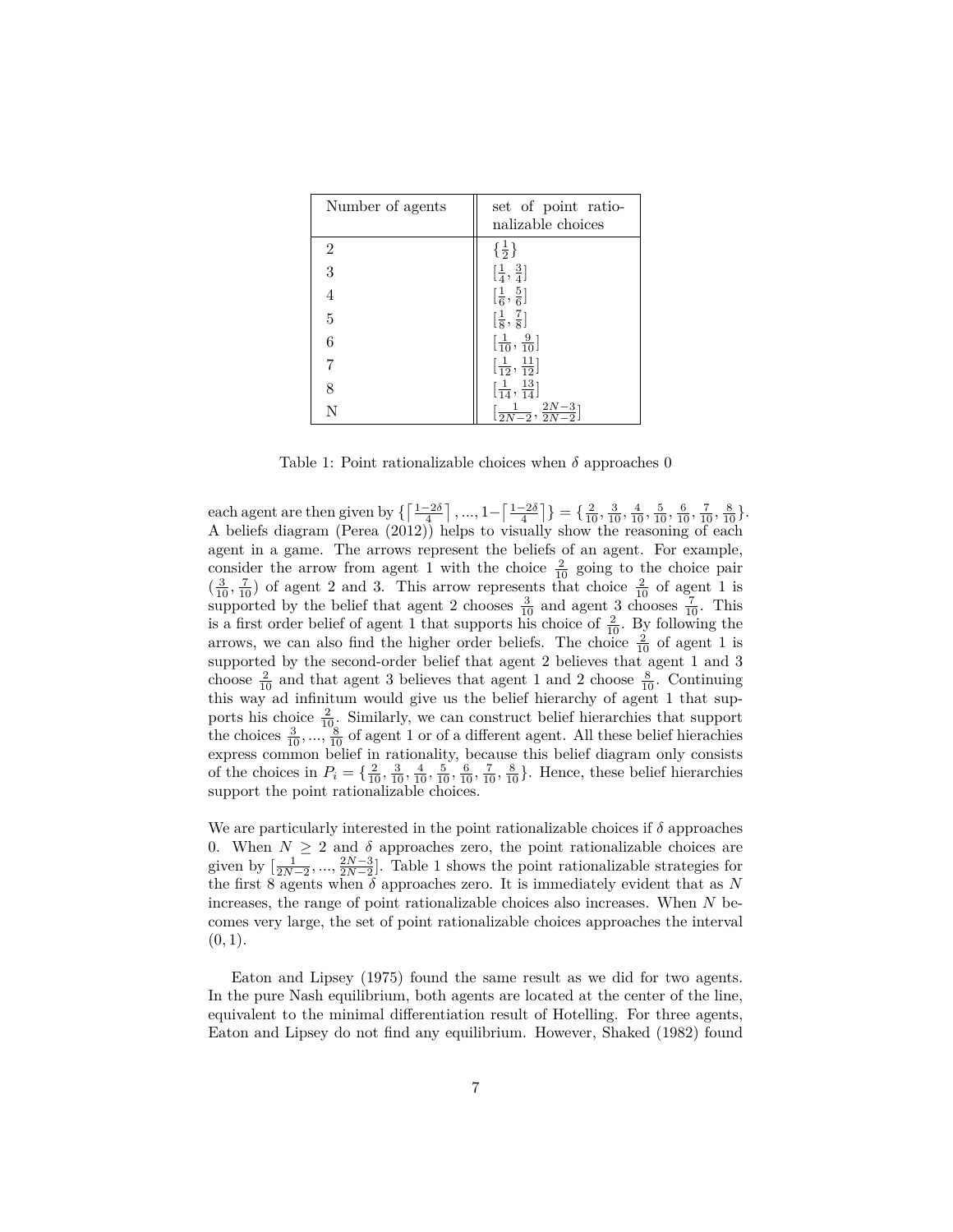| Number of agents | set of point rationalizable choices |
|---|---|
| 2 | $\{\frac{1}{2}\}$ |
| 3 | $[\frac{1}{4}, \frac{3}{4}]$ |
| 4 | $[\frac{1}{6}, \frac{5}{6}]$ |
| 5 | $[\frac{1}{8}, \frac{7}{8}]$ |
| 6 | $[\frac{1}{10}, \frac{9}{10}]$ |
| 7 | $[\frac{1}{12}, \frac{11}{12}]$ |
| 8 | $[\frac{1}{14}, \frac{13}{14}]$ |
| N | $[\frac{1}{2N-2}, \frac{2N-3}{2N-2}]$ |

Table 1: Point rationalizable choices when $\delta$ approaches 0

each agent are then given by $\{\lceil\frac{1-2\delta}{4}\rceil, ..., 1-\lceil\frac{1-2\delta}{4}\rceil\} = \{\frac{2}{10}, \frac{3}{10}, \frac{4}{10}, \frac{5}{10}, \frac{6}{10}, \frac{7}{10}, \frac{8}{10}\}$. A beliefs diagram (Perea (2012)) helps to visually show the reasoning of each agent in a game. The arrows represent the beliefs of an agent. For example, consider the arrow from agent 1 with the choice $\frac{2}{10}$ going to the choice pair $(\frac{3}{10}, \frac{7}{10})$ of agent 2 and 3. This arrow represents that choice $\frac{2}{10}$ of agent 1 is supported by the belief that agent 2 chooses $\frac{3}{10}$ and agent 3 chooses $\frac{7}{10}$. This is a first order belief of agent 1 that supports his choice of $\frac{2}{10}$. By following the arrows, we can also find the higher order beliefs. The choice $\frac{2}{10}$ of agent 1 is supported by the second-order belief that agent 2 believes that agent 1 and 3 choose $\frac{2}{10}$ and that agent 3 believes that agent 1 and 2 choose $\frac{8}{10}$. Continuing this way ad infinitum would give us the belief hierarchy of agent 1 that supports his choice $\frac{2}{10}$. Similarly, we can construct belief hierarchies that support the choices $\frac{3}{10}, ..., \frac{8}{10}$ of agent 1 or of a different agent. All these belief hierachies express common belief in rationality, because this belief diagram only consists of the choices in $P_i = \{\frac{2}{10}, \frac{3}{10}, \frac{4}{10}, \frac{5}{10}, \frac{6}{10}, \frac{7}{10}, \frac{8}{10}\}$. Hence, these belief hierarchies support the point rationalizable choices.

We are particularly interested in the point rationalizable choices if $\delta$ approaches 0. When $N \geq 2$ and $\delta$ approaches zero, the point rationalizable choices are given by $[\frac{1}{2N-2}, ..., \frac{2N-3}{2N-2}]$. Table 1 shows the point rationalizable strategies for the first 8 agents when $\delta$ approaches zero. It is immediately evident that as $N$ increases, the range of point rationalizable choices also increases. When $N$ becomes very large, the set of point rationalizable choices approaches the interval $(0, 1)$.

Eaton and Lipsey (1975) found the same result as we did for two agents. In the pure Nash equilibrium, both agents are located at the center of the line, equivalent to the minimal differentiation result of Hotelling. For three agents, Eaton and Lipsey do not find any equilibrium. However, Shaked (1982) found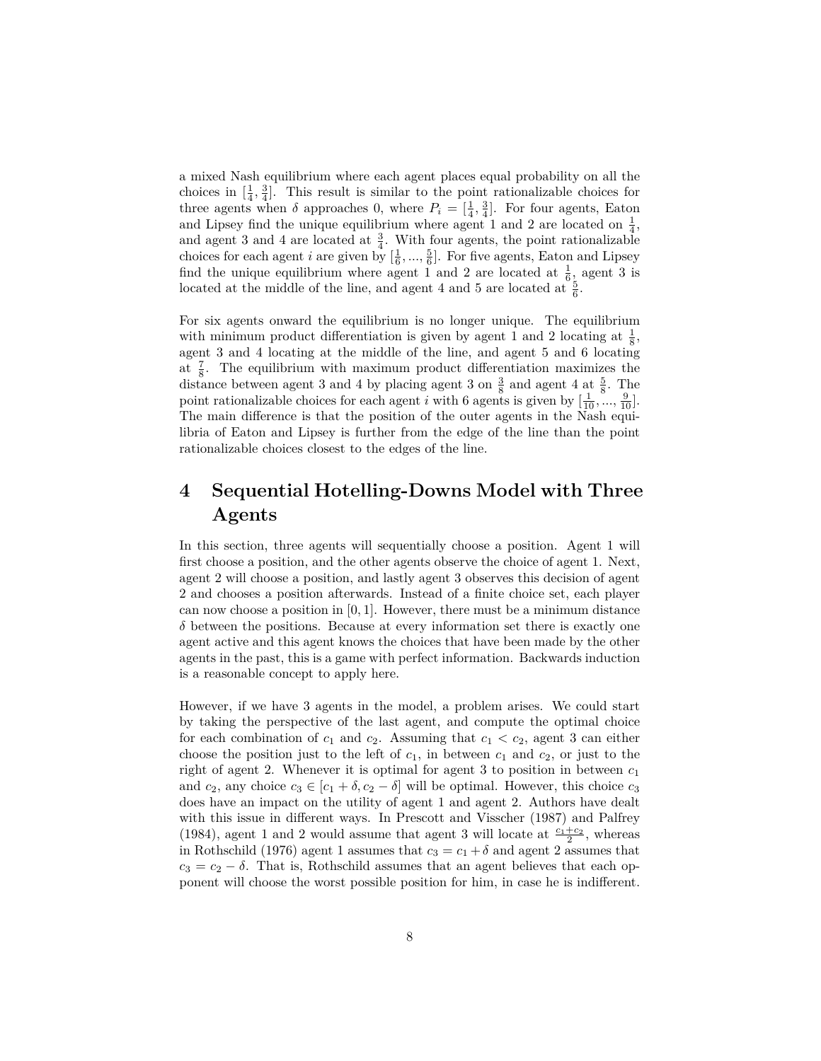a mixed Nash equilibrium where each agent places equal probability on all the choices in $[\frac{1}{4}, \frac{3}{4}]$. This result is similar to the point rationalizable choices for three agents when $\delta$ approaches 0, where $P_i = [\frac{1}{4}, \frac{3}{4}]$. For four agents, Eaton and Lipsey find the unique equilibrium where agent 1 and 2 are located on $\frac{1}{4}$, and agent 3 and 4 are located at $\frac{3}{4}$. With four agents, the point rationalizable choices for each agent $i$ are given by $[\frac{1}{6}, ..., \frac{5}{6}]$. For five agents, Eaton and Lipsey find the unique equilibrium where agent 1 and 2 are located at $\frac{1}{6}$, agent 3 is located at the middle of the line, and agent 4 and 5 are located at $\frac{5}{6}$.

For six agents onward the equilibrium is no longer unique. The equilibrium with minimum product differentiation is given by agent 1 and 2 locating at $\frac{1}{8}$, agent 3 and 4 locating at the middle of the line, and agent 5 and 6 locating at $\frac{7}{8}$. The equilibrium with maximum product differentiation maximizes the distance between agent 3 and 4 by placing agent 3 on $\frac{3}{8}$ and agent 4 at $\frac{5}{8}$. The point rationalizable choices for each agent $i$ with 6 agents is given by $[\frac{1}{10}, ..., \frac{9}{10}]$. The main difference is that the position of the outer agents in the Nash equilibria of Eaton and Lipsey is further from the edge of the line than the point rationalizable choices closest to the edges of the line.

# 4 Sequential Hotelling-Downs Model with Three Agents

In this section, three agents will sequentially choose a position. Agent 1 will first choose a position, and the other agents observe the choice of agent 1. Next, agent 2 will choose a position, and lastly agent 3 observes this decision of agent 2 and chooses a position afterwards. Instead of a finite choice set, each player can now choose a position in $[0, 1]$. However, there must be a minimum distance $\delta$ between the positions. Because at every information set there is exactly one agent active and this agent knows the choices that have been made by the other agents in the past, this is a game with perfect information. Backwards induction is a reasonable concept to apply here.

However, if we have 3 agents in the model, a problem arises. We could start by taking the perspective of the last agent, and compute the optimal choice for each combination of $c_1$ and $c_2$. Assuming that $c_1 < c_2$, agent 3 can either choose the position just to the left of $c_1$, in between $c_1$ and $c_2$, or just to the right of agent 2. Whenever it is optimal for agent 3 to position in between $c_1$ and $c_2$, any choice $c_3 \in [c_1 + \delta, c_2 - \delta]$ will be optimal. However, this choice $c_3$ does have an impact on the utility of agent 1 and agent 2. Authors have dealt with this issue in different ways. In Prescott and Visscher (1987) and Palfrey (1984), agent 1 and 2 would assume that agent 3 will locate at $\frac{c_1+c_2}{2}$, whereas in Rothschild (1976) agent 1 assumes that $c_3 = c_1 + \delta$ and agent 2 assumes that $c_3 = c_2 - \delta$. That is, Rothschild assumes that an agent believes that each opponent will choose the worst possible position for him, in case he is indifferent.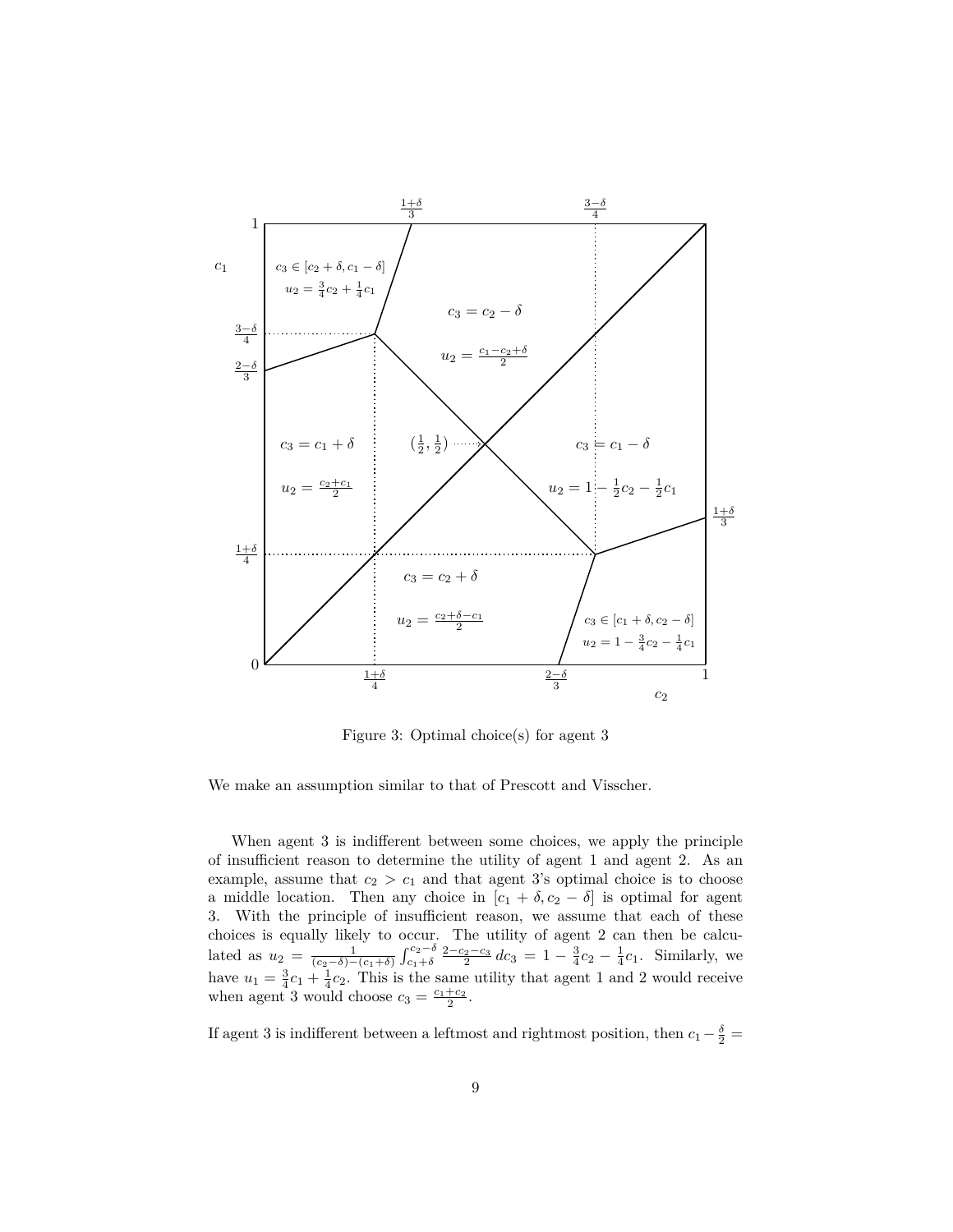1 

$c_1$

$\frac{1+\delta}{3}$

$\frac{3-\delta}{4}$

$c_3 \in [c_2+\delta, c_1-\delta]$

$u_2 = \frac{3}{4}c_2 + \frac{1}{4}c_1$

$c_3 = c_2 - \delta$

$\frac{3-\delta}{4}$

$\frac{2-\delta}{3}$

$u_2 = \frac{c_1-c_2+\delta}{2}$

$c_3 = c_1 + \delta$

$(\frac{1}{2}, \frac{1}{2})$

$c_3 = c_1 - \delta$

$u_2 = \frac{c_2+c_1}{2}$

$u_2 = 1 - \frac{1}{2}c_2 - \frac{1}{2}c_1$

$\frac{1+\delta}{3}$

$\frac{1+\delta}{4}$

$c_3 = c_2 + \delta$

$u_2 = \frac{c_2+\delta-c_1}{2}$

$c_3 \in [c_1+\delta, c_2-\delta]$

$u_2 = 1 - \frac{3}{4}c_2 - \frac{1}{4}c_1$

0

$\frac{1+\delta}{4}$

$\frac{2-\delta}{3}$

1

$c_2$

Figure 3: Optimal choice(s) for agent 3

We make an assumption similar to that of Prescott and Visscher.

When agent 3 is indifferent between some choices, we apply the principle of insufficient reason to determine the utility of agent 1 and agent 2. As an example, assume that $c_2 > c_1$ and that agent 3's optimal choice is to choose a middle location. Then any choice in $[c_1 + \delta, c_2 - \delta]$ is optimal for agent 3. With the principle of insufficient reason, we assume that each of these choices is equally likely to occur. The utility of agent 2 can then be calculated as $u_2 = \frac{1}{(c_2-\delta)-(c_1+\delta)} \int_{c_1+\delta}^{c_2-\delta} \frac{2-c_2-c_3}{2}\, dc_3 = 1 - \frac{3}{4}c_2 - \frac{1}{4}c_1$. Similarly, we have $u_1 = \frac{3}{4}c_1 + \frac{1}{4}c_2$. This is the same utility that agent 1 and 2 would receive when agent 3 would choose $c_3 = \frac{c_1+c_2}{2}$.

If agent 3 is indifferent between a leftmost and rightmost position, then $c_1 - \frac{\delta}{2} =$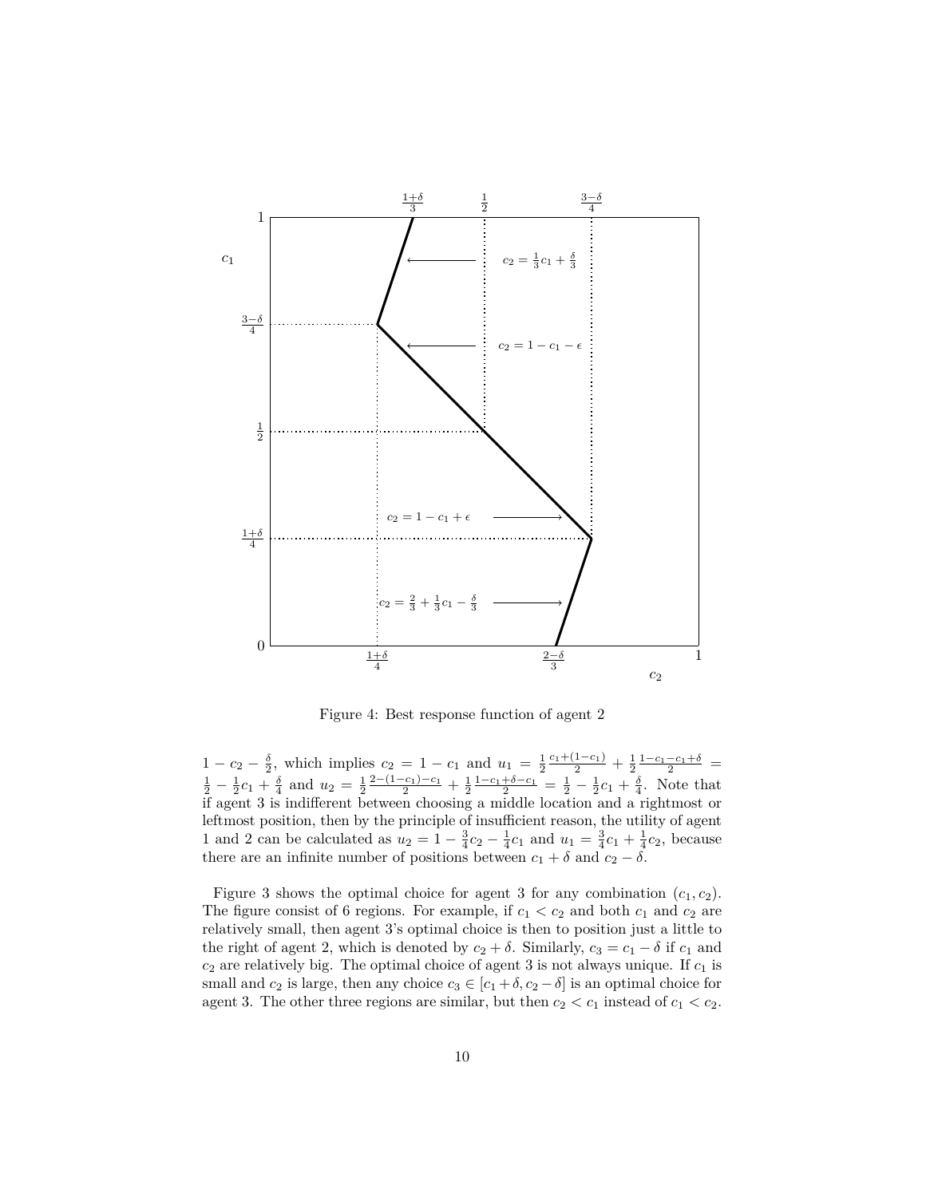$\frac{1+\delta}{3}$ $\frac{1}{2}$ $\frac{3-\delta}{4}$

1

$c_1$

$c_2 = \frac{1}{3}c_1 + \frac{\delta}{3}$

$\frac{3-\delta}{4}$

$c_2 = 1 - c_1 - \epsilon$

$\frac{1}{2}$

$c_2 = 1 - c_1 + \epsilon$

$\frac{1+\delta}{4}$

$c_2 = \frac{2}{3} + \frac{1}{3}c_1 - \frac{\delta}{3}$

0

$\frac{1+\delta}{4}$ $\frac{2-\delta}{3}$ 1

$c_2$

Figure 4: Best response function of agent 2

$1 - c_2 - \frac{\delta}{2}$, which implies $c_2 = 1 - c_1$ and $u_1 = \frac{1}{2}\frac{c_1+(1-c_1)}{2} + \frac{1}{2}\frac{1-c_1-c_1+\delta}{2} = \frac{1}{2} - \frac{1}{2}c_1 + \frac{\delta}{4}$ and $u_2 = \frac{1}{2}\frac{2-(1-c_1)-c_1}{2} + \frac{1}{2}\frac{1-c_1+\delta-c_1}{2} = \frac{1}{2} - \frac{1}{2}c_1 + \frac{\delta}{4}$. Note that if agent 3 is indifferent between choosing a middle location and a rightmost or leftmost position, then by the principle of insufficient reason, the utility of agent 1 and 2 can be calculated as $u_2 = 1 - \frac{3}{4}c_2 - \frac{1}{4}c_1$ and $u_1 = \frac{3}{4}c_1 + \frac{1}{4}c_2$, because there are an infinite number of positions between $c_1 + \delta$ and $c_2 - \delta$.

Figure 3 shows the optimal choice for agent 3 for any combination $(c_1, c_2)$. The figure consist of 6 regions. For example, if $c_1 < c_2$ and both $c_1$ and $c_2$ are relatively small, then agent 3's optimal choice is then to position just a little to the right of agent 2, which is denoted by $c_2 + \delta$. Similarly, $c_3 = c_1 - \delta$ if $c_1$ and $c_2$ are relatively big. The optimal choice of agent 3 is not always unique. If $c_1$ is small and $c_2$ is large, then any choice $c_3 \in [c_1 + \delta, c_2 - \delta]$ is an optimal choice for agent 3. The other three regions are similar, but then $c_2 < c_1$ instead of $c_1 < c_2$.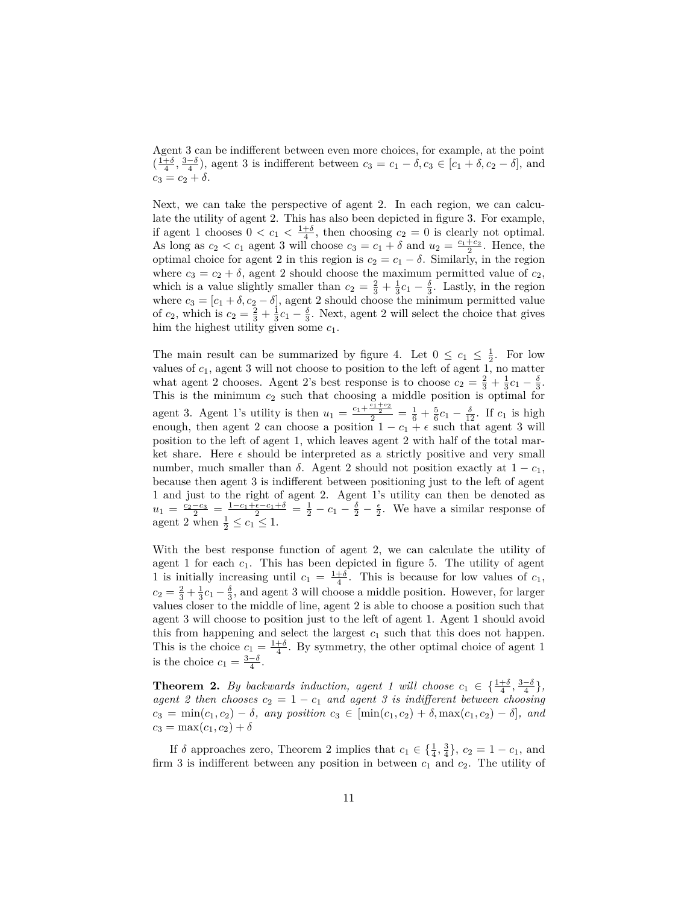Agent 3 can be indifferent between even more choices, for example, at the point $(\frac{1+\delta}{4}, \frac{3-\delta}{4})$, agent 3 is indifferent between $c_3 = c_1 - \delta, c_3 \in [c_1+\delta, c_2-\delta]$, and $c_3 = c_2 + \delta$.

Next, we can take the perspective of agent 2. In each region, we can calculate the utility of agent 2. This has also been depicted in figure 3. For example, if agent 1 chooses $0 < c_1 < \frac{1+\delta}{4}$, then choosing $c_2 = 0$ is clearly not optimal. As long as $c_2 < c_1$ agent 3 will choose $c_3 = c_1 + \delta$ and $u_2 = \frac{c_1+c_2}{2}$. Hence, the optimal choice for agent 2 in this region is $c_2 = c_1 - \delta$. Similarly, in the region where $c_3 = c_2 + \delta$, agent 2 should choose the maximum permitted value of $c_2$, which is a value slightly smaller than $c_2 = \frac{2}{3} + \frac{1}{3}c_1 - \frac{\delta}{3}$. Lastly, in the region where $c_3 = [c_1+\delta, c_2-\delta]$, agent 2 should choose the minimum permitted value of $c_2$, which is $c_2 = \frac{2}{3} + \frac{1}{3}c_1 - \frac{\delta}{3}$. Next, agent 2 will select the choice that gives him the highest utility given some $c_1$.

The main result can be summarized by figure 4. Let $0 \leq c_1 \leq \frac{1}{2}$. For low values of $c_1$, agent 3 will not choose to position to the left of agent 1, no matter what agent 2 chooses. Agent 2's best response is to choose $c_2 = \frac{2}{3} + \frac{1}{3}c_1 - \frac{\delta}{3}$. This is the minimum $c_2$ such that choosing a middle position is optimal for agent 3. Agent 1's utility is then $u_1 = \frac{c_1 + \frac{c_1+c_2}{2}}{2} = \frac{1}{6} + \frac{5}{6}c_1 - \frac{\delta}{12}$. If $c_1$ is high enough, then agent 2 can choose a position $1 - c_1 + \epsilon$ such that agent 3 will position to the left of agent 1, which leaves agent 2 with half of the total market share. Here $\epsilon$ should be interpreted as a strictly positive and very small number, much smaller than $\delta$. Agent 2 should not position exactly at $1 - c_1$, because then agent 3 is indifferent between positioning just to the left of agent 1 and just to the right of agent 2. Agent 1's utility can then be denoted as $u_1 = \frac{c_2-c_3}{2} = \frac{1-c_1+\epsilon-c_1+\delta}{2} = \frac{1}{2} - c_1 - \frac{\delta}{2} - \frac{\epsilon}{2}$. We have a similar response of agent 2 when $\frac{1}{2} \leq c_1 \leq 1$.

With the best response function of agent 2, we can calculate the utility of agent 1 for each $c_1$. This has been depicted in figure 5. The utility of agent 1 is initially increasing until $c_1 = \frac{1+\delta}{4}$. This is because for low values of $c_1$, $c_2 = \frac{2}{3} + \frac{1}{3}c_1 - \frac{\delta}{3}$, and agent 3 will choose a middle position. However, for larger values closer to the middle of line, agent 2 is able to choose a position such that agent 3 will choose to position just to the left of agent 1. Agent 1 should avoid this from happening and select the largest $c_1$ such that this does not happen. This is the choice $c_1 = \frac{1+\delta}{4}$. By symmetry, the other optimal choice of agent 1 is the choice $c_1 = \frac{3-\delta}{4}$.

**Theorem 2.** *By backwards induction, agent 1 will choose $c_1 \in \{\frac{1+\delta}{4}, \frac{3-\delta}{4}\}$, agent 2 then chooses $c_2 = 1 - c_1$ and agent 3 is indifferent between choosing $c_3 = \min(c_1, c_2) - \delta$, any position $c_3 \in [\min(c_1, c_2) + \delta, \max(c_1, c_2) - \delta]$, and $c_3 = \max(c_1, c_2) + \delta$*

If $\delta$ approaches zero, Theorem 2 implies that $c_1 \in \{\frac{1}{4}, \frac{3}{4}\}$, $c_2 = 1 - c_1$, and firm 3 is indifferent between any position in between $c_1$ and $c_2$. The utility of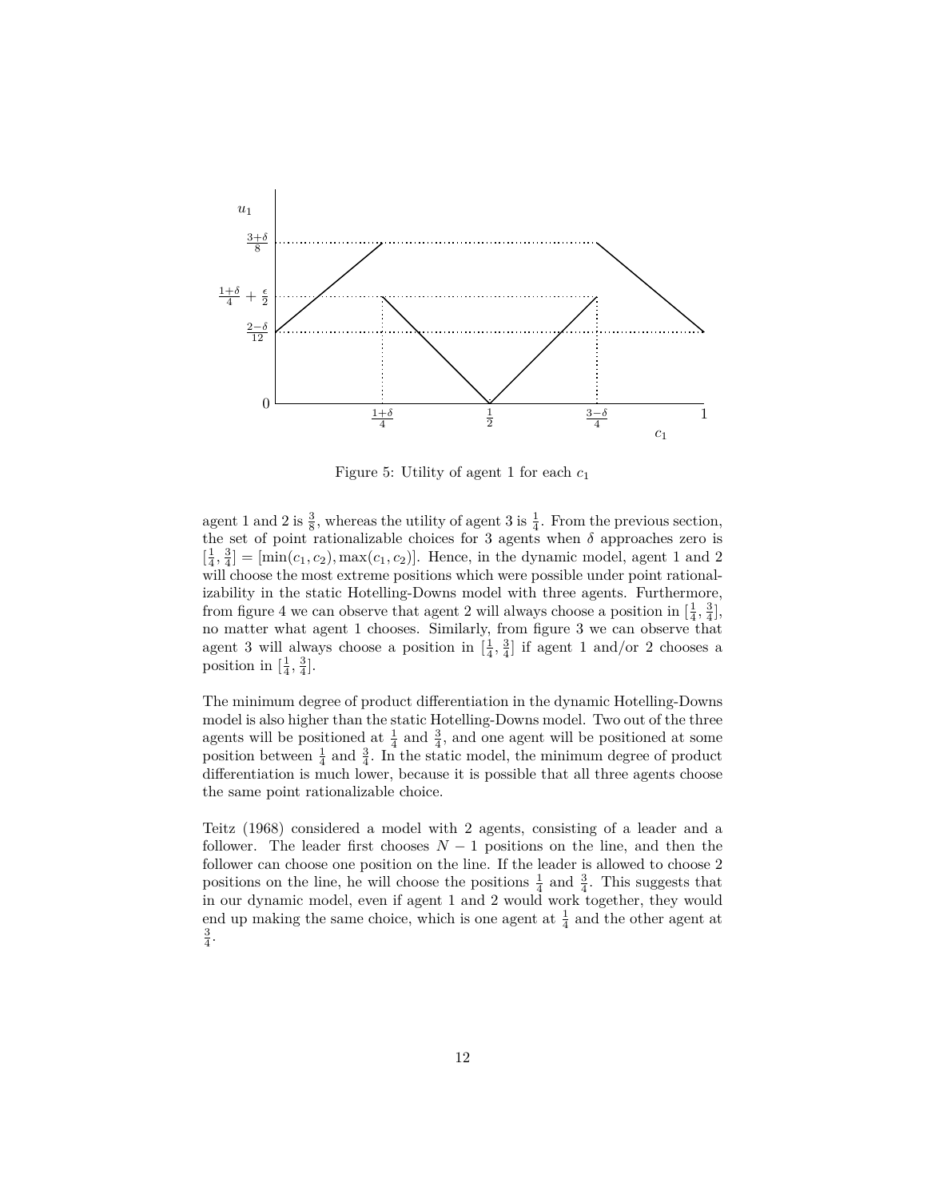$u_1$

$\frac{3+\delta}{8}$

$\frac{1+\delta}{4} + \frac{\epsilon}{2}$

$\frac{2-\delta}{12}$

0

$\frac{1+\delta}{4}$

$\frac{1}{2}$

$\frac{3-\delta}{4}$

1

$c_1$

Figure 5: Utility of agent 1 for each $c_1$

agent 1 and 2 is $\frac{3}{8}$, whereas the utility of agent 3 is $\frac{1}{4}$. From the previous section, the set of point rationalizable choices for 3 agents when $\delta$ approaches zero is $[\frac{1}{4}, \frac{3}{4}] = [\min(c_1, c_2), \max(c_1, c_2)]$. Hence, in the dynamic model, agent 1 and 2 will choose the most extreme positions which were possible under point rationalizability in the static Hotelling-Downs model with three agents. Furthermore, from figure 4 we can observe that agent 2 will always choose a position in $[\frac{1}{4}, \frac{3}{4}]$, no matter what agent 1 chooses. Similarly, from figure 3 we can observe that agent 3 will always choose a position in $[\frac{1}{4}, \frac{3}{4}]$ if agent 1 and/or 2 chooses a position in $[\frac{1}{4}, \frac{3}{4}]$.

The minimum degree of product differentiation in the dynamic Hotelling-Downs model is also higher than the static Hotelling-Downs model. Two out of the three agents will be positioned at $\frac{1}{4}$ and $\frac{3}{4}$, and one agent will be positioned at some position between $\frac{1}{4}$ and $\frac{3}{4}$. In the static model, the minimum degree of product differentiation is much lower, because it is possible that all three agents choose the same point rationalizable choice.

Teitz (1968) considered a model with 2 agents, consisting of a leader and a follower. The leader first chooses $N-1$ positions on the line, and then the follower can choose one position on the line. If the leader is allowed to choose 2 positions on the line, he will choose the positions $\frac{1}{4}$ and $\frac{3}{4}$. This suggests that in our dynamic model, even if agent 1 and 2 would work together, they would end up making the same choice, which is one agent at $\frac{1}{4}$ and the other agent at $\frac{3}{4}$.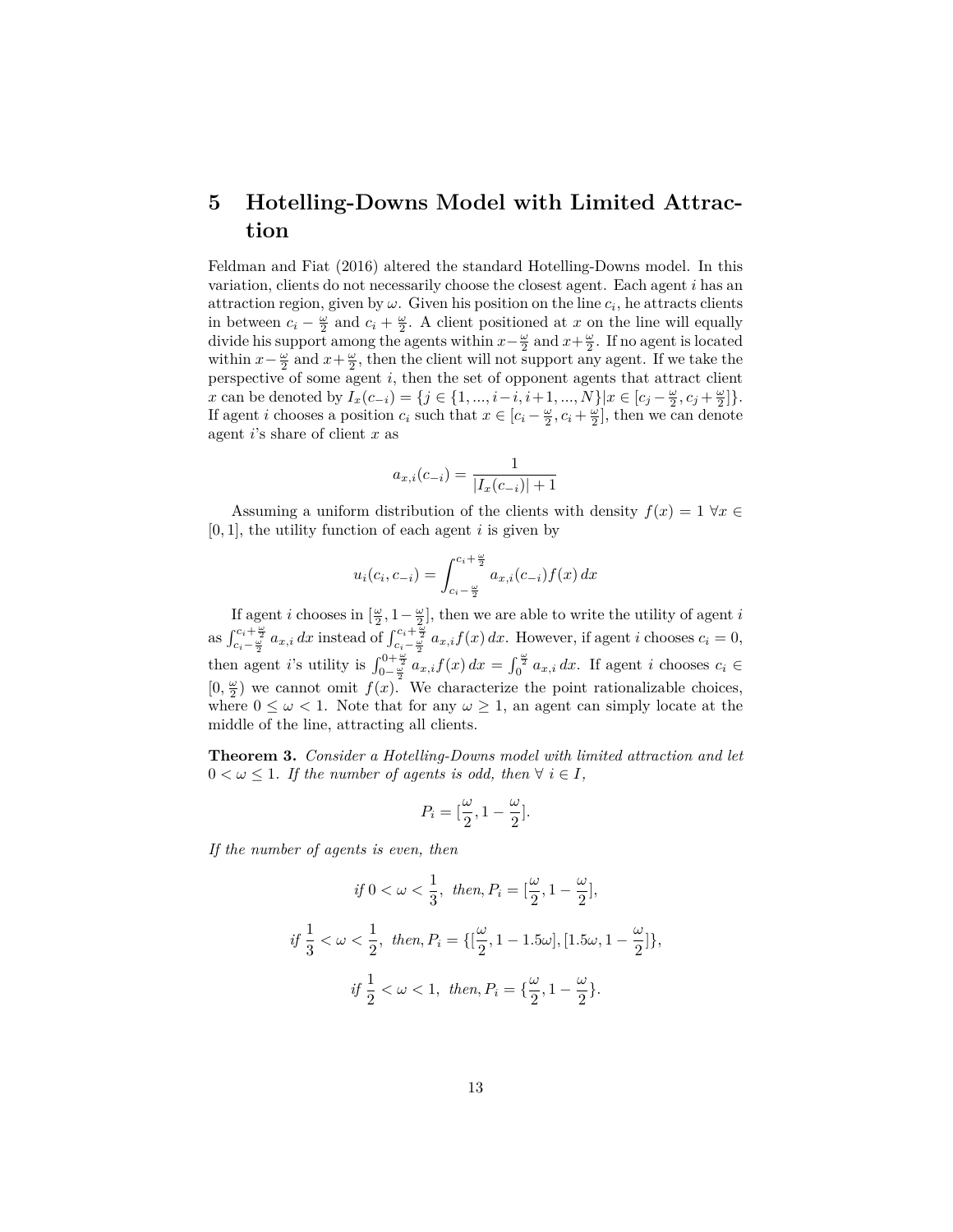# 5 Hotelling-Downs Model with Limited Attraction

Feldman and Fiat (2016) altered the standard Hotelling-Downs model. In this variation, clients do not necessarily choose the closest agent. Each agent $i$ has an attraction region, given by $\omega$. Given his position on the line $c_i$, he attracts clients in between $c_i - \frac{\omega}{2}$ and $c_i + \frac{\omega}{2}$. A client positioned at $x$ on the line will equally divide his support among the agents within $x - \frac{\omega}{2}$ and $x + \frac{\omega}{2}$. If no agent is located within $x - \frac{\omega}{2}$ and $x + \frac{\omega}{2}$, then the client will not support any agent. If we take the perspective of some agent $i$, then the set of opponent agents that attract client $x$ can be denoted by $I_x(c_{-i}) = \{j \in \{1, ..., i-i, i+1, ..., N\} | x \in [c_j - \frac{\omega}{2}, c_j + \frac{\omega}{2}]\}$. If agent $i$ chooses a position $c_i$ such that $x \in [c_i - \frac{\omega}{2}, c_i + \frac{\omega}{2}]$, then we can denote agent $i$'s share of client $x$ as

$$a_{x,i}(c_{-i}) = \frac{1}{|I_x(c_{-i})| + 1}$$

Assuming a uniform distribution of the clients with density $f(x) = 1 \ \forall x \in [0, 1]$, the utility function of each agent $i$ is given by

$$u_i(c_i, c_{-i}) = \int_{c_i - \frac{\omega}{2}}^{c_i + \frac{\omega}{2}} a_{x,i}(c_{-i}) f(x) \, dx$$

If agent $i$ chooses in $[\frac{\omega}{2}, 1 - \frac{\omega}{2}]$, then we are able to write the utility of agent $i$ as $\int_{c_i - \frac{\omega}{2}}^{c_i + \frac{\omega}{2}} a_{x,i} \, dx$ instead of $\int_{c_i - \frac{\omega}{2}}^{c_i + \frac{\omega}{2}} a_{x,i} f(x) \, dx$. However, if agent $i$ chooses $c_i = 0$, then agent $i$'s utility is $\int_{0 - \frac{\omega}{2}}^{0 + \frac{\omega}{2}} a_{x,i} f(x) \, dx = \int_0^{\frac{\omega}{2}} a_{x,i} \, dx$. If agent $i$ chooses $c_i \in [0, \frac{\omega}{2})$ we cannot omit $f(x)$. We characterize the point rationalizable choices, where $0 \leq \omega < 1$. Note that for any $\omega \geq 1$, an agent can simply locate at the middle of the line, attracting all clients.

**Theorem 3.** *Consider a Hotelling-Downs model with limited attraction and let $0 < \omega \leq 1$. If the number of agents is odd, then $\forall \ i \in I$,*

$$P_i = [\frac{\omega}{2}, 1 - \frac{\omega}{2}].$$

*If the number of agents is even, then*

$$\text{if } 0 < \omega < \frac{1}{3}, \ \text{then}, P_i = [\frac{\omega}{2}, 1 - \frac{\omega}{2}],$$

$$\text{if } \frac{1}{3} < \omega < \frac{1}{2}, \ \text{then}, P_i = \{[\frac{\omega}{2}, 1 - 1.5\omega], [1.5\omega, 1 - \frac{\omega}{2}]\},$$

$$\text{if } \frac{1}{2} < \omega < 1, \ \text{then}, P_i = \{\frac{\omega}{2}, 1 - \frac{\omega}{2}\}.$$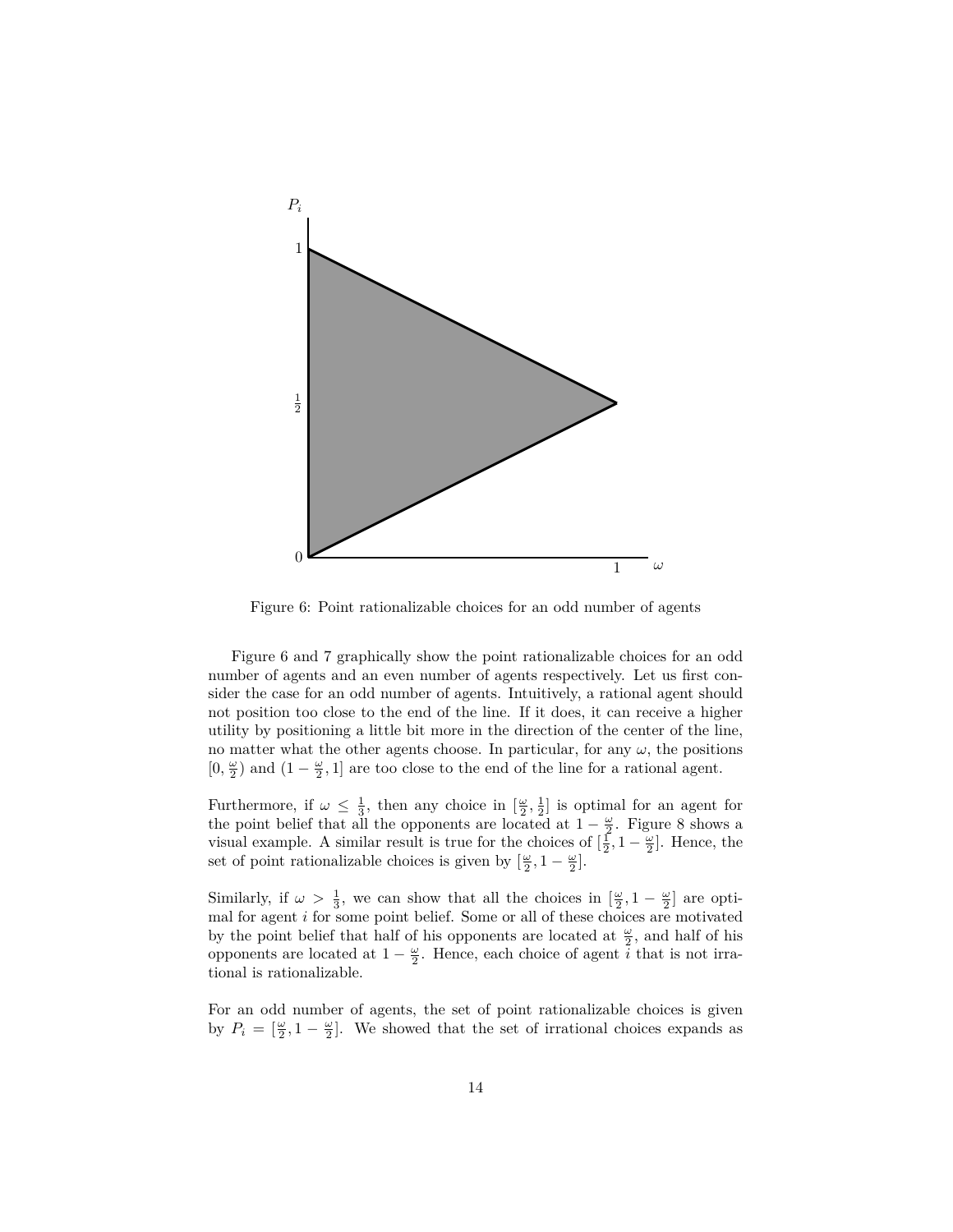$P_i$

1

$\frac{1}{2}$

0

1 $\omega$

Figure 6: Point rationalizable choices for an odd number of agents

Figure 6 and 7 graphically show the point rationalizable choices for an odd number of agents and an even number of agents respectively. Let us first consider the case for an odd number of agents. Intuitively, a rational agent should not position too close to the end of the line. If it does, it can receive a higher utility by positioning a little bit more in the direction of the center of the line, no matter what the other agents choose. In particular, for any $\omega$, the positions $[0, \frac{\omega}{2})$ and $(1 - \frac{\omega}{2}, 1]$ are too close to the end of the line for a rational agent.

Furthermore, if $\omega \leq \frac{1}{3}$, then any choice in $[\frac{\omega}{2}, \frac{1}{2}]$ is optimal for an agent for the point belief that all the opponents are located at $1 - \frac{\omega}{2}$. Figure 8 shows a visual example. A similar result is true for the choices of $[\frac{1}{2}, 1 - \frac{\omega}{2}]$. Hence, the set of point rationalizable choices is given by $[\frac{\omega}{2}, 1 - \frac{\omega}{2}]$.

Similarly, if $\omega > \frac{1}{3}$, we can show that all the choices in $[\frac{\omega}{2}, 1 - \frac{\omega}{2}]$ are optimal for agent $i$ for some point belief. Some or all of these choices are motivated by the point belief that half of his opponents are located at $\frac{\omega}{2}$, and half of his opponents are located at $1 - \frac{\omega}{2}$. Hence, each choice of agent $i$ that is not irrational is rationalizable.

For an odd number of agents, the set of point rationalizable choices is given by $P_i = [\frac{\omega}{2}, 1 - \frac{\omega}{2}]$. We showed that the set of irrational choices expands as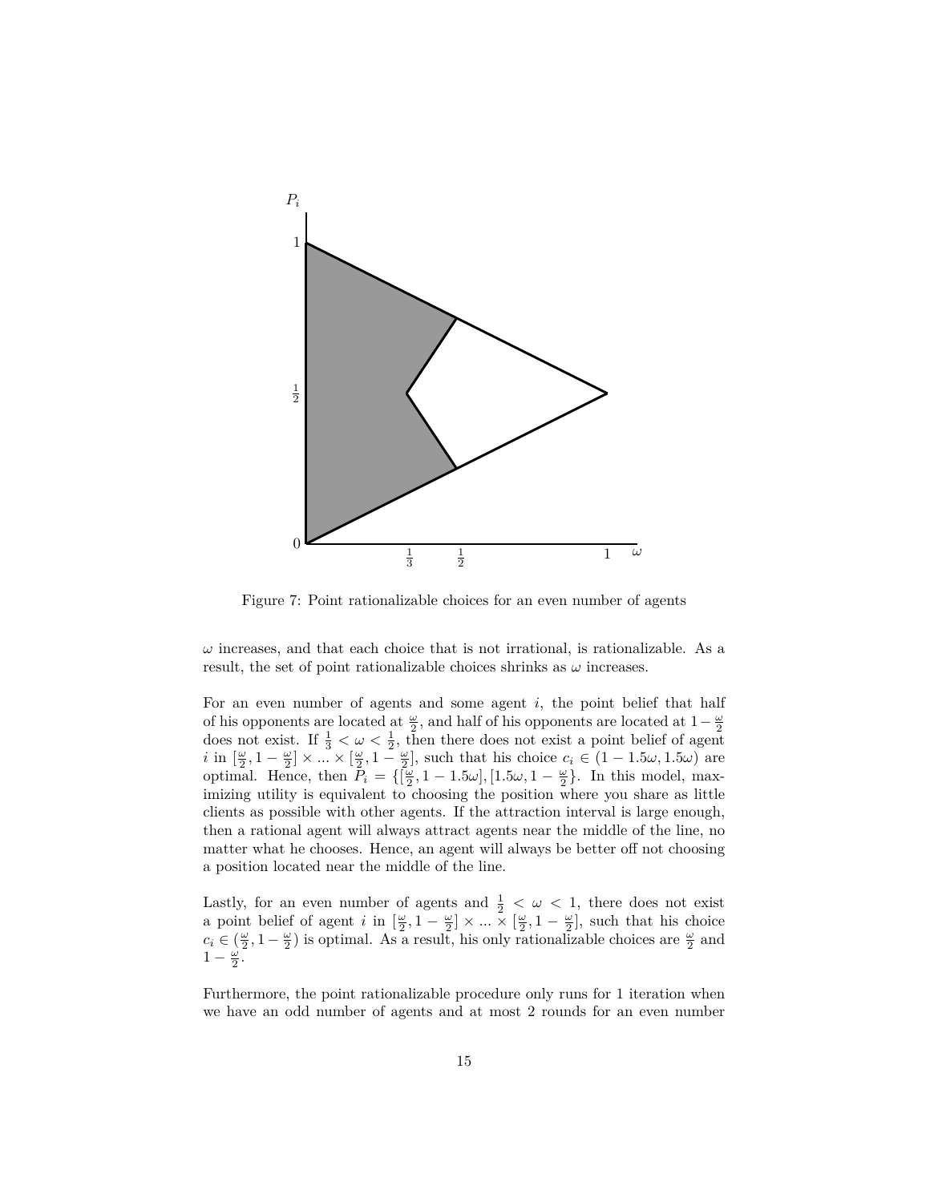$P_i$

1

$\frac{1}{2}$

0

$\frac{1}{3}$ $\frac{1}{2}$ 1 $\omega$

Figure 7: Point rationalizable choices for an even number of agents

$\omega$ increases, and that each choice that is not irrational, is rationalizable. As a result, the set of point rationalizable choices shrinks as $\omega$ increases.

For an even number of agents and some agent $i$, the point belief that half of his opponents are located at $\frac{\omega}{2}$, and half of his opponents are located at $1-\frac{\omega}{2}$ does not exist. If $\frac{1}{3} < \omega < \frac{1}{2}$, then there does not exist a point belief of agent $i$ in $[\frac{\omega}{2}, 1-\frac{\omega}{2}] \times ... \times [\frac{\omega}{2}, 1-\frac{\omega}{2}]$, such that his choice $c_i \in (1-1.5\omega, 1.5\omega)$ are optimal. Hence, then $P_i = \{[\frac{\omega}{2}, 1-1.5\omega], [1.5\omega, 1-\frac{\omega}{2}\}$. In this model, maximizing utility is equivalent to choosing the position where you share as little clients as possible with other agents. If the attraction interval is large enough, then a rational agent will always attract agents near the middle of the line, no matter what he chooses. Hence, an agent will always be better off not choosing a position located near the middle of the line.

Lastly, for an even number of agents and $\frac{1}{2} < \omega < 1$, there does not exist a point belief of agent $i$ in $[\frac{\omega}{2}, 1-\frac{\omega}{2}] \times ... \times [\frac{\omega}{2}, 1-\frac{\omega}{2}]$, such that his choice $c_i \in (\frac{\omega}{2}, 1-\frac{\omega}{2})$ is optimal. As a result, his only rationalizable choices are $\frac{\omega}{2}$ and $1-\frac{\omega}{2}$.

Furthermore, the point rationalizable procedure only runs for 1 iteration when we have an odd number of agents and at most 2 rounds for an even number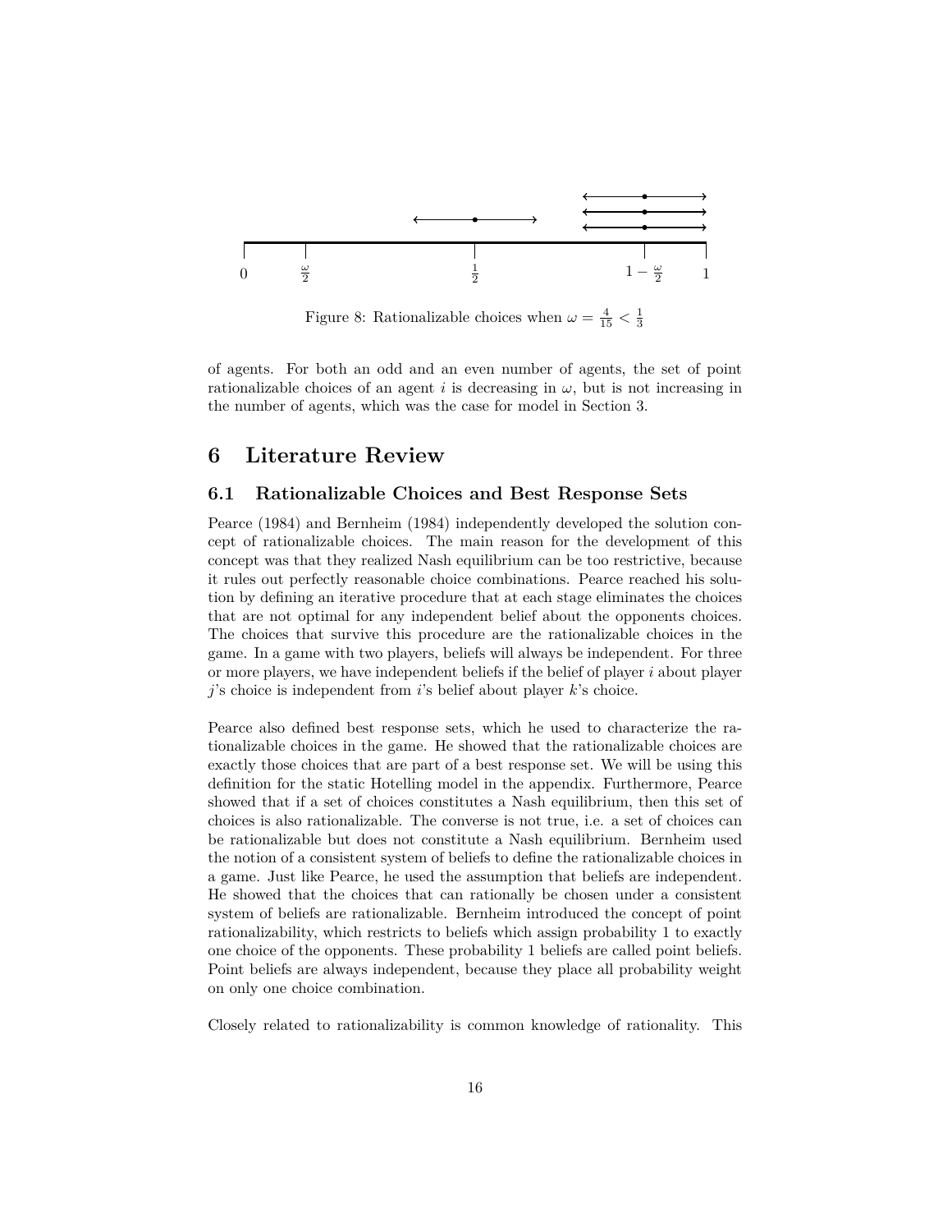0

$\frac{\omega}{2}$

$\frac{1}{2}$

$1 - \frac{\omega}{2}$

1

Figure 8: Rationalizable choices when $\omega = \frac{4}{15} < \frac{1}{3}$

of agents. For both an odd and an even number of agents, the set of point rationalizable choices of an agent $i$ is decreasing in $\omega$, but is not increasing in the number of agents, which was the case for model in Section 3.

# 6 Literature Review

## 6.1 Rationalizable Choices and Best Response Sets

Pearce (1984) and Bernheim (1984) independently developed the solution concept of rationalizable choices. The main reason for the development of this concept was that they realized Nash equilibrium can be too restrictive, because it rules out perfectly reasonable choice combinations. Pearce reached his solution by defining an iterative procedure that at each stage eliminates the choices that are not optimal for any independent belief about the opponents choices. The choices that survive this procedure are the rationalizable choices in the game. In a game with two players, beliefs will always be independent. For three or more players, we have independent beliefs if the belief of player $i$ about player $j$'s choice is independent from $i$'s belief about player $k$'s choice.

Pearce also defined best response sets, which he used to characterize the rationalizable choices in the game. He showed that the rationalizable choices are exactly those choices that are part of a best response set. We will be using this definition for the static Hotelling model in the appendix. Furthermore, Pearce showed that if a set of choices constitutes a Nash equilibrium, then this set of choices is also rationalizable. The converse is not true, i.e. a set of choices can be rationalizable but does not constitute a Nash equilibrium. Bernheim used the notion of a consistent system of beliefs to define the rationalizable choices in a game. Just like Pearce, he used the assumption that beliefs are independent. He showed that the choices that can rationally be chosen under a consistent system of beliefs are rationalizable. Bernheim introduced the concept of point rationalizability, which restricts to beliefs which assign probability 1 to exactly one choice of the opponents. These probability 1 beliefs are called point beliefs. Point beliefs are always independent, because they place all probability weight on only one choice combination.

Closely related to rationalizability is common knowledge of rationality. This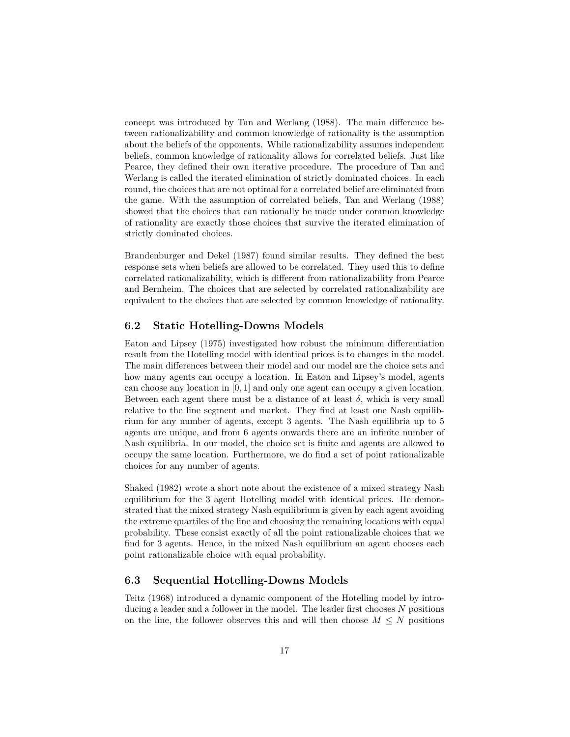concept was introduced by Tan and Werlang (1988). The main difference between rationalizability and common knowledge of rationality is the assumption about the beliefs of the opponents. While rationalizability assumes independent beliefs, common knowledge of rationality allows for correlated beliefs. Just like Pearce, they defined their own iterative procedure. The procedure of Tan and Werlang is called the iterated elimination of strictly dominated choices. In each round, the choices that are not optimal for a correlated belief are eliminated from the game. With the assumption of correlated beliefs, Tan and Werlang (1988) showed that the choices that can rationally be made under common knowledge of rationality are exactly those choices that survive the iterated elimination of strictly dominated choices.

Brandenburger and Dekel (1987) found similar results. They defined the best response sets when beliefs are allowed to be correlated. They used this to define correlated rationalizability, which is different from rationalizability from Pearce and Bernheim. The choices that are selected by correlated rationalizability are equivalent to the choices that are selected by common knowledge of rationality.

## 6.2 Static Hotelling-Downs Models

Eaton and Lipsey (1975) investigated how robust the minimum differentiation result from the Hotelling model with identical prices is to changes in the model. The main differences between their model and our model are the choice sets and how many agents can occupy a location. In Eaton and Lipsey's model, agents can choose any location in $[0, 1]$ and only one agent can occupy a given location. Between each agent there must be a distance of at least $\delta$, which is very small relative to the line segment and market. They find at least one Nash equilibrium for any number of agents, except 3 agents. The Nash equilibria up to 5 agents are unique, and from 6 agents onwards there are an infinite number of Nash equilibria. In our model, the choice set is finite and agents are allowed to occupy the same location. Furthermore, we do find a set of point rationalizable choices for any number of agents.

Shaked (1982) wrote a short note about the existence of a mixed strategy Nash equilibrium for the 3 agent Hotelling model with identical prices. He demonstrated that the mixed strategy Nash equilibrium is given by each agent avoiding the extreme quartiles of the line and choosing the remaining locations with equal probability. These consist exactly of all the point rationalizable choices that we find for 3 agents. Hence, in the mixed Nash equilibrium an agent chooses each point rationalizable choice with equal probability.

## 6.3 Sequential Hotelling-Downs Models

Teitz (1968) introduced a dynamic component of the Hotelling model by introducing a leader and a follower in the model. The leader first chooses $N$ positions on the line, the follower observes this and will then choose $M \leq N$ positions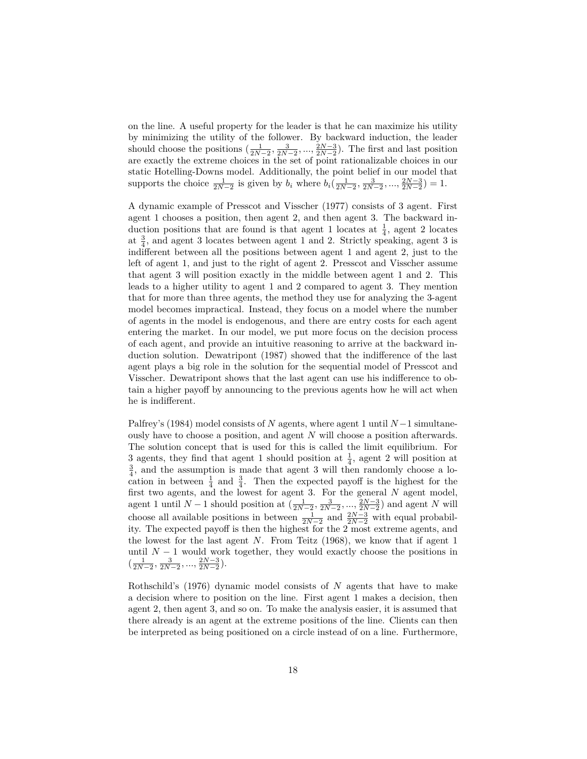on the line. A useful property for the leader is that he can maximize his utility by minimizing the utility of the follower. By backward induction, the leader should choose the positions $(\frac{1}{2N-2}, \frac{3}{2N-2}, ..., \frac{2N-3}{2N-2})$. The first and last position are exactly the extreme choices in the set of point rationalizable choices in our static Hotelling-Downs model. Additionally, the point belief in our model that supports the choice $\frac{1}{2N-2}$ is given by $b_i$ where $b_i(\frac{1}{2N-2}, \frac{3}{2N-2}, ..., \frac{2N-3}{2N-2}) = 1$.

A dynamic example of Presscot and Visscher (1977) consists of 3 agent. First agent 1 chooses a position, then agent 2, and then agent 3. The backward induction positions that are found is that agent 1 locates at $\frac{1}{4}$, agent 2 locates at $\frac{3}{4}$, and agent 3 locates between agent 1 and 2. Strictly speaking, agent 3 is indifferent between all the positions between agent 1 and agent 2, just to the left of agent 1, and just to the right of agent 2. Presscot and Visscher assume that agent 3 will position exactly in the middle between agent 1 and 2. This leads to a higher utility to agent 1 and 2 compared to agent 3. They mention that for more than three agents, the method they use for analyzing the 3-agent model becomes impractical. Instead, they focus on a model where the number of agents in the model is endogenous, and there are entry costs for each agent entering the market. In our model, we put more focus on the decision process of each agent, and provide an intuitive reasoning to arrive at the backward induction solution. Dewatripont (1987) showed that the indifference of the last agent plays a big role in the solution for the sequential model of Presscot and Visscher. Dewatripont shows that the last agent can use his indifference to obtain a higher payoff by announcing to the previous agents how he will act when he is indifferent.

Palfrey's (1984) model consists of $N$ agents, where agent 1 until $N-1$ simultaneously have to choose a position, and agent $N$ will choose a position afterwards. The solution concept that is used for this is called the limit equilibrium. For 3 agents, they find that agent 1 should position at $\frac{1}{4}$, agent 2 will position at $\frac{3}{4}$, and the assumption is made that agent 3 will then randomly choose a location in between $\frac{1}{4}$ and $\frac{3}{4}$. Then the expected payoff is the highest for the first two agents, and the lowest for agent 3. For the general $N$ agent model, agent 1 until $N-1$ should position at $(\frac{1}{2N-2}, \frac{3}{2N-2}, ..., \frac{2N-3}{2N-2})$ and agent $N$ will choose all available positions in between $\frac{1}{2N-2}$ and $\frac{2N-3}{2N-2}$ with equal probability. The expected payoff is then the highest for the 2 most extreme agents, and the lowest for the last agent $N$. From Teitz (1968), we know that if agent 1 until $N-1$ would work together, they would exactly choose the positions in $(\frac{1}{2N-2}, \frac{3}{2N-2}, ..., \frac{2N-3}{2N-2})$.

Rothschild's (1976) dynamic model consists of $N$ agents that have to make a decision where to position on the line. First agent 1 makes a decision, then agent 2, then agent 3, and so on. To make the analysis easier, it is assumed that there already is an agent at the extreme positions of the line. Clients can then be interpreted as being positioned on a circle instead of on a line. Furthermore,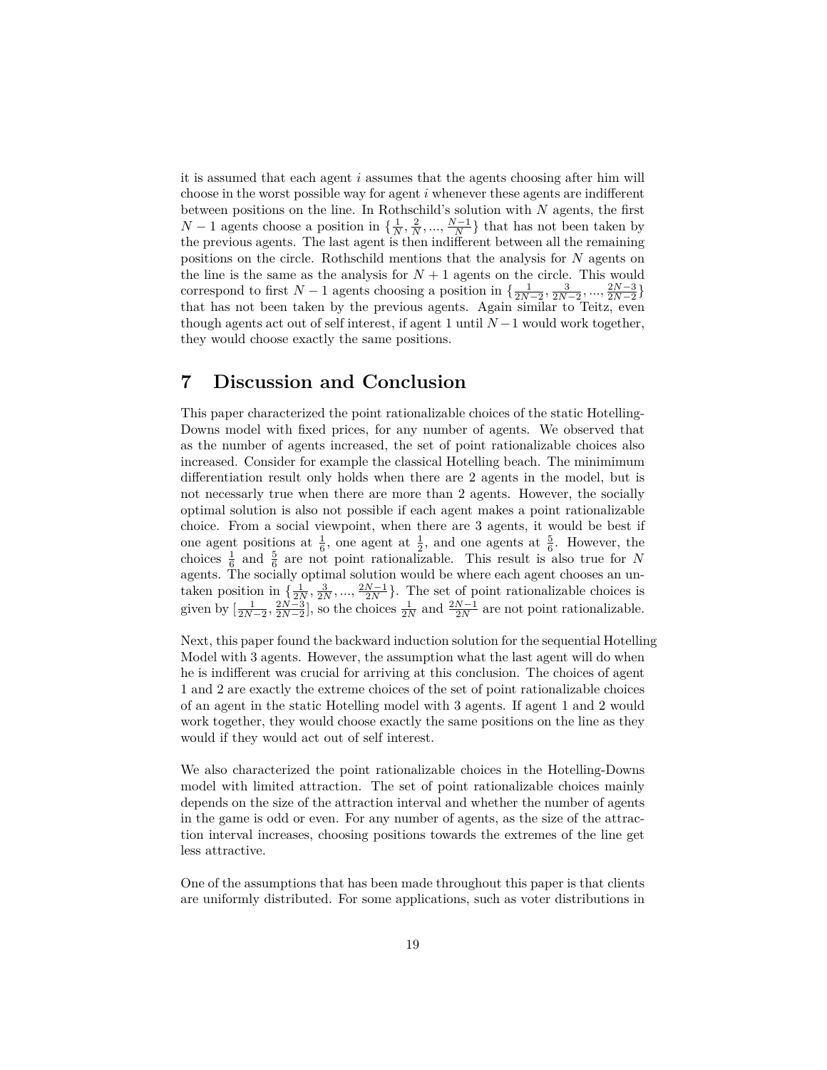it is assumed that each agent $i$ assumes that the agents choosing after him will choose in the worst possible way for agent $i$ whenever these agents are indifferent between positions on the line. In Rothschild's solution with $N$ agents, the first $N-1$ agents choose a position in $\{\frac{1}{N}, \frac{2}{N}, ..., \frac{N-1}{N}\}$ that has not been taken by the previous agents. The last agent is then indifferent between all the remaining positions on the circle. Rothschild mentions that the analysis for $N$ agents on the line is the same as the analysis for $N+1$ agents on the circle. This would correspond to first $N-1$ agents choosing a position in $\{\frac{1}{2N-2}, \frac{3}{2N-2}, ..., \frac{2N-3}{2N-2}\}$ that has not been taken by the previous agents. Again similar to Teitz, even though agents act out of self interest, if agent 1 until $N-1$ would work together, they would choose exactly the same positions.

# 7 Discussion and Conclusion

This paper characterized the point rationalizable choices of the static Hotelling-Downs model with fixed prices, for any number of agents. We observed that as the number of agents increased, the set of point rationalizable choices also increased. Consider for example the classical Hotelling beach. The minimium differentiation result only holds when there are 2 agents in the model, but is not necessarly true when there are more than 2 agents. However, the socially optimal solution is also not possible if each agent makes a point rationalizable choice. From a social viewpoint, when there are 3 agents, it would be best if one agent positions at $\frac{1}{6}$, one agent at $\frac{1}{2}$, and one agents at $\frac{5}{6}$. However, the choices $\frac{1}{6}$ and $\frac{5}{6}$ are not point rationalizable. This result is also true for $N$ agents. The socially optimal solution would be where each agent chooses an untaken position in $\{\frac{1}{2N}, \frac{3}{2N}, ..., \frac{2N-1}{2N}\}$. The set of point rationalizable choices is given by $[\frac{1}{2N-2}, \frac{2N-3}{2N-2}]$, so the choices $\frac{1}{2N}$ and $\frac{2N-1}{2N}$ are not point rationalizable.

Next, this paper found the backward induction solution for the sequential Hotelling Model with 3 agents. However, the assumption what the last agent will do when he is indifferent was crucial for arriving at this conclusion. The choices of agent 1 and 2 are exactly the extreme choices of the set of point rationalizable choices of an agent in the static Hotelling model with 3 agents. If agent 1 and 2 would work together, they would choose exactly the same positions on the line as they would if they would act out of self interest.

We also characterized the point rationalizable choices in the Hotelling-Downs model with limited attraction. The set of point rationalizable choices mainly depends on the size of the attraction interval and whether the number of agents in the game is odd or even. For any number of agents, as the size of the attraction interval increases, choosing positions towards the extremes of the line get less attractive.

One of the assumptions that has been made throughout this paper is that clients are uniformly distributed. For some applications, such as voter distributions in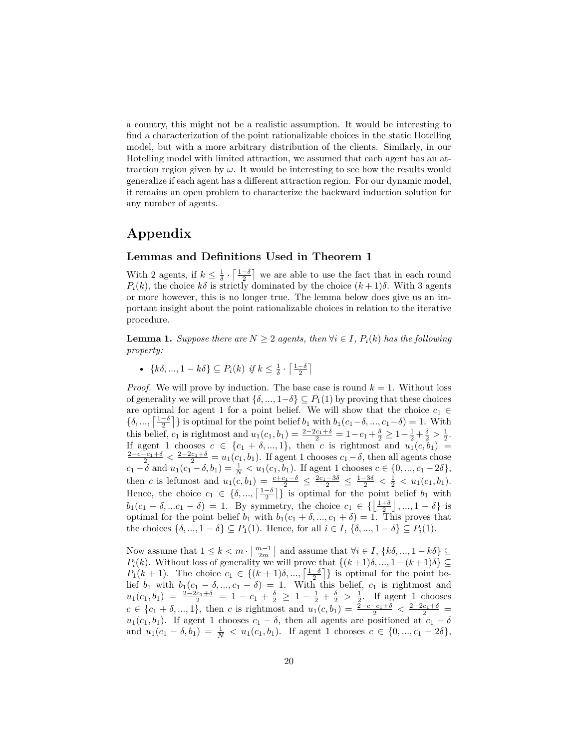a country, this might not be a realistic assumption. It would be interesting to find a characterization of the point rationalizable choices in the static Hotelling model, but with a more arbitrary distribution of the clients. Similarly, in our Hotelling model with limited attraction, we assumed that each agent has an attraction region given by $\omega$. It would be interesting to see how the results would generalize if each agent has a different attraction region. For our dynamic model, it remains an open problem to characterize the backward induction solution for any number of agents.

## Appendix

### Lemmas and Definitions Used in Theorem 1

With 2 agents, if $k \leq \frac{1}{\delta} \cdot \left\lceil \frac{1-\delta}{2} \right\rceil$ we are able to use the fact that in each round $P_i(k)$, the choice $k\delta$ is strictly dominated by the choice $(k+1)\delta$. With 3 agents or more however, this is no longer true. The lemma below does give us an important insight about the point rationalizable choices in relation to the iterative procedure.

**Lemma 1.** *Suppose there are $N \geq 2$ agents, then $\forall i \in I$, $P_i(k)$ has the following property:*

- $\{k\delta, ..., 1-k\delta\} \subseteq P_i(k)$ *if* $k \leq \frac{1}{\delta} \cdot \left\lceil \frac{1-\delta}{2} \right\rceil$

*Proof.* We will prove by induction. The base case is round $k = 1$. Without loss of generality we will prove that $\{\delta, ..., 1-\delta\} \subseteq P_1(1)$ by proving that these choices are optimal for agent 1 for a point belief. We will show that the choice $c_1 \in \{\delta, ..., \left\lceil \frac{1-\delta}{2} \right\rceil\}$ is optimal for the point belief $b_1$ with $b_1(c_1-\delta, ..., c_1-\delta) = 1$. With this belief, $c_1$ is rightmost and $u_1(c_1, b_1) = \frac{2-2c_1+\delta}{2} = 1-c_1+\frac{\delta}{2} \geq 1-\frac{1}{2}+\frac{\delta}{2} > \frac{1}{2}$. If agent 1 chooses $c \in \{c_1+\delta, ..., 1\}$, then $c$ is rightmost and $u_1(c, b_1) = \frac{2-c-c_1+\delta}{2} < \frac{2-2c_1+\delta}{2} = u_1(c_1, b_1)$. If agent 1 chooses $c_1-\delta$, then all agents chose $c_1-\delta$ and $u_1(c_1-\delta, b_1) = \frac{1}{N} < u_1(c_1, b_1)$. If agent 1 chooses $c \in \{0, ..., c_1-2\delta\}$, then $c$ is leftmost and $u_1(c, b_1) = \frac{c+c_1-\delta}{2} \leq \frac{2c_1-3\delta}{2} \leq \frac{1-3\delta}{2} < \frac{1}{2} < u_1(c_1, b_1)$. Hence, the choice $c_1 \in \{\delta, ..., \left\lceil \frac{1-\delta}{2} \right\rceil\}$ is optimal for the point belief $b_1$ with $b_1(c_1-\delta, ...c_1-\delta) = 1$. By symmetry, the choice $c_1 \in \{\left\lfloor \frac{1+\delta}{2} \right\rfloor, ..., 1-\delta\}$ is optimal for the point belief $b_1$ with $b_1(c_1+\delta, ..., c_1+\delta) = 1$. This proves that the choices $\{\delta, ..., 1-\delta\} \subseteq P_1(1)$. Hence, for all $i \in I$, $\{\delta, ..., 1-\delta\} \subseteq P_i(1)$.

Now assume that $1 \leq k < m \cdot \left\lceil \frac{m-1}{2m} \right\rceil$ and assume that $\forall i \in I$, $\{k\delta, ..., 1-k\delta\} \subseteq P_i(k)$. Without loss of generality we will prove that $\{(k+1)\delta, ..., 1-(k+1)\delta\} \subseteq P_1(k+1)$. The choice $c_1 \in \{(k+1)\delta, ..., \left\lceil \frac{1-\delta}{2} \right\rceil\}$ is optimal for the point belief $b_1$ with $b_1(c_1-\delta, ..., c_1-\delta) = 1$. With this belief, $c_1$ is rightmost and $u_1(c_1, b_1) = \frac{2-2c_1+\delta}{2} = 1-c_1+\frac{\delta}{2} \geq 1-\frac{1}{2}+\frac{\delta}{2} > \frac{1}{2}$. If agent 1 chooses $c \in \{c_1+\delta, ..., 1\}$, then $c$ is rightmost and $u_1(c, b_1) = \frac{2-c-c_1+\delta}{2} < \frac{2-2c_1+\delta}{2} = u_1(c_1, b_1)$. If agent 1 chooses $c_1-\delta$, then all agents are positioned at $c_1-\delta$ and $u_1(c_1-\delta, b_1) = \frac{1}{N} < u_1(c_1, b_1)$. If agent 1 chooses $c \in \{0, ..., c_1-2\delta\}$,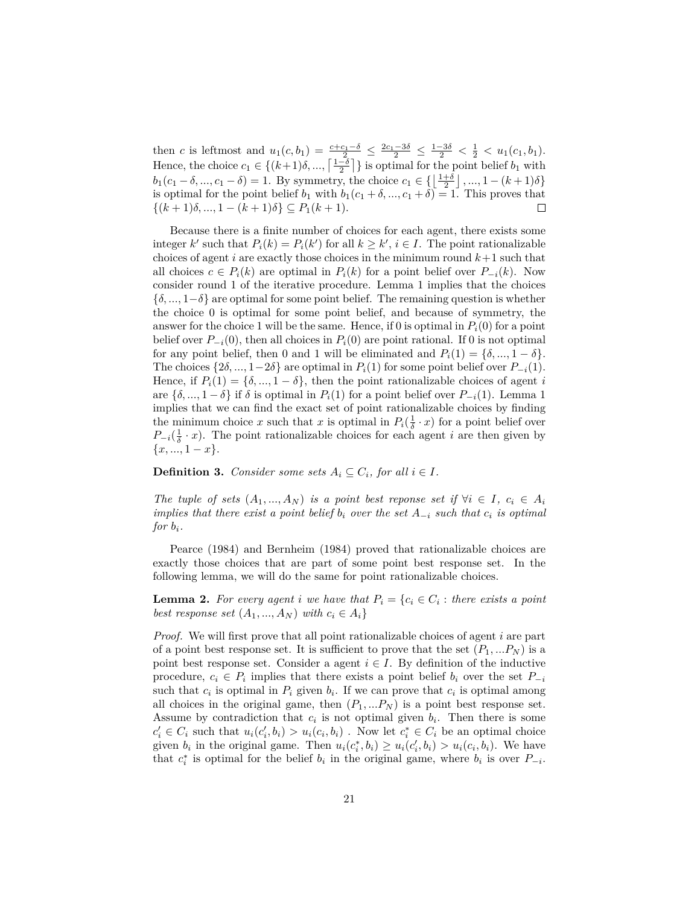then $c$ is leftmost and $u_1(c, b_1) = \frac{c+c_1-\delta}{2} \leq \frac{2c_1-3\delta}{2} \leq \frac{1-3\delta}{2} < \frac{1}{2} < u_1(c_1, b_1)$. Hence, the choice $c_1 \in \{(k+1)\delta, ..., \lceil \frac{1-\delta}{2} \rceil\}$ is optimal for the point belief $b_1$ with $b_1(c_1 - \delta, ..., c_1 - \delta) = 1$. By symmetry, the choice $c_1 \in \{\lfloor \frac{1+\delta}{2} \rfloor, ..., 1-(k+1)\delta\}$ is optimal for the point belief $b_1$ with $b_1(c_1 + \delta, ..., c_1 + \delta) = 1$. This proves that $\{(k+1)\delta, ..., 1-(k+1)\delta\} \subseteq P_1(k+1)$. ∎

Because there is a finite number of choices for each agent, there exists some integer $k'$ such that $P_i(k) = P_i(k')$ for all $k \geq k'$, $i \in I$. The point rationalizable choices of agent $i$ are exactly those choices in the minimum round $k+1$ such that all choices $c \in P_i(k)$ are optimal in $P_i(k)$ for a point belief over $P_{-i}(k)$. Now consider round 1 of the iterative procedure. Lemma 1 implies that the choices $\{\delta, ..., 1-\delta\}$ are optimal for some point belief. The remaining question is whether the choice 0 is optimal for some point belief, and because of symmetry, the answer for the choice 1 will be the same. Hence, if 0 is optimal in $P_i(0)$ for a point belief over $P_{-i}(0)$, then all choices in $P_i(0)$ are point rational. If 0 is not optimal for any point belief, then 0 and 1 will be eliminated and $P_i(1) = \{\delta, ..., 1-\delta\}$. The choices $\{2\delta, ..., 1-2\delta\}$ are optimal in $P_i(1)$ for some point belief over $P_{-i}(1)$. Hence, if $P_i(1) = \{\delta, ..., 1-\delta\}$, then the point rationalizable choices of agent $i$ are $\{\delta, ..., 1-\delta\}$ if $\delta$ is optimal in $P_i(1)$ for a point belief over $P_{-i}(1)$. Lemma 1 implies that we can find the exact set of point rationalizable choices by finding the minimum choice $x$ such that $x$ is optimal in $P_i(\frac{1}{\delta} \cdot x)$ for a point belief over $P_{-i}(\frac{1}{\delta} \cdot x)$. The point rationalizable choices for each agent $i$ are then given by $\{x, ..., 1-x\}$.

**Definition 3.** *Consider some sets $A_i \subseteq C_i$, for all $i \in I$.*

*The tuple of sets $(A_1, ..., A_N)$ is a point best reponse set if $\forall i \in I$, $c_i \in A_i$ implies that there exist a point belief $b_i$ over the set $A_{-i}$ such that $c_i$ is optimal for $b_i$.*

Pearce (1984) and Bernheim (1984) proved that rationalizable choices are exactly those choices that are part of some point best response set. In the following lemma, we will do the same for point rationalizable choices.

**Lemma 2.** *For every agent $i$ we have that $P_i = \{c_i \in C_i :$ there exists a point best response set $(A_1, ..., A_N)$ with $c_i \in A_i\}$*

*Proof.* We will first prove that all point rationalizable choices of agent $i$ are part of a point best response set. It is sufficient to prove that the set $(P_1, ...P_N)$ is a point best response set. Consider a agent $i \in I$. By definition of the inductive procedure, $c_i \in P_i$ implies that there exists a point belief $b_i$ over the set $P_{-i}$ such that $c_i$ is optimal in $P_i$ given $b_i$. If we can prove that $c_i$ is optimal among all choices in the original game, then $(P_1, ...P_N)$ is a point best response set. Assume by contradiction that $c_i$ is not optimal given $b_i$. Then there is some $c_i' \in C_i$ such that $u_i(c_i', b_i) > u_i(c_i, b_i)$ . Now let $c_i^* \in C_i$ be an optimal choice given $b_i$ in the original game. Then $u_i(c_i^*, b_i) \geq u_i(c_i', b_i) > u_i(c_i, b_i)$. We have that $c_i^*$ is optimal for the belief $b_i$ in the original game, where $b_i$ is over $P_{-i}$.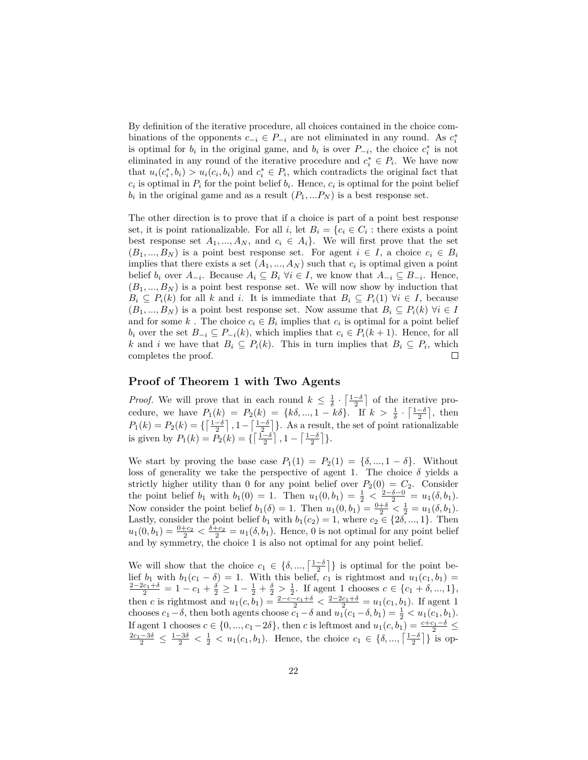By definition of the iterative procedure, all choices contained in the choice combinations of the opponents $c_{-i} \in P_{-i}$ are not eliminated in any round. As $c_i^*$ is optimal for $b_i$ in the original game, and $b_i$ is over $P_{-i}$, the choice $c_i^*$ is not eliminated in any round of the iterative procedure and $c_i^* \in P_i$. We have now that $u_i(c_i^*, b_i) > u_i(c_i, b_i)$ and $c_i^* \in P_i$, which contradicts the original fact that $c_i$ is optimal in $P_i$ for the point belief $b_i$. Hence, $c_i$ is optimal for the point belief $b_i$ in the original game and as a result $(P_1, ...P_N)$ is a best response set.

The other direction is to prove that if a choice is part of a point best response set, it is point rationalizable. For all $i$, let $B_i = \{c_i \in C_i :$ there exists a point best response set $A_1, ..., A_N$, and $c_i \in A_i\}$. We will first prove that the set $(B_1, ..., B_N)$ is a point best response set. For agent $i \in I$, a choice $c_i \in B_i$ implies that there exists a set $(A_1, ..., A_N)$ such that $c_i$ is optimal given a point belief $b_i$ over $A_{-i}$. Because $A_i \subseteq B_i \; \forall i \in I$, we know that $A_{-i} \subseteq B_{-i}$. Hence, $(B_1, ..., B_N)$ is a point best response set. We will now show by induction that $B_i \subseteq P_i(k)$ for all $k$ and $i$. It is immediate that $B_i \subseteq P_i(1) \; \forall i \in I$, because $(B_1, ..., B_N)$ is a point best response set. Now assume that $B_i \subseteq P_i(k) \; \forall i \in I$ and for some $k$ . The choice $c_i \in B_i$ implies that $c_i$ is optimal for a point belief $b_i$ over the set $B_{-i} \subseteq P_{-i}(k)$, which implies that $c_i \in P_i(k+1)$. Hence, for all $k$ and $i$ we have that $B_i \subseteq P_i(k)$. This in turn implies that $B_i \subseteq P_i$, which completes the proof. □

## Proof of Theorem 1 with Two Agents

*Proof.* We will prove that in each round $k \leq \frac{1}{\delta} \cdot \left\lceil \frac{1-\delta}{2} \right\rceil$ of the iterative procedure, we have $P_1(k) = P_2(k) = \{k\delta, ..., 1 - k\delta\}$. If $k > \frac{1}{\delta} \cdot \left\lceil \frac{1-\delta}{2} \right\rceil$, then $P_1(k) = P_2(k) = \{\left\lceil \frac{1-\delta}{2} \right\rceil, 1 - \left\lceil \frac{1-\delta}{2} \right\rceil\}$. As a result, the set of point rationalizable is given by $P_1(k) = P_2(k) = \{\left\lceil \frac{1-\delta}{2} \right\rceil, 1 - \left\lceil \frac{1-\delta}{2} \right\rceil\}$.

We start by proving the base case $P_1(1) = P_2(1) = \{\delta, ..., 1 - \delta\}$. Without loss of generality we take the perspective of agent 1. The choice $\delta$ yields a strictly higher utility than 0 for any point belief over $P_2(0) = C_2$. Consider the point belief $b_1$ with $b_1(0) = 1$. Then $u_1(0, b_1) = \frac{1}{2} < \frac{2-\delta-0}{2} = u_1(\delta, b_1)$. Now consider the point belief $b_1(\delta) = 1$. Then $u_1(0, b_1) = \frac{0+\delta}{2} < \frac{1}{2} = u_1(\delta, b_1)$. Lastly, consider the point belief $b_1$ with $b_1(c_2) = 1$, where $c_2 \in \{2\delta, ..., 1\}$. Then $u_1(0, b_1) = \frac{0+c_2}{2} < \frac{\delta+c_2}{2} = u_1(\delta, b_1)$. Hence, 0 is not optimal for any point belief and by symmetry, the choice 1 is also not optimal for any point belief.

We will show that the choice $c_1 \in \{\delta, ..., \left\lceil \frac{1-\delta}{2} \right\rceil\}$ is optimal for the point belief $b_1$ with $b_1(c_1 - \delta) = 1$. With this belief, $c_1$ is rightmost and $u_1(c_1, b_1) = \frac{2-2c_1+\delta}{2} = 1 - c_1 + \frac{\delta}{2} \geq 1 - \frac{1}{2} + \frac{\delta}{2} > \frac{1}{2}$. If agent 1 chooses $c \in \{c_1 + \delta, ..., 1\}$, then $c$ is rightmost and $u_1(c, b_1) = \frac{2-c-c_1+\delta}{2} < \frac{2-2c_1+\delta}{2} = u_1(c_1, b_1)$. If agent 1 chooses $c_1 - \delta$, then both agents choose $c_1 - \delta$ and $u_1(c_1 - \delta, b_1) = \frac{1}{2} < u_1(c_1, b_1)$. If agent 1 chooses $c \in \{0, ..., c_1 - 2\delta\}$, then $c$ is leftmost and $u_1(c, b_1) = \frac{c+c_1-\delta}{2} \leq \frac{2c_1-3\delta}{2} \leq \frac{1-3\delta}{2} < \frac{1}{2} < u_1(c_1, b_1)$. Hence, the choice $c_1 \in \{\delta, ..., \left\lceil \frac{1-\delta}{2} \right\rceil\}$ is op-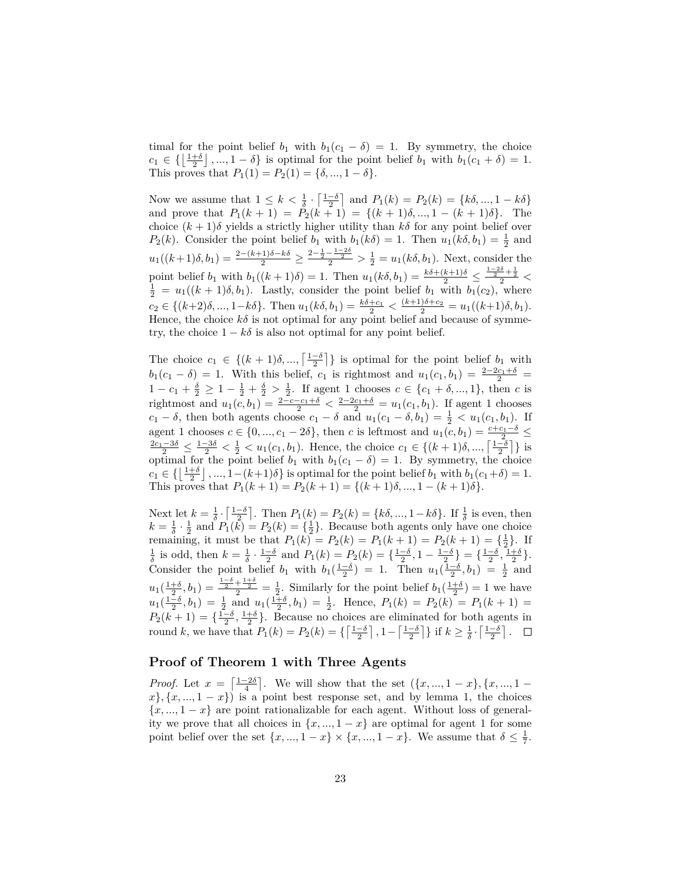timal for the point belief $b_1$ with $b_1(c_1 - \delta) = 1$. By symmetry, the choice $c_1 \in \{\lfloor \frac{1+\delta}{2} \rfloor, ..., 1 - \delta\}$ is optimal for the point belief $b_1$ with $b_1(c_1 + \delta) = 1$. This proves that $P_1(1) = P_2(1) = \{\delta, ..., 1 - \delta\}$.

Now we assume that $1 \leq k < \frac{1}{\delta} \cdot \lceil \frac{1-\delta}{2} \rceil$ and $P_1(k) = P_2(k) = \{k\delta, ..., 1 - k\delta\}$ and prove that $P_1(k+1) = P_2(k+1) = \{(k+1)\delta, ..., 1 - (k+1)\delta\}$. The choice $(k+1)\delta$ yields a strictly higher utility than $k\delta$ for any point belief over $P_2(k)$. Consider the point belief $b_1$ with $b_1(k\delta) = 1$. Then $u_1(k\delta, b_1) = \frac{1}{2}$ and $u_1((k+1)\delta, b_1) = \frac{2-(k+1)\delta - k\delta}{2} \geq \frac{2 - \frac{1}{2} - \frac{1-2\delta}{2}}{2} > \frac{1}{2} = u_1(k\delta, b_1)$. Next, consider the point belief $b_1$ with $b_1((k+1)\delta) = 1$. Then $u_1(k\delta, b_1) = \frac{k\delta + (k+1)\delta}{2} \leq \frac{\frac{1-2\delta}{2} + \frac{1}{2}}{2} < \frac{1}{2} = u_1((k+1)\delta, b_1)$. Lastly, consider the point belief $b_1$ with $b_1(c_2)$, where $c_2 \in \{(k+2)\delta, ..., 1 - k\delta\}$. Then $u_1(k\delta, b_1) = \frac{k\delta + c_1}{2} < \frac{(k+1)\delta + c_2}{2} = u_1((k+1)\delta, b_1)$. Hence, the choice $k\delta$ is not optimal for any point belief and because of symmetry, the choice $1 - k\delta$ is also not optimal for any point belief.

The choice $c_1 \in \{(k+1)\delta, ..., \lceil \frac{1-\delta}{2} \rceil\}$ is optimal for the point belief $b_1$ with $b_1(c_1 - \delta) = 1$. With this belief, $c_1$ is rightmost and $u_1(c_1, b_1) = \frac{2 - 2c_1 + \delta}{2} = 1 - c_1 + \frac{\delta}{2} \geq 1 - \frac{1}{2} + \frac{\delta}{2} > \frac{1}{2}$. If agent 1 chooses $c \in \{c_1 + \delta, ..., 1\}$, then $c$ is rightmost and $u_1(c, b_1) = \frac{2 - c - c_1 + \delta}{2} < \frac{2 - 2c_1 + \delta}{2} = u_1(c_1, b_1)$. If agent 1 chooses $c_1 - \delta$, then both agents choose $c_1 - \delta$ and $u_1(c_1 - \delta, b_1) = \frac{1}{2} < u_1(c_1, b_1)$. If agent 1 chooses $c \in \{0, ..., c_1 - 2\delta\}$, then $c$ is leftmost and $u_1(c, b_1) = \frac{c + c_1 - \delta}{2} \leq \frac{2c_1 - 3\delta}{2} \leq \frac{1 - 3\delta}{2} < \frac{1}{2} < u_1(c_1, b_1)$. Hence, the choice $c_1 \in \{(k+1)\delta, ..., \lceil \frac{1-\delta}{2} \rceil\}$ is optimal for the point belief $b_1$ with $b_1(c_1 - \delta) = 1$. By symmetry, the choice $c_1 \in \{\lfloor \frac{1+\delta}{2} \rfloor, ..., 1 - (k+1)\delta\}$ is optimal for the point belief $b_1$ with $b_1(c_1 + \delta) = 1$. This proves that $P_1(k+1) = P_2(k+1) = \{(k+1)\delta, ..., 1 - (k+1)\delta\}$.

Next let $k = \frac{1}{\delta} \cdot \lceil \frac{1-\delta}{2} \rceil$. Then $P_1(k) = P_2(k) = \{k\delta, ..., 1 - k\delta\}$. If $\frac{1}{\delta}$ is even, then $k = \frac{1}{\delta} \cdot \frac{1}{2}$ and $P_1(k) = P_2(k) = \{\frac{1}{2}\}$. Because both agents only have one choice remaining, it must be that $P_1(k) = P_2(k) = P_1(k+1) = P_2(k+1) = \{\frac{1}{2}\}$. If $\frac{1}{\delta}$ is odd, then $k = \frac{1}{\delta} \cdot \frac{1-\delta}{2}$ and $P_1(k) = P_2(k) = \{\frac{1-\delta}{2}, 1 - \frac{1-\delta}{2}\} = \{\frac{1-\delta}{2}, \frac{1+\delta}{2}\}$. Consider the point belief $b_1$ with $b_1(\frac{1-\delta}{2}) = 1$. Then $u_1(\frac{1-\delta}{2}, b_1) = \frac{1}{2}$ and $u_1(\frac{1+\delta}{2}, b_1) = \frac{\frac{1-\delta}{2} + \frac{1+\delta}{2}}{2} = \frac{1}{2}$. Similarly for the point belief $b_1(\frac{1+\delta}{2}) = 1$ we have $u_1(\frac{1-\delta}{2}, b_1) = \frac{1}{2}$ and $u_1(\frac{1+\delta}{2}, b_1) = \frac{1}{2}$. Hence, $P_1(k) = P_2(k) = P_1(k+1) = P_2(k+1) = \{\frac{1-\delta}{2}, \frac{1+\delta}{2}\}$. Because no choices are eliminated for both agents in round $k$, we have that $P_1(k) = P_2(k) = \{\lceil \frac{1-\delta}{2} \rceil, 1 - \lceil \frac{1-\delta}{2} \rceil\}$ if $k \geq \frac{1}{\delta} \cdot \lceil \frac{1-\delta}{2} \rceil$. $\square$

## Proof of Theorem 1 with Three Agents

*Proof.* Let $x = \lceil \frac{1-2\delta}{4} \rceil$. We will show that the set $(\{x, ..., 1-x\}, \{x, ..., 1-x\}, \{x, ..., 1-x\})$ is a point best response set, and by lemma 1, the choices $\{x, ..., 1-x\}$ are point rationalizable for each agent. Without loss of generality we prove that all choices in $\{x, ..., 1-x\}$ are optimal for agent 1 for some point belief over the set $\{x, ..., 1-x\} \times \{x, ..., 1-x\}$. We assume that $\delta \leq \frac{1}{7}$.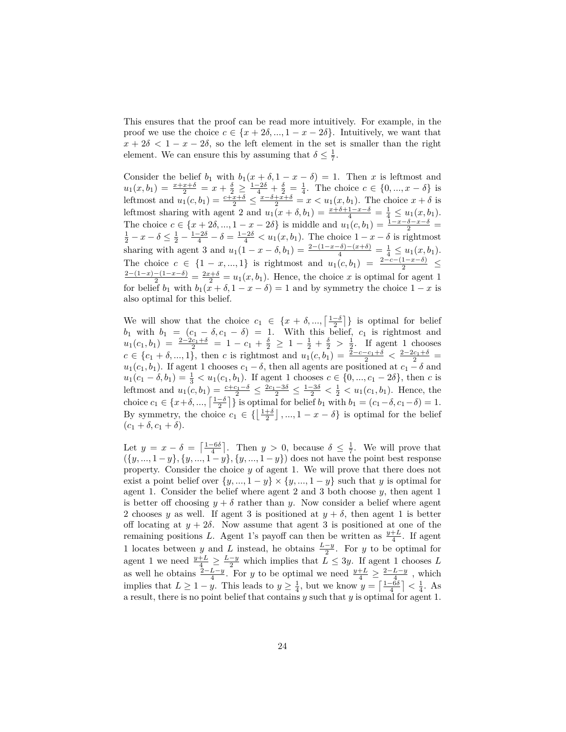This ensures that the proof can be read more intuitively. For example, in the proof we use the choice $c \in \{x+2\delta, ..., 1-x-2\delta\}$. Intuitively, we want that $x + 2\delta < 1 - x - 2\delta$, so the left element in the set is smaller than the right element. We can ensure this by assuming that $\delta \leq \frac{1}{7}$.

Consider the belief $b_1$ with $b_1(x+\delta, 1-x-\delta) = 1$. Then $x$ is leftmost and $u_1(x, b_1) = \frac{x+x+\delta}{2} = x + \frac{\delta}{2} \geq \frac{1-2\delta}{4} + \frac{\delta}{2} = \frac{1}{4}$. The choice $c \in \{0, ..., x-\delta\}$ is leftmost and $u_1(c, b_1) = \frac{c+x+\delta}{2} \leq \frac{x-\delta+x+\delta}{2} = x < u_1(x, b_1)$. The choice $x+\delta$ is leftmost sharing with agent 2 and $u_1(x+\delta, b_1) = \frac{x+\delta+1-x-\delta}{4} = \frac{1}{4} \leq u_1(x, b_1)$. The choice $c \in \{x+2\delta, ..., 1-x-2\delta\}$ is middle and $u_1(c, b_1) = \frac{1-x-\delta-x-\delta}{2} = \frac{1}{2} - x - \delta \leq \frac{1}{2} - \frac{1-2\delta}{4} - \delta = \frac{1-2\delta}{4} < u_1(x, b_1)$. The choice $1-x-\delta$ is rightmost sharing with agent 3 and $u_1(1-x-\delta, b_1) = \frac{2-(1-x-\delta)-(x+\delta)}{4} = \frac{1}{4} \leq u_1(x, b_1)$. The choice $c \in \{1-x, ..., 1\}$ is rightmost and $u_1(c, b_1) = \frac{2-c-(1-x-\delta)}{2} \leq \frac{2-(1-x)-(1-x-\delta)}{2} = \frac{2x+\delta}{2} = u_1(x, b_1)$. Hence, the choice $x$ is optimal for agent 1 for belief $b_1$ with $b_1(x+\delta, 1-x-\delta) = 1$ and by symmetry the choice $1-x$ is also optimal for this belief.

We will show that the choice $c_1 \in \{x+\delta, ..., \lceil \frac{1-\delta}{2} \rceil\}$ is optimal for belief $b_1$ with $b_1 = (c_1 - \delta, c_1 - \delta) = 1$. With this belief, $c_1$ is rightmost and $u_1(c_1, b_1) = \frac{2-2c_1+\delta}{2} = 1 - c_1 + \frac{\delta}{2} \geq 1 - \frac{1}{2} + \frac{\delta}{2} > \frac{1}{2}$. If agent 1 chooses $c \in \{c_1+\delta, ..., 1\}$, then $c$ is rightmost and $u_1(c, b_1) = \frac{2-c-c_1+\delta}{2} < \frac{2-2c_1+\delta}{2} = u_1(c_1, b_1)$. If agent 1 chooses $c_1 - \delta$, then all agents are positioned at $c_1 - \delta$ and $u_1(c_1 - \delta, b_1) = \frac{1}{3} < u_1(c_1, b_1)$. If agent 1 chooses $c \in \{0, ..., c_1 - 2\delta\}$, then $c$ is leftmost and $u_1(c, b_1) = \frac{c+c_1-\delta}{2} \leq \frac{2c_1-3\delta}{2} \leq \frac{1-3\delta}{2} < \frac{1}{2} < u_1(c_1, b_1)$. Hence, the choice $c_1 \in \{x+\delta, ..., \lceil \frac{1-\delta}{2} \rceil\}$ is optimal for belief $b_1$ with $b_1 = (c_1-\delta, c_1-\delta) = 1$. By symmetry, the choice $c_1 \in \{\lfloor \frac{1+\delta}{2} \rfloor, ..., 1-x-\delta\}$ is optimal for the belief $(c_1+\delta, c_1+\delta)$.

Let $y = x - \delta = \lceil \frac{1-6\delta}{4} \rceil$. Then $y > 0$, because $\delta \leq \frac{1}{7}$. We will prove that $(\{y, ..., 1-y\}, \{y, ..., 1-y\}, \{y, ..., 1-y\})$ does not have the point best response property. Consider the choice $y$ of agent 1. We will prove that there does not exist a point belief over $\{y, ..., 1-y\} \times \{y, ..., 1-y\}$ such that $y$ is optimal for agent 1. Consider the belief where agent 2 and 3 both choose $y$, then agent 1 is better off choosing $y+\delta$ rather than $y$. Now consider a belief where agent 2 chooses $y$ as well. If agent 3 is positioned at $y+\delta$, then agent 1 is better off locating at $y+2\delta$. Now assume that agent 3 is positioned at one of the remaining positions $L$. Agent 1's payoff can then be written as $\frac{y+L}{4}$. If agent 1 locates between $y$ and $L$ instead, he obtains $\frac{L-y}{2}$. For $y$ to be optimal for agent 1 we need $\frac{y+L}{4} \geq \frac{L-y}{2}$ which implies that $L \leq 3y$. If agent 1 chooses $L$ as well he obtains $\frac{2-L-y}{4}$. For $y$ to be optimal we need $\frac{y+L}{4} \geq \frac{2-L-y}{4}$ , which implies that $L \geq 1-y$. This leads to $y \geq \frac{1}{4}$, but we know $y = \lceil \frac{1-6\delta}{4} \rceil < \frac{1}{4}$. As a result, there is no point belief that contains $y$ such that $y$ is optimal for agent 1.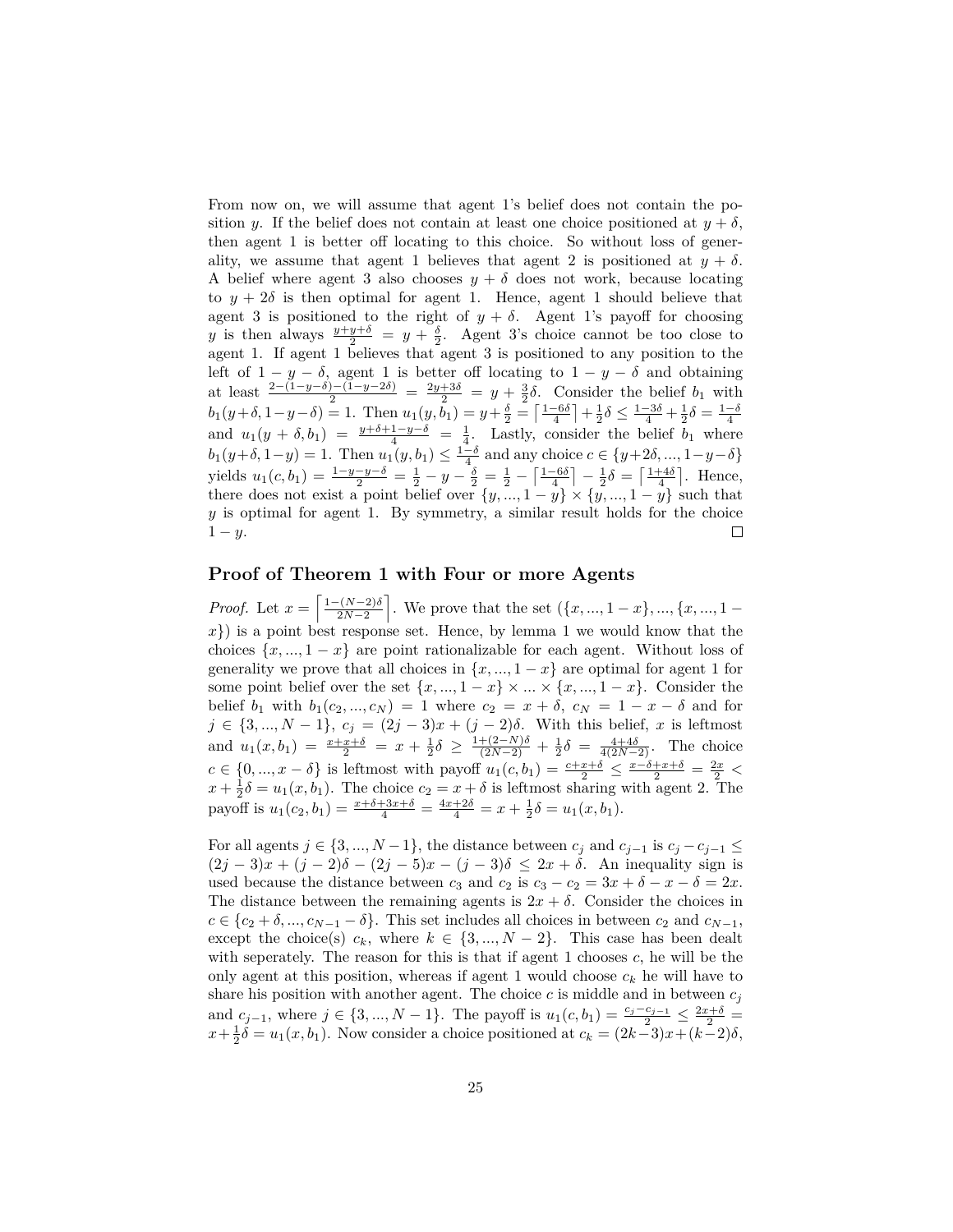From now on, we will assume that agent 1's belief does not contain the position $y$. If the belief does not contain at least one choice positioned at $y + \delta$, then agent 1 is better off locating to this choice. So without loss of generality, we assume that agent 1 believes that agent 2 is positioned at $y + \delta$. A belief where agent 3 also chooses $y + \delta$ does not work, because locating to $y + 2\delta$ is then optimal for agent 1. Hence, agent 1 should believe that agent 3 is positioned to the right of $y + \delta$. Agent 1's payoff for choosing $y$ is then always $\frac{y+y+\delta}{2} = y + \frac{\delta}{2}$. Agent 3's choice cannot be too close to agent 1. If agent 1 believes that agent 3 is positioned to any position to the left of $1 - y - \delta$, agent 1 is better off locating to $1 - y - \delta$ and obtaining at least $\frac{2-(1-y-\delta)-(1-y-2\delta)}{2} = \frac{2y+3\delta}{2} = y + \frac{3}{2}\delta$. Consider the belief $b_1$ with $b_1(y+\delta, 1-y-\delta) = 1$. Then $u_1(y, b_1) = y + \frac{\delta}{2} = \left\lceil \frac{1-6\delta}{4} \right\rceil + \frac{1}{2}\delta \leq \frac{1-3\delta}{4} + \frac{1}{2}\delta = \frac{1-\delta}{4}$ and $u_1(y + \delta, b_1) = \frac{y+\delta+1-y-\delta}{4} = \frac{1}{4}$. Lastly, consider the belief $b_1$ where $b_1(y+\delta, 1-y) = 1$. Then $u_1(y, b_1) \leq \frac{1-\delta}{4}$ and any choice $c \in \{y+2\delta, ..., 1-y-\delta\}$ yields $u_1(c, b_1) = \frac{1-y-y-\delta}{2} = \frac{1}{2} - y - \frac{\delta}{2} = \frac{1}{2} - \left\lceil \frac{1-6\delta}{4} \right\rceil - \frac{1}{2}\delta = \left\lceil \frac{1+4\delta}{4} \right\rceil$. Hence, there does not exist a point belief over $\{y, ..., 1-y\} \times \{y, ..., 1-y\}$ such that $y$ is optimal for agent 1. By symmetry, a similar result holds for the choice $1 - y$. ☐

## Proof of Theorem 1 with Four or more Agents

*Proof.* Let $x = \left\lceil \frac{1-(N-2)\delta}{2N-2} \right\rceil$. We prove that the set $(\{x, ..., 1-x\}, ..., \{x, ..., 1-x\})$ is a point best response set. Hence, by lemma 1 we would know that the choices $\{x, ..., 1-x\}$ are point rationalizable for each agent. Without loss of generality we prove that all choices in $\{x, ..., 1-x\}$ are optimal for agent 1 for some point belief over the set $\{x, ..., 1-x\} \times ... \times \{x, ..., 1-x\}$. Consider the belief $b_1$ with $b_1(c_2, ..., c_N) = 1$ where $c_2 = x + \delta$, $c_N = 1 - x - \delta$ and for $j \in \{3, ..., N-1\}$, $c_j = (2j-3)x + (j-2)\delta$. With this belief, $x$ is leftmost and $u_1(x, b_1) = \frac{x+x+\delta}{2} = x + \frac{1}{2}\delta \geq \frac{1+(2-N)\delta}{(2N-2)} + \frac{1}{2}\delta = \frac{4+4\delta}{4(2N-2)}$. The choice $c \in \{0, ..., x-\delta\}$ is leftmost with payoff $u_1(c, b_1) = \frac{c+x+\delta}{2} \leq \frac{x-\delta+x+\delta}{2} = \frac{2x}{2} < x + \frac{1}{2}\delta = u_1(x, b_1)$. The choice $c_2 = x + \delta$ is leftmost sharing with agent 2. The payoff is $u_1(c_2, b_1) = \frac{x+\delta+3x+\delta}{4} = \frac{4x+2\delta}{4} = x + \frac{1}{2}\delta = u_1(x, b_1)$.

For all agents $j \in \{3, ..., N-1\}$, the distance between $c_j$ and $c_{j-1}$ is $c_j - c_{j-1} \leq (2j-3)x + (j-2)\delta - (2j-5)x - (j-3)\delta \leq 2x + \delta$. An inequality sign is used because the distance between $c_3$ and $c_2$ is $c_3 - c_2 = 3x + \delta - x - \delta = 2x$. The distance between the remaining agents is $2x + \delta$. Consider the choices in $c \in \{c_2 + \delta, ..., c_{N-1} - \delta\}$. This set includes all choices in between $c_2$ and $c_{N-1}$, except the choice(s) $c_k$, where $k \in \{3, ..., N-2\}$. This case has been dealt with seperately. The reason for this is that if agent 1 chooses $c$, he will be the only agent at this position, whereas if agent 1 would choose $c_k$ he will have to share his position with another agent. The choice $c$ is middle and in between $c_j$ and $c_{j-1}$, where $j \in \{3, ..., N-1\}$. The payoff is $u_1(c, b_1) = \frac{c_j - c_{j-1}}{2} \leq \frac{2x+\delta}{2} = x + \frac{1}{2}\delta = u_1(x, b_1)$. Now consider a choice positioned at $c_k = (2k-3)x + (k-2)\delta$,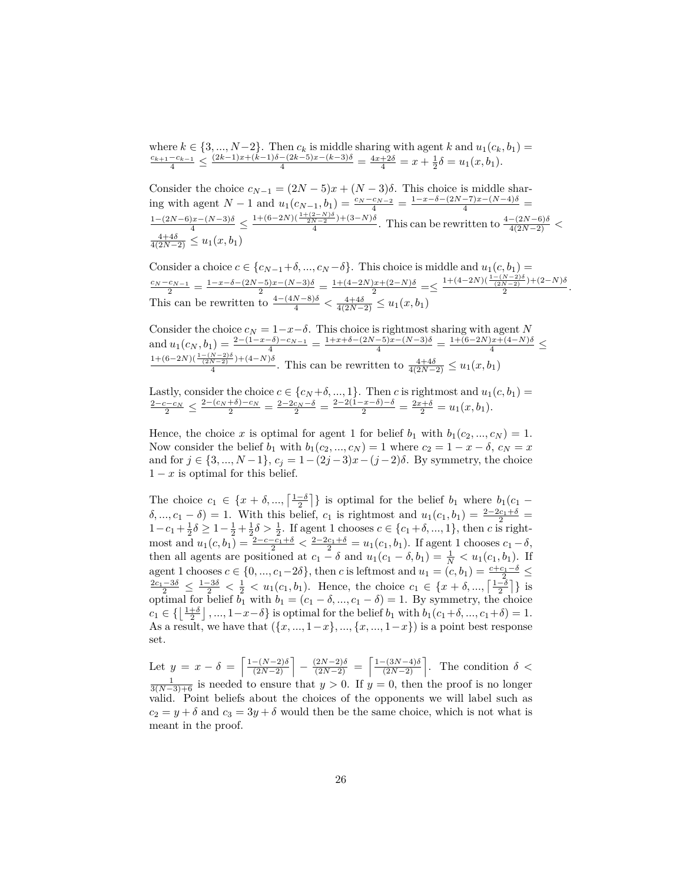where $k \in \{3, ..., N-2\}$. Then $c_k$ is middle sharing with agent $k$ and $u_1(c_k, b_1) = \frac{c_{k+1}-c_{k-1}}{4} \leq \frac{(2k-1)x+(k-1)\delta-(2k-5)x-(k-3)\delta}{4} = \frac{4x+2\delta}{4} = x + \frac{1}{2}\delta = u_1(x, b_1)$.

Consider the choice $c_{N-1} = (2N-5)x + (N-3)\delta$. This choice is middle sharing with agent $N-1$ and $u_1(c_{N-1}, b_1) = \frac{c_N - c_{N-2}}{4} = \frac{1-x-\delta-(2N-7)x-(N-4)\delta}{4} = \frac{1-(2N-6)x-(N-3)\delta}{4} \leq \frac{1+(6-2N)(\frac{1+(2-N)\delta}{2N-2})+(3-N)\delta}{4}$. This can be rewritten to $\frac{4-(2N-6)\delta}{4(2N-2)} < \frac{4+4\delta}{4(2N-2)} \leq u_1(x, b_1)$

Consider a choice $c \in \{c_{N-1}+\delta, ..., c_N - \delta\}$. This choice is middle and $u_1(c, b_1) = \frac{c_N - c_{N-1}}{2} = \frac{1-x-\delta-(2N-5)x-(N-3)\delta}{2} = \frac{1+(4-2N)x+(2-N)\delta}{2} =\leq \frac{1+(4-2N)(\frac{1-(N-2)\delta}{(2N-2)})+(2-N)\delta}{2}$. This can be rewritten to $\frac{4-(4N-8)\delta}{4} < \frac{4+4\delta}{4(2N-2)} \leq u_1(x, b_1)$

Consider the choice $c_N = 1-x-\delta$. This choice is rightmost sharing with agent $N$ and $u_1(c_N, b_1) = \frac{2-(1-x-\delta)-c_{N-1}}{4} = \frac{1+x+\delta-(2N-5)x-(N-3)\delta}{4} = \frac{1+(6-2N)x+(4-N)\delta}{4} \leq \frac{1+(6-2N)(\frac{1-(N-2)\delta}{(2N-2)})+(4-N)\delta}{4}$. This can be rewritten to $\frac{4+4\delta}{4(2N-2)} \leq u_1(x, b_1)$

Lastly, consider the choice $c \in \{c_N + \delta, ..., 1\}$. Then $c$ is rightmost and $u_1(c, b_1) = \frac{2-c-c_N}{2} \leq \frac{2-(c_N+\delta)-c_N}{2} = \frac{2-2c_N-\delta}{2} = \frac{2-2(1-x-\delta)-\delta}{2} = \frac{2x+\delta}{2} = u_1(x, b_1)$.

Hence, the choice $x$ is optimal for agent 1 for belief $b_1$ with $b_1(c_2, ..., c_N) = 1$. Now consider the belief $b_1$ with $b_1(c_2, ..., c_N) = 1$ where $c_2 = 1-x-\delta$, $c_N = x$ and for $j \in \{3, ..., N-1\}$, $c_j = 1-(2j-3)x-(j-2)\delta$. By symmetry, the choice $1-x$ is optimal for this belief.

The choice $c_1 \in \{x+\delta, ..., \lceil \frac{1-\delta}{2} \rceil\}$ is optimal for the belief $b_1$ where $b_1(c_1 - \delta, ..., c_1 - \delta) = 1$. With this belief, $c_1$ is rightmost and $u_1(c_1, b_1) = \frac{2-2c_1+\delta}{2} = 1 - c_1 + \frac{1}{2}\delta \geq 1 - \frac{1}{2} + \frac{1}{2}\delta > \frac{1}{2}$. If agent 1 chooses $c \in \{c_1+\delta, ..., 1\}$, then $c$ is rightmost and $u_1(c, b_1) = \frac{2-c-c_1+\delta}{2} < \frac{2-2c_1+\delta}{2} = u_1(c_1, b_1)$. If agent 1 chooses $c_1 - \delta$, then all agents are positioned at $c_1 - \delta$ and $u_1(c_1 - \delta, b_1) = \frac{1}{N} < u_1(c_1, b_1)$. If agent 1 chooses $c \in \{0, ..., c_1 - 2\delta\}$, then $c$ is leftmost and $u_1 = (c, b_1) = \frac{c+c_1-\delta}{2} \leq \frac{2c_1-3\delta}{2} \leq \frac{1-3\delta}{2} < \frac{1}{2} < u_1(c_1, b_1)$. Hence, the choice $c_1 \in \{x+\delta, ..., \lceil \frac{1-\delta}{2} \rceil\}$ is optimal for belief $b_1$ with $b_1 = (c_1-\delta, ..., c_1-\delta) = 1$. By symmetry, the choice $c_1 \in \{\lfloor \frac{1+\delta}{2} \rfloor, ..., 1-x-\delta\}$ is optimal for the belief $b_1$ with $b_1(c_1+\delta, ..., c_1+\delta) = 1$. As a result, we have that $(\{x, ..., 1-x\}, ..., \{x, ..., 1-x\})$ is a point best response set.

Let $y = x - \delta = \left\lceil \frac{1-(N-2)\delta}{(2N-2)} \right\rceil - \frac{(2N-2)\delta}{(2N-2)} = \left\lceil \frac{1-(3N-4)\delta}{(2N-2)} \right\rceil$. The condition $\delta < \frac{1}{3(N-3)+6}$ is needed to ensure that $y > 0$. If $y = 0$, then the proof is no longer valid. Point beliefs about the choices of the opponents we will label such as $c_2 = y + \delta$ and $c_3 = 3y + \delta$ would then be the same choice, which is not what is meant in the proof.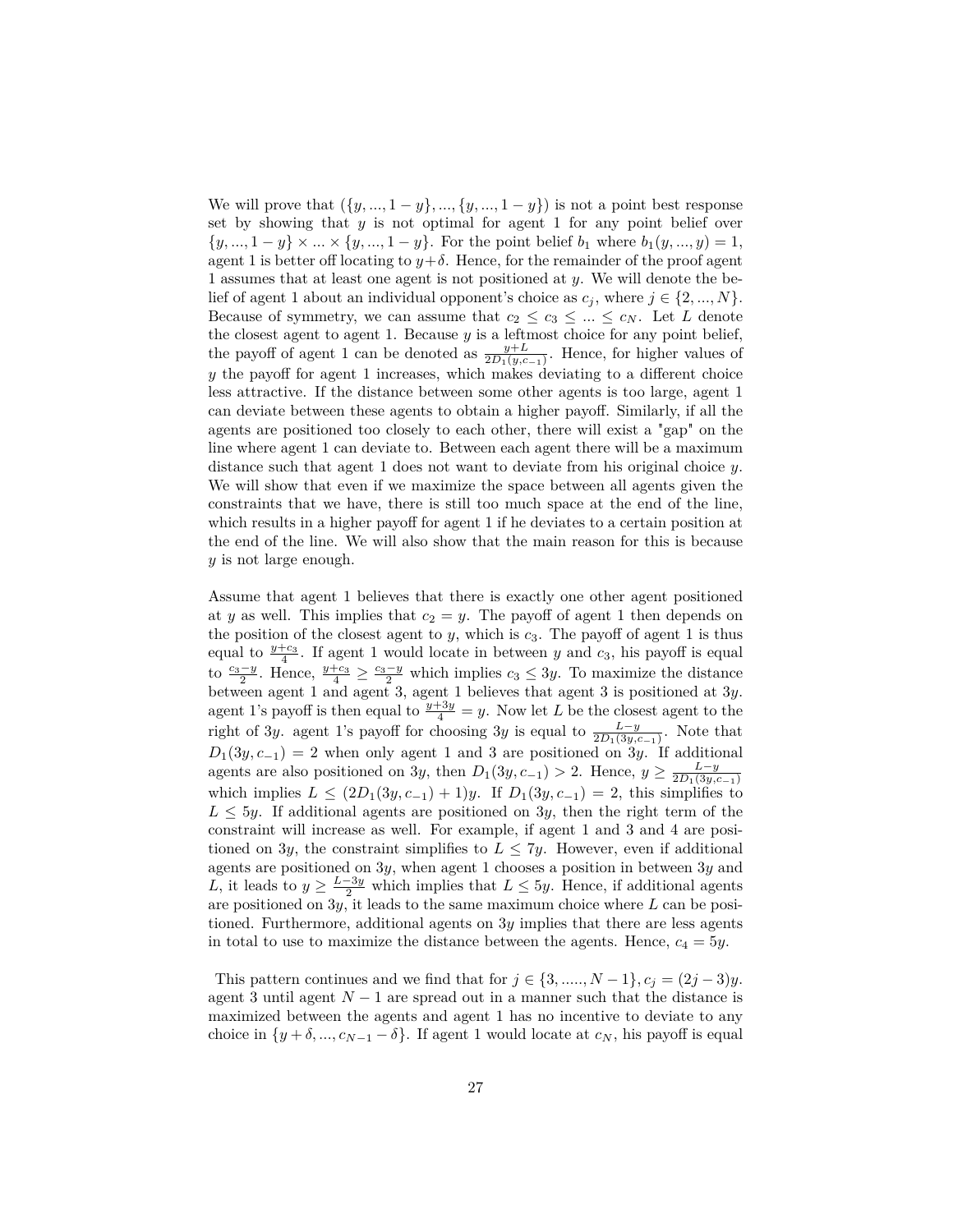We will prove that $(\{y, ..., 1-y\}, ..., \{y, ..., 1-y\})$ is not a point best response set by showing that $y$ is not optimal for agent 1 for any point belief over $\{y, ..., 1-y\} \times ... \times \{y, ..., 1-y\}$. For the point belief $b_1$ where $b_1(y, ..., y) = 1$, agent 1 is better off locating to $y+\delta$. Hence, for the remainder of the proof agent 1 assumes that at least one agent is not positioned at $y$. We will denote the belief of agent 1 about an individual opponent's choice as $c_j$, where $j \in \{2, ..., N\}$. Because of symmetry, we can assume that $c_2 \leq c_3 \leq ... \leq c_N$. Let $L$ denote the closest agent to agent 1. Because $y$ is a leftmost choice for any point belief, the payoff of agent 1 can be denoted as $\frac{y+L}{2D_1(y,c_{-1})}$. Hence, for higher values of $y$ the payoff for agent 1 increases, which makes deviating to a different choice less attractive. If the distance between some other agents is too large, agent 1 can deviate between these agents to obtain a higher payoff. Similarly, if all the agents are positioned too closely to each other, there will exist a "gap" on the line where agent 1 can deviate to. Between each agent there will be a maximum distance such that agent 1 does not want to deviate from his original choice $y$. We will show that even if we maximize the space between all agents given the constraints that we have, there is still too much space at the end of the line, which results in a higher payoff for agent 1 if he deviates to a certain position at the end of the line. We will also show that the main reason for this is because $y$ is not large enough.

Assume that agent 1 believes that there is exactly one other agent positioned at $y$ as well. This implies that $c_2 = y$. The payoff of agent 1 then depends on the position of the closest agent to $y$, which is $c_3$. The payoff of agent 1 is thus equal to $\frac{y+c_3}{4}$. If agent 1 would locate in between $y$ and $c_3$, his payoff is equal to $\frac{c_3-y}{2}$. Hence, $\frac{y+c_3}{4} \geq \frac{c_3-y}{2}$ which implies $c_3 \leq 3y$. To maximize the distance between agent 1 and agent 3, agent 1 believes that agent 3 is positioned at $3y$. agent 1's payoff is then equal to $\frac{y+3y}{4} = y$. Now let $L$ be the closest agent to the right of $3y$. agent 1's payoff for choosing $3y$ is equal to $\frac{L-y}{2D_1(3y,c_{-1})}$. Note that $D_1(3y, c_{-1}) = 2$ when only agent 1 and 3 are positioned on $3y$. If additional agents are also positioned on $3y$, then $D_1(3y, c_{-1}) > 2$. Hence, $y \geq \frac{L-y}{2D_1(3y,c_{-1})}$ which implies $L \leq (2D_1(3y, c_{-1}) + 1)y$. If $D_1(3y, c_{-1}) = 2$, this simplifies to $L \leq 5y$. If additional agents are positioned on $3y$, then the right term of the constraint will increase as well. For example, if agent 1 and 3 and 4 are positioned on $3y$, the constraint simplifies to $L \leq 7y$. However, even if additional agents are positioned on $3y$, when agent 1 chooses a position in between $3y$ and $L$, it leads to $y \geq \frac{L-3y}{2}$ which implies that $L \leq 5y$. Hence, if additional agents are positioned on $3y$, it leads to the same maximum choice where $L$ can be positioned. Furthermore, additional agents on $3y$ implies that there are less agents in total to use to maximize the distance between the agents. Hence, $c_4 = 5y$.

This pattern continues and we find that for $j \in \{3, ....., N-1\}, c_j = (2j-3)y$. agent 3 until agent $N-1$ are spread out in a manner such that the distance is maximized between the agents and agent 1 has no incentive to deviate to any choice in $\{y+\delta, ..., c_{N-1}-\delta\}$. If agent 1 would locate at $c_N$, his payoff is equal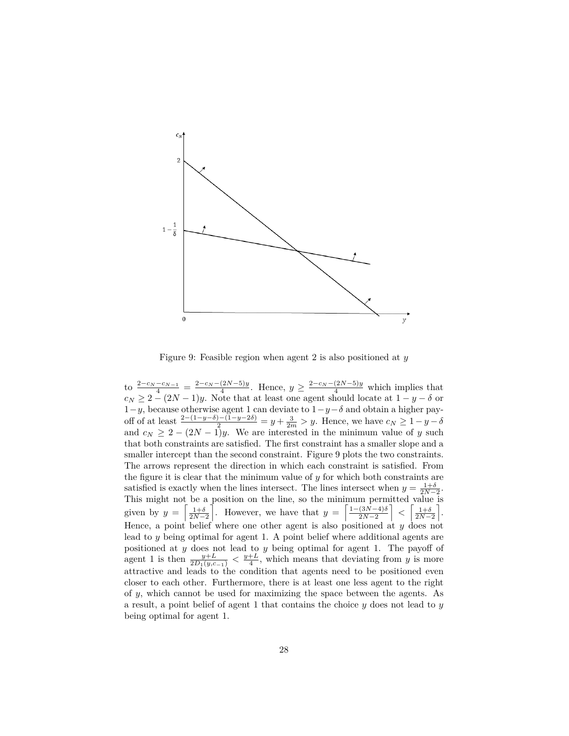Figure 9: Feasible region when agent 2 is also positioned at $y$

to $\frac{2-c_N-c_{N-1}}{4} = \frac{2-c_N-(2N-5)y}{4}$. Hence, $y \geq \frac{2-c_N-(2N-5)y}{4}$ which implies that $c_N \geq 2-(2N-1)y$. Note that at least one agent should locate at $1-y-\delta$ or $1-y$, because otherwise agent 1 can deviate to $1-y-\delta$ and obtain a higher payoff of at least $\frac{2-(1-y-\delta)-(1-y-2\delta)}{2} = y + \frac{3}{2m} > y$. Hence, we have $c_N \geq 1-y-\delta$ and $c_N \geq 2-(2N-1)y$. We are interested in the minimum value of $y$ such that both constraints are satisfied. The first constraint has a smaller slope and a smaller intercept than the second constraint. Figure 9 plots the two constraints. The arrows represent the direction in which each constraint is satisfied. From the figure it is clear that the minimum value of $y$ for which both constraints are satisfied is exactly when the lines intersect. The lines intersect when $y = \frac{1+\delta}{2N-2}$. This might not be a position on the line, so the minimum permitted value is given by $y = \left\lceil \frac{1+\delta}{2N-2} \right\rceil$. However, we have that $y = \left\lceil \frac{1-(3N-4)\delta}{2N-2} \right\rceil < \left\lceil \frac{1+\delta}{2N-2} \right\rceil$. Hence, a point belief where one other agent is also positioned at $y$ does not lead to $y$ being optimal for agent 1. A point belief where additional agents are positioned at $y$ does not lead to $y$ being optimal for agent 1. The payoff of agent 1 is then $\frac{y+L}{2D_1(y,c_{-1})} < \frac{y+L}{4}$, which means that deviating from $y$ is more attractive and leads to the condition that agents need to be positioned even closer to each other. Furthermore, there is at least one less agent to the right of $y$, which cannot be used for maximizing the space between the agents. As a result, a point belief of agent 1 that contains the choice $y$ does not lead to $y$ being optimal for agent 1.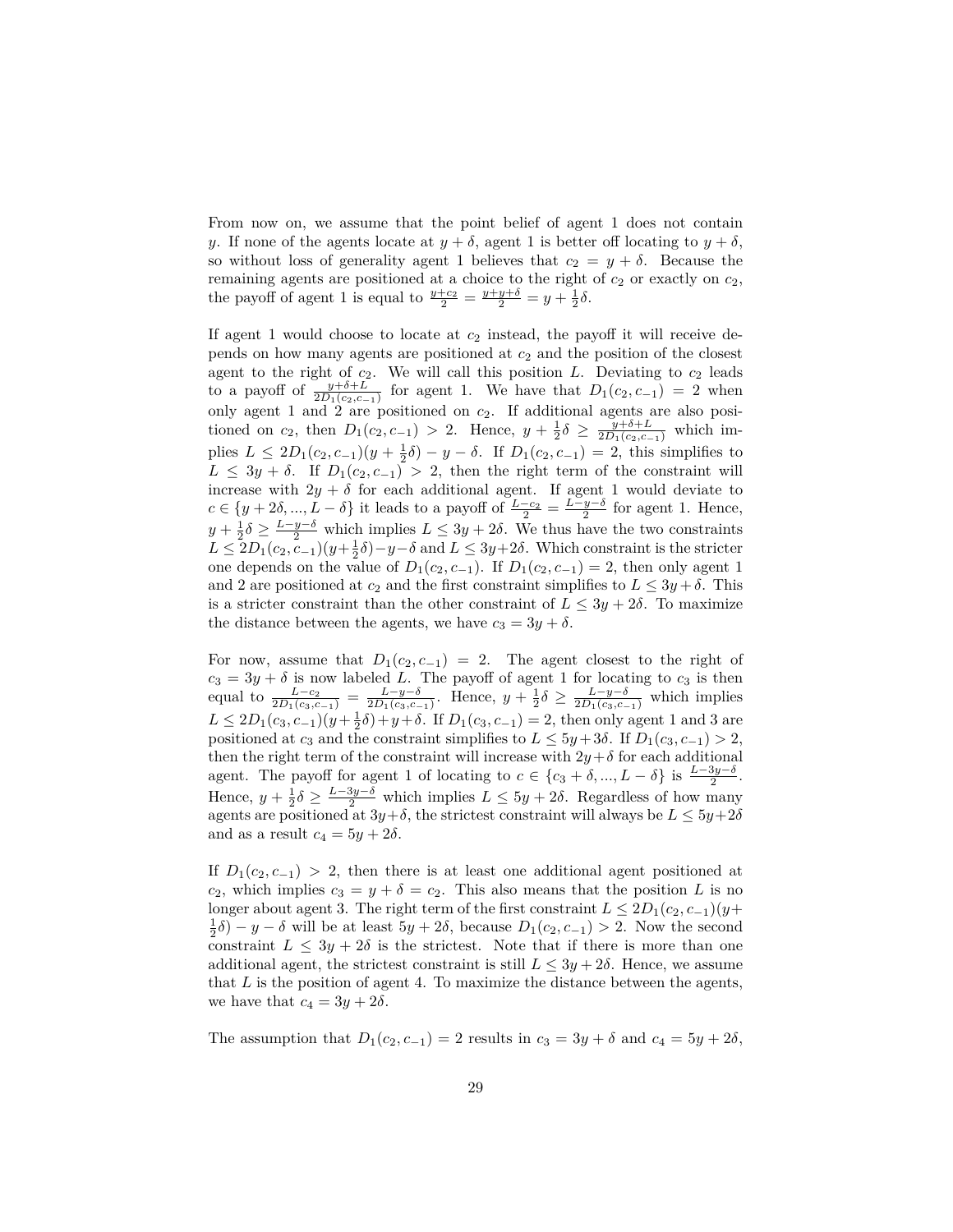From now on, we assume that the point belief of agent 1 does not contain $y$. If none of the agents locate at $y + \delta$, agent 1 is better off locating to $y + \delta$, so without loss of generality agent 1 believes that $c_2 = y + \delta$. Because the remaining agents are positioned at a choice to the right of $c_2$ or exactly on $c_2$, the payoff of agent 1 is equal to $\frac{y+c_2}{2} = \frac{y+y+\delta}{2} = y + \frac{1}{2}\delta$.

If agent 1 would choose to locate at $c_2$ instead, the payoff it will receive depends on how many agents are positioned at $c_2$ and the position of the closest agent to the right of $c_2$. We will call this position $L$. Deviating to $c_2$ leads to a payoff of $\frac{y+\delta+L}{2D_1(c_2,c_{-1})}$ for agent 1. We have that $D_1(c_2, c_{-1}) = 2$ when only agent 1 and 2 are positioned on $c_2$. If additional agents are also positioned on $c_2$, then $D_1(c_2, c_{-1}) > 2$. Hence, $y + \frac{1}{2}\delta \geq \frac{y+\delta+L}{2D_1(c_2,c_{-1})}$ which implies $L \leq 2D_1(c_2, c_{-1})(y + \frac{1}{2}\delta) - y - \delta$. If $D_1(c_2, c_{-1}) = 2$, this simplifies to $L \leq 3y + \delta$. If $D_1(c_2, c_{-1}) > 2$, then the right term of the constraint will increase with $2y + \delta$ for each additional agent. If agent 1 would deviate to $c \in \{y + 2\delta, ..., L - \delta\}$ it leads to a payoff of $\frac{L-c_2}{2} = \frac{L-y-\delta}{2}$ for agent 1. Hence, $y + \frac{1}{2}\delta \geq \frac{L-y-\delta}{2}$ which implies $L \leq 3y + 2\delta$. We thus have the two constraints $L \leq 2D_1(c_2, c_{-1})(y+\frac{1}{2}\delta)-y-\delta$ and $L \leq 3y+2\delta$. Which constraint is the stricter one depends on the value of $D_1(c_2, c_{-1})$. If $D_1(c_2, c_{-1}) = 2$, then only agent 1 and 2 are positioned at $c_2$ and the first constraint simplifies to $L \leq 3y + \delta$. This is a stricter constraint than the other constraint of $L \leq 3y + 2\delta$. To maximize the distance between the agents, we have $c_3 = 3y + \delta$.

For now, assume that $D_1(c_2, c_{-1}) = 2$. The agent closest to the right of $c_3 = 3y + \delta$ is now labeled $L$. The payoff of agent 1 for locating to $c_3$ is then equal to $\frac{L-c_2}{2D_1(c_3,c_{-1})} = \frac{L-y-\delta}{2D_1(c_3,c_{-1})}$. Hence, $y + \frac{1}{2}\delta \geq \frac{L-y-\delta}{2D_1(c_3,c_{-1})}$ which implies $L \leq 2D_1(c_3, c_{-1})(y+\frac{1}{2}\delta)+y+\delta$. If $D_1(c_3, c_{-1}) = 2$, then only agent 1 and 3 are positioned at $c_3$ and the constraint simplifies to $L \leq 5y+3\delta$. If $D_1(c_3, c_{-1}) > 2$, then the right term of the constraint will increase with $2y+\delta$ for each additional agent. The payoff for agent 1 of locating to $c \in \{c_3 + \delta, ..., L - \delta\}$ is $\frac{L-3y-\delta}{2}$. Hence, $y + \frac{1}{2}\delta \geq \frac{L-3y-\delta}{2}$ which implies $L \leq 5y + 2\delta$. Regardless of how many agents are positioned at $3y+\delta$, the strictest constraint will always be $L \leq 5y+2\delta$ and as a result $c_4 = 5y + 2\delta$.

If $D_1(c_2, c_{-1}) > 2$, then there is at least one additional agent positioned at $c_2$, which implies $c_3 = y + \delta = c_2$. This also means that the position $L$ is no longer about agent 3. The right term of the first constraint $L \leq 2D_1(c_2, c_{-1})(y+\frac{1}{2}\delta) - y - \delta$ will be at least $5y + 2\delta$, because $D_1(c_2, c_{-1}) > 2$. Now the second constraint $L \leq 3y + 2\delta$ is the strictest. Note that if there is more than one additional agent, the strictest constraint is still $L \leq 3y + 2\delta$. Hence, we assume that $L$ is the position of agent 4. To maximize the distance between the agents, we have that $c_4 = 3y + 2\delta$.

The assumption that $D_1(c_2, c_{-1}) = 2$ results in $c_3 = 3y + \delta$ and $c_4 = 5y + 2\delta$,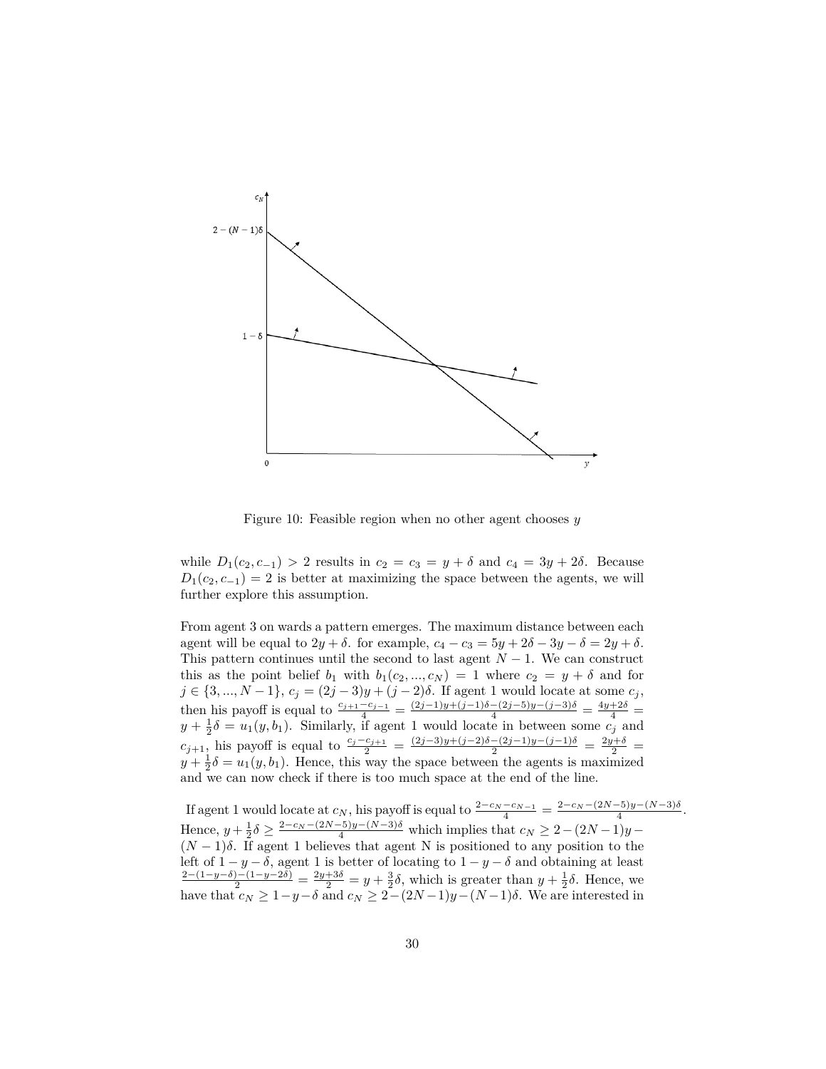Figure 10: Feasible region when no other agent chooses $y$

while $D_1(c_2, c_{-1}) > 2$ results in $c_2 = c_3 = y + \delta$ and $c_4 = 3y + 2\delta$. Because $D_1(c_2, c_{-1}) = 2$ is better at maximizing the space between the agents, we will further explore this assumption.

From agent 3 on wards a pattern emerges. The maximum distance between each agent will be equal to $2y + \delta$. for example, $c_4 - c_3 = 5y + 2\delta - 3y - \delta = 2y + \delta$. This pattern continues until the second to last agent $N - 1$. We can construct this as the point belief $b_1$ with $b_1(c_2, ..., c_N) = 1$ where $c_2 = y + \delta$ and for $j \in \{3, ..., N-1\}$, $c_j = (2j-3)y + (j-2)\delta$. If agent 1 would locate at some $c_j$, then his payoff is equal to $\frac{c_{j+1} - c_{j-1}}{4} = \frac{(2j-1)y + (j-1)\delta - (2j-5)y - (j-3)\delta}{4} = \frac{4y + 2\delta}{4} = y + \frac{1}{2}\delta = u_1(y, b_1)$. Similarly, if agent 1 would locate in between some $c_j$ and $c_{j+1}$, his payoff is equal to $\frac{c_j - c_{j+1}}{2} = \frac{(2j-3)y + (j-2)\delta - (2j-1)y - (j-1)\delta}{2} = \frac{2y + \delta}{2} = y + \frac{1}{2}\delta = u_1(y, b_1)$. Hence, this way the space between the agents is maximized and we can now check if there is too much space at the end of the line.

If agent 1 would locate at $c_N$, his payoff is equal to $\frac{2 - c_N - c_{N-1}}{4} = \frac{2 - c_N - (2N-5)y - (N-3)\delta}{4}$. Hence, $y + \frac{1}{2}\delta \geq \frac{2 - c_N - (2N-5)y - (N-3)\delta}{4}$ which implies that $c_N \geq 2 - (2N-1)y - (N-1)\delta$. If agent 1 believes that agent N is positioned to any position to the left of $1 - y - \delta$, agent 1 is better of locating to $1 - y - \delta$ and obtaining at least $\frac{2 - (1 - y - \delta) - (1 - y - 2\delta)}{2} = \frac{2y + 3\delta}{2} = y + \frac{3}{2}\delta$, which is greater than $y + \frac{1}{2}\delta$. Hence, we have that $c_N \geq 1 - y - \delta$ and $c_N \geq 2 - (2N-1)y - (N-1)\delta$. We are interested in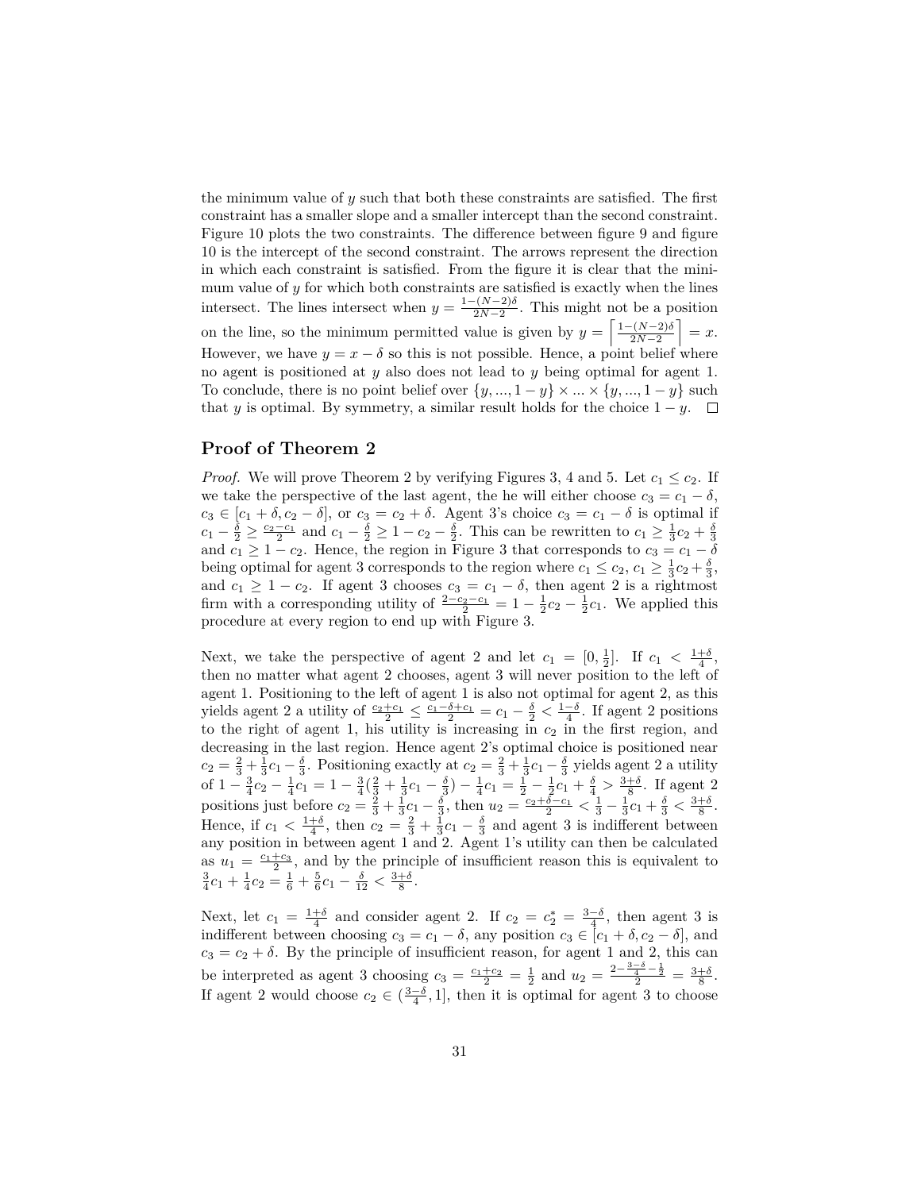the minimum value of $y$ such that both these constraints are satisfied. The first constraint has a smaller slope and a smaller intercept than the second constraint. Figure 10 plots the two constraints. The difference between figure 9 and figure 10 is the intercept of the second constraint. The arrows represent the direction in which each constraint is satisfied. From the figure it is clear that the minimum value of $y$ for which both constraints are satisfied is exactly when the lines intersect. The lines intersect when $y = \frac{1-(N-2)\delta}{2N-2}$. This might not be a position on the line, so the minimum permitted value is given by $y = \left\lceil \frac{1-(N-2)\delta}{2N-2} \right\rceil = x$. However, we have $y = x - \delta$ so this is not possible. Hence, a point belief where no agent is positioned at $y$ also does not lead to $y$ being optimal for agent 1. To conclude, there is no point belief over $\{y, ..., 1-y\} \times ... \times \{y, ..., 1-y\}$ such that $y$ is optimal. By symmetry, a similar result holds for the choice $1 - y$. □

## Proof of Theorem 2

*Proof.* We will prove Theorem 2 by verifying Figures 3, 4 and 5. Let $c_1 \leq c_2$. If we take the perspective of the last agent, the he will either choose $c_3 = c_1 - \delta$, $c_3 \in [c_1 + \delta, c_2 - \delta]$, or $c_3 = c_2 + \delta$. Agent 3's choice $c_3 = c_1 - \delta$ is optimal if $c_1 - \frac{\delta}{2} \geq \frac{c_2 - c_1}{2}$ and $c_1 - \frac{\delta}{2} \geq 1 - c_2 - \frac{\delta}{2}$. This can be rewritten to $c_1 \geq \frac{1}{3}c_2 + \frac{\delta}{3}$ and $c_1 \geq 1 - c_2$. Hence, the region in Figure 3 that corresponds to $c_3 = c_1 - \delta$ being optimal for agent 3 corresponds to the region where $c_1 \leq c_2$, $c_1 \geq \frac{1}{3}c_2 + \frac{\delta}{3}$, and $c_1 \geq 1 - c_2$. If agent 3 chooses $c_3 = c_1 - \delta$, then agent 2 is a rightmost firm with a corresponding utility of $\frac{2 - c_2 - c_1}{2} = 1 - \frac{1}{2}c_2 - \frac{1}{2}c_1$. We applied this procedure at every region to end up with Figure 3.

Next, we take the perspective of agent 2 and let $c_1 = [0, \frac{1}{2}]$. If $c_1 < \frac{1+\delta}{4}$, then no matter what agent 2 chooses, agent 3 will never position to the left of agent 1. Positioning to the left of agent 1 is also not optimal for agent 2, as this yields agent 2 a utility of $\frac{c_2 + c_1}{2} \leq \frac{c_1 - \delta + c_1}{2} = c_1 - \frac{\delta}{2} < \frac{1-\delta}{4}$. If agent 2 positions to the right of agent 1, his utility is increasing in $c_2$ in the first region, and decreasing in the last region. Hence agent 2's optimal choice is positioned near $c_2 = \frac{2}{3} + \frac{1}{3}c_1 - \frac{\delta}{3}$. Positioning exactly at $c_2 = \frac{2}{3} + \frac{1}{3}c_1 - \frac{\delta}{3}$ yields agent 2 a utility of $1 - \frac{3}{4}c_2 - \frac{1}{4}c_1 = 1 - \frac{3}{4}(\frac{2}{3} + \frac{1}{3}c_1 - \frac{\delta}{3}) - \frac{1}{4}c_1 = \frac{1}{2} - \frac{1}{2}c_1 + \frac{\delta}{4} > \frac{3+\delta}{8}$. If agent 2 positions just before $c_2 = \frac{2}{3} + \frac{1}{3}c_1 - \frac{\delta}{3}$, then $u_2 = \frac{c_2 + \delta - c_1}{2} < \frac{1}{3} - \frac{1}{3}c_1 + \frac{\delta}{3} < \frac{3+\delta}{8}$. Hence, if $c_1 < \frac{1+\delta}{4}$, then $c_2 = \frac{2}{3} + \frac{1}{3}c_1 - \frac{\delta}{3}$ and agent 3 is indifferent between any position in between agent 1 and 2. Agent 1's utility can then be calculated as $u_1 = \frac{c_1 + c_3}{2}$, and by the principle of insufficient reason this is equivalent to $\frac{3}{4}c_1 + \frac{1}{4}c_2 = \frac{1}{6} + \frac{5}{6}c_1 - \frac{\delta}{12} < \frac{3+\delta}{8}$.

Next, let $c_1 = \frac{1+\delta}{4}$ and consider agent 2. If $c_2 = c_2^* = \frac{3-\delta}{4}$, then agent 3 is indifferent between choosing $c_3 = c_1 - \delta$, any position $c_3 \in [c_1 + \delta, c_2 - \delta]$, and $c_3 = c_2 + \delta$. By the principle of insufficient reason, for agent 1 and 2, this can be interpreted as agent 3 choosing $c_3 = \frac{c_1 + c_2}{2} = \frac{1}{2}$ and $u_2 = \frac{2 - \frac{3-\delta}{4} - \frac{1}{2}}{2} = \frac{3+\delta}{8}$. If agent 2 would choose $c_2 \in (\frac{3-\delta}{4}, 1]$, then it is optimal for agent 3 to choose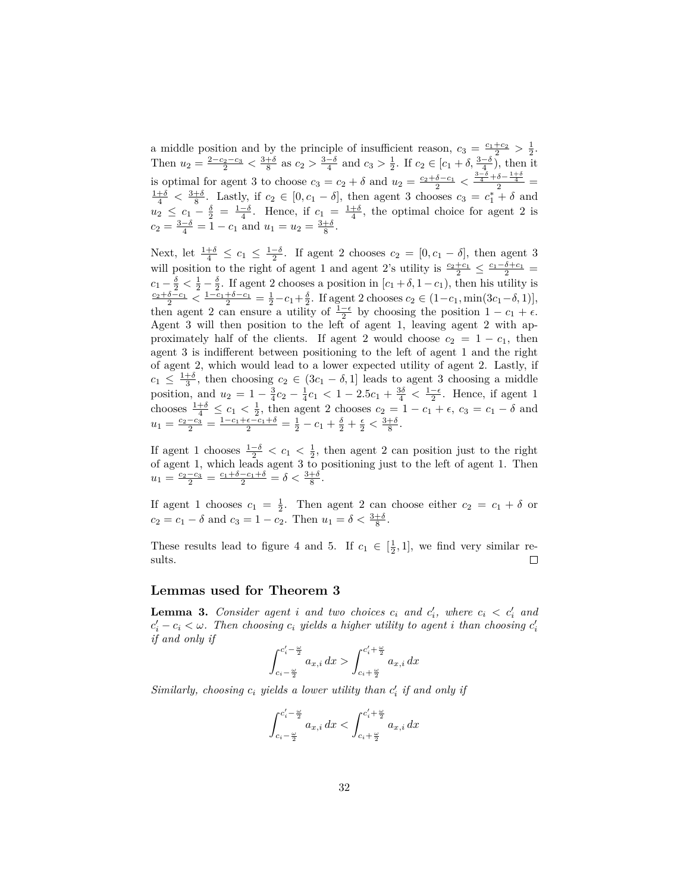a middle position and by the principle of insufficient reason, $c_3 = \frac{c_1+c_2}{2} > \frac{1}{2}$. Then $u_2 = \frac{2-c_2-c_3}{2} < \frac{3+\delta}{8}$ as $c_2 > \frac{3-\delta}{4}$ and $c_3 > \frac{1}{2}$. If $c_2 \in [c_1+\delta, \frac{3-\delta}{4})$, then it is optimal for agent 3 to choose $c_3 = c_2 + \delta$ and $u_2 = \frac{c_2+\delta-c_1}{2} < \frac{\frac{3-\delta}{4}+\delta-\frac{1+\delta}{4}}{2} = \frac{1+\delta}{4} < \frac{3+\delta}{8}$. Lastly, if $c_2 \in [0, c_1-\delta]$, then agent 3 chooses $c_3 = c_1^* + \delta$ and $u_2 \leq c_1 - \frac{\delta}{2} = \frac{1-\delta}{4}$. Hence, if $c_1 = \frac{1+\delta}{4}$, the optimal choice for agent 2 is $c_2 = \frac{3-\delta}{4} = 1 - c_1$ and $u_1 = u_2 = \frac{3+\delta}{8}$.

Next, let $\frac{1+\delta}{4} \leq c_1 \leq \frac{1-\delta}{2}$. If agent 2 chooses $c_2 = [0, c_1-\delta]$, then agent 3 will position to the right of agent 1 and agent 2's utility is $\frac{c_2+c_1}{2} \leq \frac{c_1-\delta+c_1}{2} = c_1 - \frac{\delta}{2} < \frac{1}{2} - \frac{\delta}{2}$. If agent 2 chooses a position in $[c_1+\delta, 1-c_1)$, then his utility is $\frac{c_2+\delta-c_1}{2} < \frac{1-c_1+\delta-c_1}{2} = \frac{1}{2} - c_1 + \frac{\delta}{2}$. If agent 2 chooses $c_2 \in (1-c_1, \min(3c_1-\delta, 1)]$, then agent 2 can ensure a utility of $\frac{1-\epsilon}{2}$ by choosing the position $1 - c_1 + \epsilon$. Agent 3 will then position to the left of agent 1, leaving agent 2 with approximately half of the clients. If agent 2 would choose $c_2 = 1 - c_1$, then agent 3 is indifferent between positioning to the left of agent 1 and the right of agent 2, which would lead to a lower expected utility of agent 2. Lastly, if $c_1 \leq \frac{1+\delta}{3}$, then choosing $c_2 \in (3c_1-\delta, 1]$ leads to agent 3 choosing a middle position, and $u_2 = 1 - \frac{3}{4}c_2 - \frac{1}{4}c_1 < 1 - 2.5c_1 + \frac{3\delta}{4} < \frac{1-\epsilon}{2}$. Hence, if agent 1 chooses $\frac{1+\delta}{4} \leq c_1 < \frac{1}{2}$, then agent 2 chooses $c_2 = 1 - c_1 + \epsilon$, $c_3 = c_1 - \delta$ and $u_1 = \frac{c_2-c_3}{2} = \frac{1-c_1+\epsilon-c_1+\delta}{2} = \frac{1}{2} - c_1 + \frac{\delta}{2} + \frac{\epsilon}{2} < \frac{3+\delta}{8}$.

If agent 1 chooses $\frac{1-\delta}{2} < c_1 < \frac{1}{2}$, then agent 2 can position just to the right of agent 1, which leads agent 3 to positioning just to the left of agent 1. Then $u_1 = \frac{c_2-c_3}{2} = \frac{c_1+\delta-c_1+\delta}{2} = \delta < \frac{3+\delta}{8}$.

If agent 1 chooses $c_1 = \frac{1}{2}$. Then agent 2 can choose either $c_2 = c_1 + \delta$ or $c_2 = c_1 - \delta$ and $c_3 = 1 - c_2$. Then $u_1 = \delta < \frac{3+\delta}{8}$.

These results lead to figure 4 and 5. If $c_1 \in [\frac{1}{2}, 1]$, we find very similar results. □

### Lemmas used for Theorem 3

**Lemma 3.** *Consider agent $i$ and two choices $c_i$ and $c_i'$, where $c_i < c_i'$ and $c_i' - c_i < \omega$. Then choosing $c_i$ yields a higher utility to agent $i$ than choosing $c_i'$ if and only if*

$$\int_{c_i-\frac{\omega}{2}}^{c_i'-\frac{\omega}{2}} a_{x,i}\,dx > \int_{c_i+\frac{\omega}{2}}^{c_i'+\frac{\omega}{2}} a_{x,i}\,dx$$

*Similarly, choosing $c_i$ yields a lower utility than $c_i'$ if and only if*

$$\int_{c_i-\frac{\omega}{2}}^{c_i'-\frac{\omega}{2}} a_{x,i}\,dx < \int_{c_i+\frac{\omega}{2}}^{c_i'+\frac{\omega}{2}} a_{x,i}\,dx$$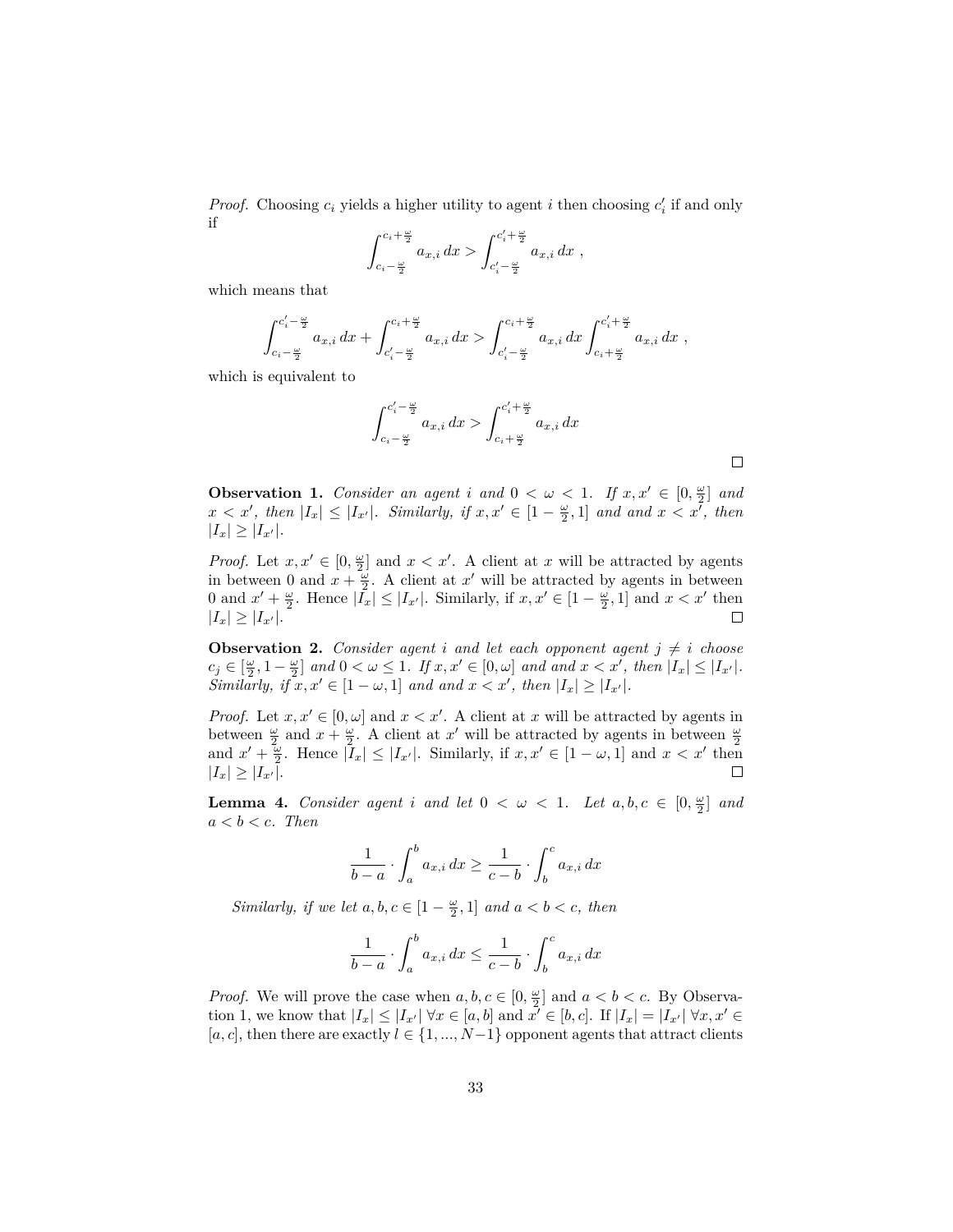*Proof.* Choosing $c_i$ yields a higher utility to agent $i$ then choosing $c_i'$ if and only if

$$\int_{c_i-\frac{\omega}{2}}^{c_i+\frac{\omega}{2}} a_{x,i}\,dx > \int_{c_i'-\frac{\omega}{2}}^{c_i'+\frac{\omega}{2}} a_{x,i}\,dx\ ,$$

which means that

$$\int_{c_i-\frac{\omega}{2}}^{c_i'-\frac{\omega}{2}} a_{x,i}\,dx + \int_{c_i'-\frac{\omega}{2}}^{c_i+\frac{\omega}{2}} a_{x,i}\,dx > \int_{c_i'-\frac{\omega}{2}}^{c_i+\frac{\omega}{2}} a_{x,i}\,dx \int_{c_i+\frac{\omega}{2}}^{c_i'+\frac{\omega}{2}} a_{x,i}\,dx\ ,$$

which is equivalent to

$$\int_{c_i-\frac{\omega}{2}}^{c_i'-\frac{\omega}{2}} a_{x,i}\,dx > \int_{c_i+\frac{\omega}{2}}^{c_i'+\frac{\omega}{2}} a_{x,i}\,dx$$

□

**Observation 1.** *Consider an agent $i$ and $0 < \omega < 1$. If $x, x' \in [0, \frac{\omega}{2}]$ and $x < x'$, then $|I_x| \le |I_{x'}|$. Similarly, if $x, x' \in [1 - \frac{\omega}{2}, 1]$ and and $x < x'$, then $|I_x| \ge |I_{x'}|$.*

*Proof.* Let $x, x' \in [0, \frac{\omega}{2}]$ and $x < x'$. A client at $x$ will be attracted by agents in between 0 and $x + \frac{\omega}{2}$. A client at $x'$ will be attracted by agents in between 0 and $x' + \frac{\omega}{2}$. Hence $|I_x| \le |I_{x'}|$. Similarly, if $x, x' \in [1 - \frac{\omega}{2}, 1]$ and $x < x'$ then $|I_x| \ge |I_{x'}|$. □

**Observation 2.** *Consider agent $i$ and let each opponent agent $j \neq i$ choose $c_j \in [\frac{\omega}{2}, 1 - \frac{\omega}{2}]$ and $0 < \omega \le 1$. If $x, x' \in [0, \omega]$ and and $x < x'$, then $|I_x| \le |I_{x'}|$. Similarly, if $x, x' \in [1 - \omega, 1]$ and and $x < x'$, then $|I_x| \ge |I_{x'}|$.*

*Proof.* Let $x, x' \in [0, \omega]$ and $x < x'$. A client at $x$ will be attracted by agents in between $\frac{\omega}{2}$ and $x + \frac{\omega}{2}$. A client at $x'$ will be attracted by agents in between $\frac{\omega}{2}$ and $x' + \frac{\omega}{2}$. Hence $|I_x| \le |I_{x'}|$. Similarly, if $x, x' \in [1 - \omega, 1]$ and $x < x'$ then $|I_x| \ge |I_{x'}|$. □

**Lemma 4.** *Consider agent $i$ and let $0 < \omega < 1$. Let $a, b, c \in [0, \frac{\omega}{2}]$ and $a < b < c$. Then*

$$\frac{1}{b-a} \cdot \int_a^b a_{x,i}\,dx \ge \frac{1}{c-b} \cdot \int_b^c a_{x,i}\,dx$$

*Similarly, if we let $a, b, c \in [1 - \frac{\omega}{2}, 1]$ and $a < b < c$, then*

$$\frac{1}{b-a} \cdot \int_a^b a_{x,i}\,dx \le \frac{1}{c-b} \cdot \int_b^c a_{x,i}\,dx$$

*Proof.* We will prove the case when $a, b, c \in [0, \frac{\omega}{2}]$ and $a < b < c$. By Observation 1, we know that $|I_x| \le |I_{x'}|\ \forall x \in [a, b]$ and $x' \in [b, c]$. If $|I_x| = |I_{x'}|\ \forall x, x' \in [a, c]$, then there are exactly $l \in \{1, ..., N-1\}$ opponent agents that attract clients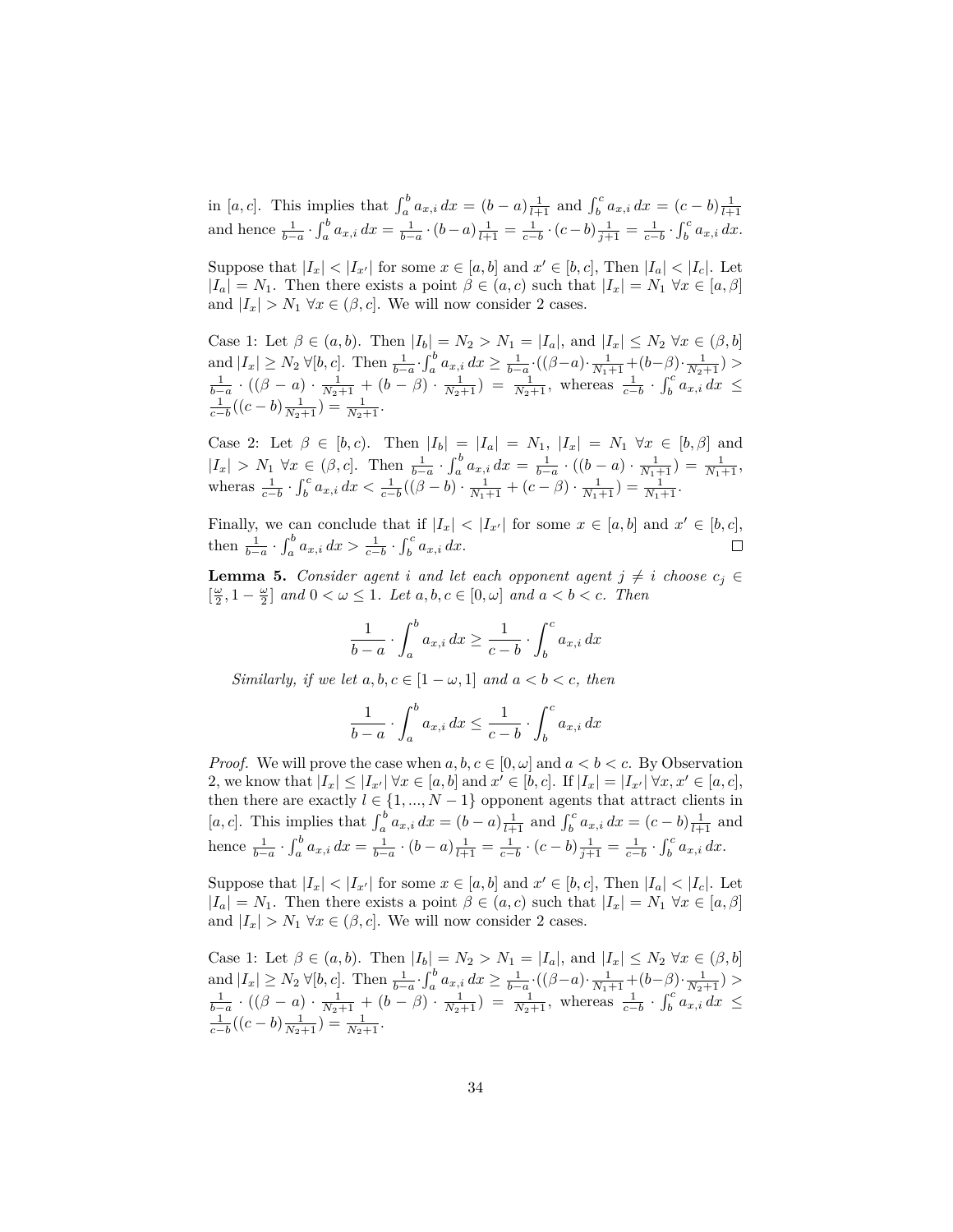in $[a,c]$. This implies that $\int_a^b a_{x,i}\,dx = (b-a)\frac{1}{l+1}$ and $\int_b^c a_{x,i}\,dx = (c-b)\frac{1}{l+1}$ and hence $\frac{1}{b-a}\cdot\int_a^b a_{x,i}\,dx = \frac{1}{b-a}\cdot(b-a)\frac{1}{l+1} = \frac{1}{c-b}\cdot(c-b)\frac{1}{j+1} = \frac{1}{c-b}\cdot\int_b^c a_{x,i}\,dx$.

Suppose that $|I_x| < |I_{x'}|$ for some $x \in [a,b]$ and $x' \in [b,c]$, Then $|I_a| < |I_c|$. Let $|I_a| = N_1$. Then there exists a point $\beta \in (a,c)$ such that $|I_x| = N_1\ \forall x \in [a,\beta]$ and $|I_x| > N_1\ \forall x \in (\beta, c]$. We will now consider 2 cases.

Case 1: Let $\beta \in (a,b)$. Then $|I_b| = N_2 > N_1 = |I_a|$, and $|I_x| \leq N_2\ \forall x \in (\beta, b]$ and $|I_x| \geq N_2\ \forall [b,c]$. Then $\frac{1}{b-a}\cdot\int_a^b a_{x,i}\,dx \geq \frac{1}{b-a}\cdot((\beta-a)\cdot\frac{1}{N_1+1}+(b-\beta)\cdot\frac{1}{N_2+1}) > \frac{1}{b-a}\cdot((\beta-a)\cdot\frac{1}{N_2+1}+(b-\beta)\cdot\frac{1}{N_2+1}) = \frac{1}{N_2+1}$, whereas $\frac{1}{c-b}\cdot\int_b^c a_{x,i}\,dx \leq \frac{1}{c-b}((c-b)\frac{1}{N_2+1}) = \frac{1}{N_2+1}$.

Case 2: Let $\beta \in [b,c)$. Then $|I_b| = |I_a| = N_1$, $|I_x| = N_1\ \forall x \in [b,\beta]$ and $|I_x| > N_1\ \forall x \in (\beta, c]$. Then $\frac{1}{b-a}\cdot\int_a^b a_{x,i}\,dx = \frac{1}{b-a}\cdot((b-a)\cdot\frac{1}{N_1+1}) = \frac{1}{N_1+1}$, wheras $\frac{1}{c-b}\cdot\int_b^c a_{x,i}\,dx < \frac{1}{c-b}((\beta-b)\cdot\frac{1}{N_1+1}+(c-\beta)\cdot\frac{1}{N_1+1}) = \frac{1}{N_1+1}$.

Finally, we can conclude that if $|I_x| < |I_{x'}|$ for some $x \in [a,b]$ and $x' \in [b,c]$, then $\frac{1}{b-a}\cdot\int_a^b a_{x,i}\,dx > \frac{1}{c-b}\cdot\int_b^c a_{x,i}\,dx$. □

**Lemma 5.** *Consider agent $i$ and let each opponent agent $j \neq i$ choose $c_j \in [\frac{\omega}{2}, 1-\frac{\omega}{2}]$ and $0 < \omega \leq 1$. Let $a,b,c \in [0,\omega]$ and $a < b < c$. Then*

$$\frac{1}{b-a}\cdot\int_a^b a_{x,i}\,dx \geq \frac{1}{c-b}\cdot\int_b^c a_{x,i}\,dx$$

*Similarly, if we let $a,b,c \in [1-\omega, 1]$ and $a < b < c$, then*

$$\frac{1}{b-a}\cdot\int_a^b a_{x,i}\,dx \leq \frac{1}{c-b}\cdot\int_b^c a_{x,i}\,dx$$

*Proof.* We will prove the case when $a,b,c \in [0,\omega]$ and $a < b < c$. By Observation 2, we know that $|I_x| \leq |I_{x'}|\ \forall x \in [a,b]$ and $x' \in [b,c]$. If $|I_x| = |I_{x'}|\ \forall x, x' \in [a,c]$, then there are exactly $l \in \{1,...,N-1\}$ opponent agents that attract clients in $[a,c]$. This implies that $\int_a^b a_{x,i}\,dx = (b-a)\frac{1}{l+1}$ and $\int_b^c a_{x,i}\,dx = (c-b)\frac{1}{l+1}$ and hence $\frac{1}{b-a}\cdot\int_a^b a_{x,i}\,dx = \frac{1}{b-a}\cdot(b-a)\frac{1}{l+1} = \frac{1}{c-b}\cdot(c-b)\frac{1}{j+1} = \frac{1}{c-b}\cdot\int_b^c a_{x,i}\,dx$.

Suppose that $|I_x| < |I_{x'}|$ for some $x \in [a,b]$ and $x' \in [b,c]$, Then $|I_a| < |I_c|$. Let $|I_a| = N_1$. Then there exists a point $\beta \in (a,c)$ such that $|I_x| = N_1\ \forall x \in [a,\beta]$ and $|I_x| > N_1\ \forall x \in (\beta, c]$. We will now consider 2 cases.

Case 1: Let $\beta \in (a,b)$. Then $|I_b| = N_2 > N_1 = |I_a|$, and $|I_x| \leq N_2\ \forall x \in (\beta, b]$ and $|I_x| \geq N_2\ \forall [b,c]$. Then $\frac{1}{b-a}\cdot\int_a^b a_{x,i}\,dx \geq \frac{1}{b-a}\cdot((\beta-a)\cdot\frac{1}{N_1+1}+(b-\beta)\cdot\frac{1}{N_2+1}) > \frac{1}{b-a}\cdot((\beta-a)\cdot\frac{1}{N_2+1}+(b-\beta)\cdot\frac{1}{N_2+1}) = \frac{1}{N_2+1}$, whereas $\frac{1}{c-b}\cdot\int_b^c a_{x,i}\,dx \leq \frac{1}{c-b}((c-b)\frac{1}{N_2+1}) = \frac{1}{N_2+1}$.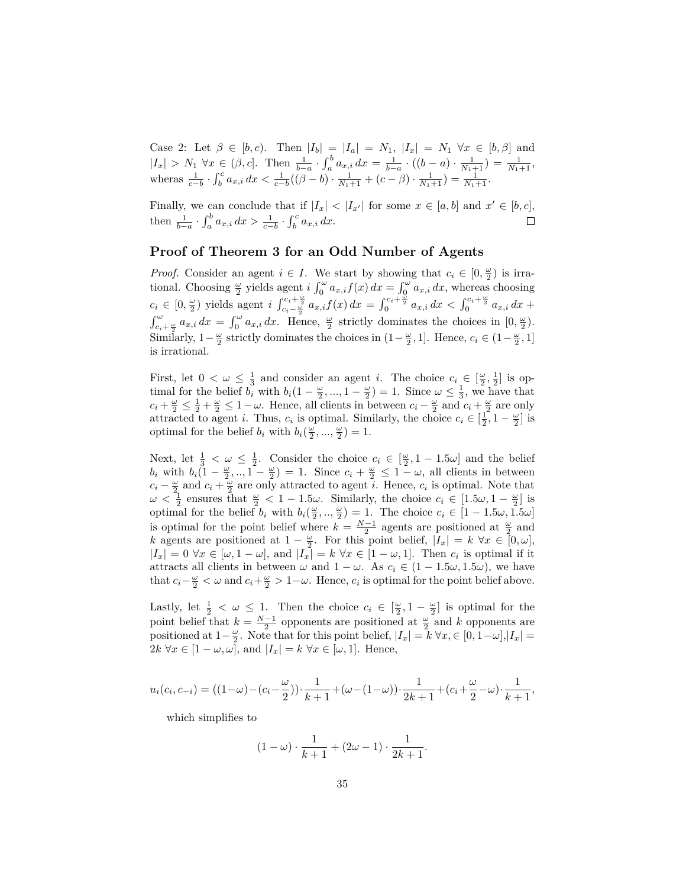Case 2: Let $\beta \in [b, c)$. Then $|I_b| = |I_a| = N_1$, $|I_x| = N_1 \ \forall x \in [b, \beta]$ and $|I_x| > N_1 \ \forall x \in (\beta, c]$. Then $\frac{1}{b-a} \cdot \int_a^b a_{x,i}\, dx = \frac{1}{b-a} \cdot ((b-a) \cdot \frac{1}{N_1+1}) = \frac{1}{N_1+1}$, wheras $\frac{1}{c-b} \cdot \int_b^c a_{x,i}\, dx < \frac{1}{c-b}((\beta - b) \cdot \frac{1}{N_1+1} + (c - \beta) \cdot \frac{1}{N_1+1}) = \frac{1}{N_1+1}$.

Finally, we can conclude that if $|I_x| < |I_{x'}|$ for some $x \in [a, b]$ and $x' \in [b, c]$, then $\frac{1}{b-a} \cdot \int_a^b a_{x,i}\, dx > \frac{1}{c-b} \cdot \int_b^c a_{x,i}\, dx$. □

## Proof of Theorem 3 for an Odd Number of Agents

*Proof.* Consider an agent $i \in I$. We start by showing that $c_i \in [0, \frac{\omega}{2})$ is irrational. Choosing $\frac{\omega}{2}$ yields agent $i$ $\int_0^\omega a_{x,i} f(x)\, dx = \int_0^\omega a_{x,i}\, dx$, whereas choosing $c_i \in [0, \frac{\omega}{2})$ yields agent $i$ $\int_{c_i - \frac{\omega}{2}}^{c_i + \frac{\omega}{2}} a_{x,i} f(x)\, dx = \int_0^{c_i + \frac{\omega}{2}} a_{x,i}\, dx < \int_0^{c_i + \frac{\omega}{2}} a_{x,i}\, dx + \int_{c_i + \frac{\omega}{2}}^{\omega} a_{x,i}\, dx = \int_0^\omega a_{x,i}\, dx$. Hence, $\frac{\omega}{2}$ strictly dominates the choices in $[0, \frac{\omega}{2})$. Similarly, $1 - \frac{\omega}{2}$ strictly dominates the choices in $(1 - \frac{\omega}{2}, 1]$. Hence, $c_i \in (1 - \frac{\omega}{2}, 1]$ is irrational.

First, let $0 < \omega \leq \frac{1}{3}$ and consider an agent $i$. The choice $c_i \in [\frac{\omega}{2}, \frac{1}{2}]$ is optimal for the belief $b_i$ with $b_i(1 - \frac{\omega}{2}, ..., 1 - \frac{\omega}{2}) = 1$. Since $\omega \leq \frac{1}{3}$, we have that $c_i + \frac{\omega}{2} \leq \frac{1}{2} + \frac{\omega}{2} \leq 1 - \omega$. Hence, all clients in between $c_i - \frac{\omega}{2}$ and $c_i + \frac{\omega}{2}$ are only attracted to agent $i$. Thus, $c_i$ is optimal. Similarly, the choice $c_i \in [\frac{1}{2}, 1 - \frac{\omega}{2}]$ is optimal for the belief $b_i$ with $b_i(\frac{\omega}{2}, ..., \frac{\omega}{2}) = 1$.

Next, let $\frac{1}{3} < \omega \leq \frac{1}{2}$. Consider the choice $c_i \in [\frac{\omega}{2}, 1 - 1.5\omega]$ and the belief $b_i$ with $b_i(1 - \frac{\omega}{2}, .., 1 - \frac{\omega}{2}) = 1$. Since $c_i + \frac{\omega}{2} \leq 1 - \omega$, all clients in between $c_i - \frac{\omega}{2}$ and $c_i + \frac{\omega}{2}$ are only attracted to agent $i$. Hence, $c_i$ is optimal. Note that $\omega < \frac{1}{2}$ ensures that $\frac{\omega}{2} < 1 - 1.5\omega$. Similarly, the choice $c_i \in [1.5\omega, 1 - \frac{\omega}{2}]$ is optimal for the belief $b_i$ with $b_i(\frac{\omega}{2}, .., \frac{\omega}{2}) = 1$. The choice $c_i \in [1 - 1.5\omega, 1.5\omega]$ is optimal for the point belief where $k = \frac{N-1}{2}$ agents are positioned at $\frac{\omega}{2}$ and $k$ agents are positioned at $1 - \frac{\omega}{2}$. For this point belief, $|I_x| = k \ \forall x \in [0, \omega]$, $|I_x| = 0 \ \forall x \in [\omega, 1 - \omega]$, and $|I_x| = k \ \forall x \in [1 - \omega, 1]$. Then $c_i$ is optimal if it attracts all clients in between $\omega$ and $1 - \omega$. As $c_i \in (1 - 1.5\omega, 1.5\omega)$, we have that $c_i - \frac{\omega}{2} < \omega$ and $c_i + \frac{\omega}{2} > 1 - \omega$. Hence, $c_i$ is optimal for the point belief above.

Lastly, let $\frac{1}{2} < \omega \leq 1$. Then the choice $c_i \in [\frac{\omega}{2}, 1 - \frac{\omega}{2}]$ is optimal for the point belief that $k = \frac{N-1}{2}$ opponents are positioned at $\frac{\omega}{2}$ and $k$ opponents are positioned at $1 - \frac{\omega}{2}$. Note that for this point belief, $|I_x| = k \ \forall x, \in [0, 1 - \omega]$, $|I_x| = 2k \ \forall x \in [1 - \omega, \omega]$, and $|I_x| = k \ \forall x \in [\omega, 1]$. Hence,

$$u_i(c_i, c_{-i}) = ((1-\omega) - (c_i - \frac{\omega}{2})) \cdot \frac{1}{k+1} + (\omega - (1-\omega)) \cdot \frac{1}{2k+1} + (c_i + \frac{\omega}{2} - \omega) \cdot \frac{1}{k+1},$$

which simplifies to

$$(1 - \omega) \cdot \frac{1}{k+1} + (2\omega - 1) \cdot \frac{1}{2k+1}.$$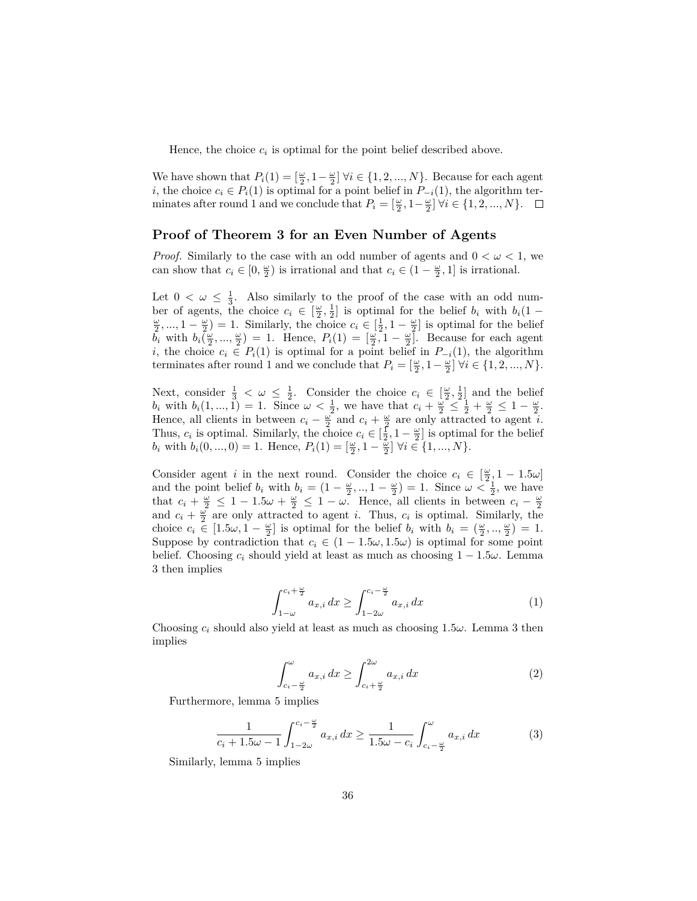Hence, the choice $c_i$ is optimal for the point belief described above.

We have shown that $P_i(1) = [\frac{\omega}{2}, 1-\frac{\omega}{2}]\ \forall i \in \{1, 2, ..., N\}$. Because for each agent $i$, the choice $c_i \in P_i(1)$ is optimal for a point belief in $P_{-i}(1)$, the algorithm terminates after round 1 and we conclude that $P_i = [\frac{\omega}{2}, 1-\frac{\omega}{2}]\ \forall i \in \{1, 2, ..., N\}$. $\square$

## Proof of Theorem 3 for an Even Number of Agents

*Proof.* Similarly to the case with an odd number of agents and $0 < \omega < 1$, we can show that $c_i \in [0, \frac{\omega}{2})$ is irrational and that $c_i \in (1 - \frac{\omega}{2}, 1]$ is irrational.

Let $0 < \omega \leq \frac{1}{3}$. Also similarly to the proof of the case with an odd number of agents, the choice $c_i \in [\frac{\omega}{2}, \frac{1}{2}]$ is optimal for the belief $b_i$ with $b_i(1 - \frac{\omega}{2}, ..., 1 - \frac{\omega}{2}) = 1$. Similarly, the choice $c_i \in [\frac{1}{2}, 1 - \frac{\omega}{2}]$ is optimal for the belief $b_i$ with $b_i(\frac{\omega}{2}, ..., \frac{\omega}{2}) = 1$. Hence, $P_i(1) = [\frac{\omega}{2}, 1 - \frac{\omega}{2}]$. Because for each agent $i$, the choice $c_i \in P_i(1)$ is optimal for a point belief in $P_{-i}(1)$, the algorithm terminates after round 1 and we conclude that $P_i = [\frac{\omega}{2}, 1 - \frac{\omega}{2}]\ \forall i \in \{1, 2, ..., N\}$.

Next, consider $\frac{1}{3} < \omega \leq \frac{1}{2}$. Consider the choice $c_i \in [\frac{\omega}{2}, \frac{1}{2}]$ and the belief $b_i$ with $b_i(1, ..., 1) = 1$. Since $\omega < \frac{1}{2}$, we have that $c_i + \frac{\omega}{2} \leq \frac{1}{2} + \frac{\omega}{2} \leq 1 - \frac{\omega}{2}$. Hence, all clients in between $c_i - \frac{\omega}{2}$ and $c_i + \frac{\omega}{2}$ are only attracted to agent $i$. Thus, $c_i$ is optimal. Similarly, the choice $c_i \in [\frac{1}{2}, 1 - \frac{\omega}{2}]$ is optimal for the belief $b_i$ with $b_i(0, ..., 0) = 1$. Hence, $P_i(1) = [\frac{\omega}{2}, 1 - \frac{\omega}{2}]\ \forall i \in \{1, ..., N\}$.

Consider agent $i$ in the next round. Consider the choice $c_i \in [\frac{\omega}{2}, 1 - 1.5\omega]$ and the point belief $b_i$ with $b_i = (1 - \frac{\omega}{2}, .., 1 - \frac{\omega}{2}) = 1$. Since $\omega < \frac{1}{2}$, we have that $c_i + \frac{\omega}{2} \leq 1 - 1.5\omega + \frac{\omega}{2} \leq 1 - \omega$. Hence, all clients in between $c_i - \frac{\omega}{2}$ and $c_i + \frac{\omega}{2}$ are only attracted to agent $i$. Thus, $c_i$ is optimal. Similarly, the choice $c_i \in [1.5\omega, 1 - \frac{\omega}{2}]$ is optimal for the belief $b_i$ with $b_i = (\frac{\omega}{2}, .., \frac{\omega}{2}) = 1$. Suppose by contradiction that $c_i \in (1 - 1.5\omega, 1.5\omega)$ is optimal for some point belief. Choosing $c_i$ should yield at least as much as choosing $1 - 1.5\omega$. Lemma 3 then implies

$$\int_{1-\omega}^{c_i+\frac{\omega}{2}} a_{x,i}\, dx \geq \int_{1-2\omega}^{c_i-\frac{\omega}{2}} a_{x,i}\, dx \tag{1}$$

Choosing $c_i$ should also yield at least as much as choosing $1.5\omega$. Lemma 3 then implies

$$\int_{c_i-\frac{\omega}{2}}^{\omega} a_{x,i}\, dx \geq \int_{c_i+\frac{\omega}{2}}^{2\omega} a_{x,i}\, dx \tag{2}$$

Furthermore, lemma 5 implies

$$\frac{1}{c_i + 1.5\omega - 1} \int_{1-2\omega}^{c_i-\frac{\omega}{2}} a_{x,i}\, dx \geq \frac{1}{1.5\omega - c_i} \int_{c_i-\frac{\omega}{2}}^{\omega} a_{x,i}\, dx \tag{3}$$

Similarly, lemma 5 implies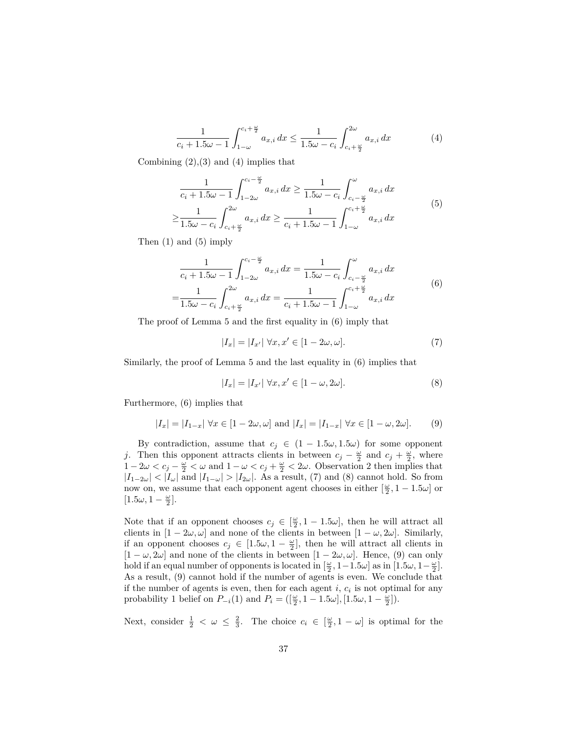$$\frac{1}{c_i + 1.5\omega - 1}\int_{1-\omega}^{c_i+\frac{\omega}{2}} a_{x,i}\,dx \leq \frac{1}{1.5\omega - c_i}\int_{c_i+\frac{\omega}{2}}^{2\omega} a_{x,i}\,dx \tag{4}$$

Combining (2),(3) and (4) implies that

$$\begin{aligned}
&\frac{1}{c_i + 1.5\omega - 1}\int_{1-2\omega}^{c_i-\frac{\omega}{2}} a_{x,i}\,dx \geq \frac{1}{1.5\omega - c_i}\int_{c_i-\frac{\omega}{2}}^{\omega} a_{x,i}\,dx \\
\geq&\frac{1}{1.5\omega - c_i}\int_{c_i+\frac{\omega}{2}}^{2\omega} a_{x,i}\,dx \geq \frac{1}{c_i + 1.5\omega - 1}\int_{1-\omega}^{c_i+\frac{\omega}{2}} a_{x,i}\,dx
\end{aligned} \tag{5}$$

Then (1) and (5) imply

$$\begin{aligned}
&\frac{1}{c_i + 1.5\omega - 1}\int_{1-2\omega}^{c_i-\frac{\omega}{2}} a_{x,i}\,dx = \frac{1}{1.5\omega - c_i}\int_{c_i-\frac{\omega}{2}}^{\omega} a_{x,i}\,dx \\
=&\frac{1}{1.5\omega - c_i}\int_{c_i+\frac{\omega}{2}}^{2\omega} a_{x,i}\,dx = \frac{1}{c_i + 1.5\omega - 1}\int_{1-\omega}^{c_i+\frac{\omega}{2}} a_{x,i}\,dx
\end{aligned} \tag{6}$$

The proof of Lemma 5 and the first equality in (6) imply that

$$|I_x| = |I_{x'}| \;\forall x, x' \in [1-2\omega, \omega]. \tag{7}$$

Similarly, the proof of Lemma 5 and the last equality in (6) implies that

$$|I_x| = |I_{x'}| \;\forall x, x' \in [1-\omega, 2\omega]. \tag{8}$$

Furthermore, (6) implies that

$$|I_x| = |I_{1-x}| \;\forall x \in [1-2\omega, \omega] \text{ and } |I_x| = |I_{1-x}| \;\forall x \in [1-\omega, 2\omega]. \tag{9}$$

By contradiction, assume that $c_j \in (1-1.5\omega, 1.5\omega)$ for some opponent $j$. Then this opponent attracts clients in between $c_j - \frac{\omega}{2}$ and $c_j + \frac{\omega}{2}$, where $1-2\omega < c_j - \frac{\omega}{2} < \omega$ and $1-\omega < c_j + \frac{\omega}{2} < 2\omega$. Observation 2 then implies that $|I_{1-2\omega}| < |I_\omega|$ and $|I_{1-\omega}| > |I_{2\omega}|$. As a result, (7) and (8) cannot hold. So from now on, we assume that each opponent agent chooses in either $[\frac{\omega}{2}, 1-1.5\omega]$ or $[1.5\omega, 1-\frac{\omega}{2}]$.

Note that if an opponent chooses $c_j \in [\frac{\omega}{2}, 1-1.5\omega]$, then he will attract all clients in $[1-2\omega, \omega]$ and none of the clients in between $[1-\omega, 2\omega]$. Similarly, if an opponent chooses $c_j \in [1.5\omega, 1-\frac{\omega}{2}]$, then he will attract all clients in $[1-\omega, 2\omega]$ and none of the clients in between $[1-2\omega, \omega]$. Hence, (9) can only hold if an equal number of opponents is located in $[\frac{\omega}{2}, 1-1.5\omega]$ as in $[1.5\omega, 1-\frac{\omega}{2}]$. As a result, (9) cannot hold if the number of agents is even. We conclude that if the number of agents is even, then for each agent $i$, $c_i$ is not optimal for any probability 1 belief on $P_{-i}(1)$ and $P_i = ([\frac{\omega}{2}, 1-1.5\omega], [1.5\omega, 1-\frac{\omega}{2}])$.

Next, consider $\frac{1}{2} < \omega \leq \frac{2}{3}$. The choice $c_i \in [\frac{\omega}{2}, 1-\omega]$ is optimal for the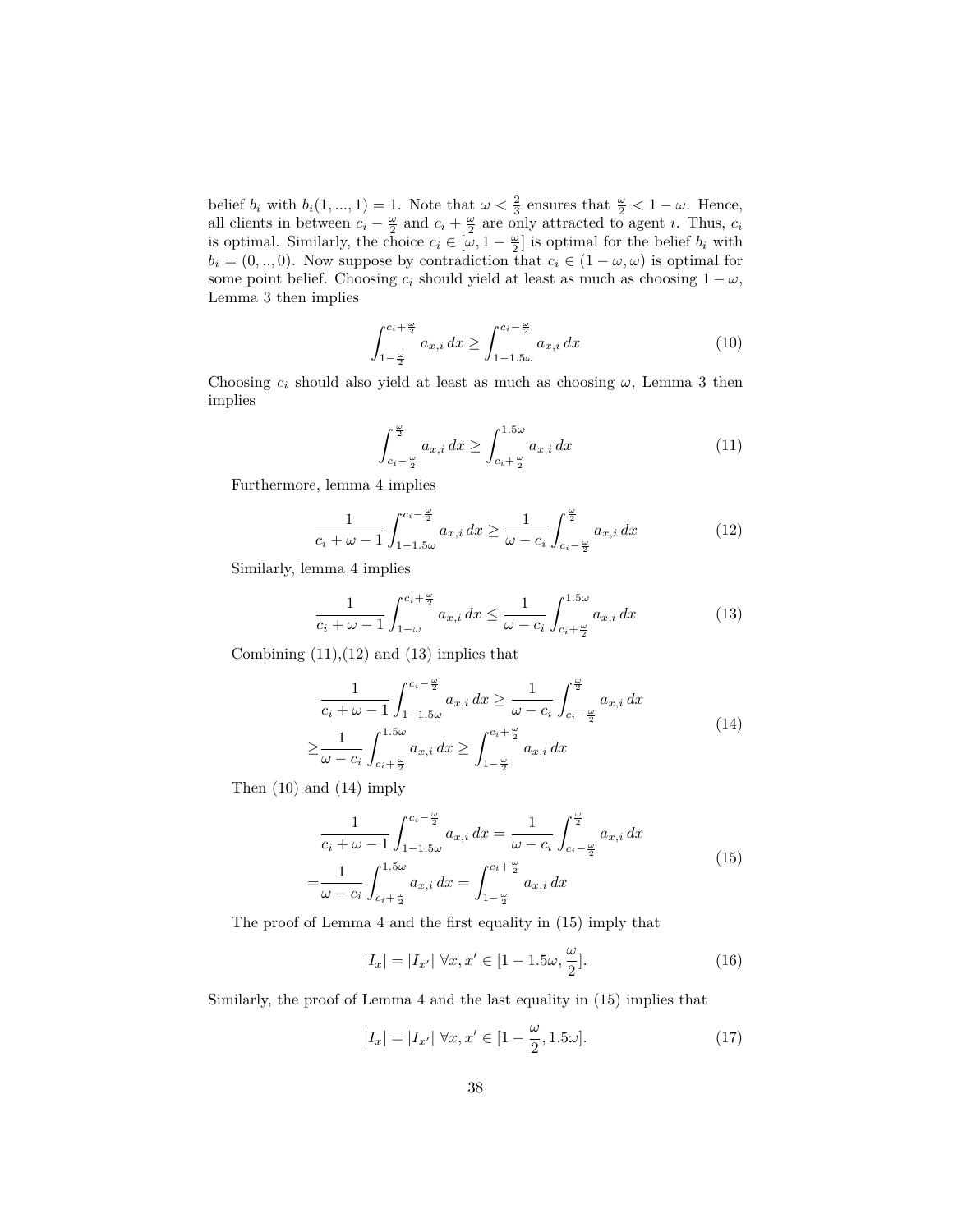belief $b_i$ with $b_i(1, ..., 1) = 1$. Note that $\omega < \frac{2}{3}$ ensures that $\frac{\omega}{2} < 1 - \omega$. Hence, all clients in between $c_i - \frac{\omega}{2}$ and $c_i + \frac{\omega}{2}$ are only attracted to agent $i$. Thus, $c_i$ is optimal. Similarly, the choice $c_i \in [\omega, 1 - \frac{\omega}{2}]$ is optimal for the belief $b_i$ with $b_i = (0, .., 0)$. Now suppose by contradiction that $c_i \in (1 - \omega, \omega)$ is optimal for some point belief. Choosing $c_i$ should yield at least as much as choosing $1 - \omega$, Lemma 3 then implies

$$\int_{1-\frac{\omega}{2}}^{c_i+\frac{\omega}{2}} a_{x,i}\, dx \geq \int_{1-1.5\omega}^{c_i-\frac{\omega}{2}} a_{x,i}\, dx \tag{10}$$

Choosing $c_i$ should also yield at least as much as choosing $\omega$, Lemma 3 then implies

$$\int_{c_i-\frac{\omega}{2}}^{\frac{\omega}{2}} a_{x,i}\, dx \geq \int_{c_i+\frac{\omega}{2}}^{1.5\omega} a_{x,i}\, dx \tag{11}$$

Furthermore, lemma 4 implies

$$\frac{1}{c_i + \omega - 1} \int_{1-1.5\omega}^{c_i-\frac{\omega}{2}} a_{x,i}\, dx \geq \frac{1}{\omega - c_i} \int_{c_i-\frac{\omega}{2}}^{\frac{\omega}{2}} a_{x,i}\, dx \tag{12}$$

Similarly, lemma 4 implies

$$\frac{1}{c_i + \omega - 1} \int_{1-\omega}^{c_i+\frac{\omega}{2}} a_{x,i}\, dx \leq \frac{1}{\omega - c_i} \int_{c_i+\frac{\omega}{2}}^{1.5\omega} a_{x,i}\, dx \tag{13}$$

Combining (11),(12) and (13) implies that

$$\begin{aligned} &\frac{1}{c_i + \omega - 1} \int_{1-1.5\omega}^{c_i-\frac{\omega}{2}} a_{x,i}\, dx \geq \frac{1}{\omega - c_i} \int_{c_i-\frac{\omega}{2}}^{\frac{\omega}{2}} a_{x,i}\, dx \\ \geq &\frac{1}{\omega - c_i} \int_{c_i+\frac{\omega}{2}}^{1.5\omega} a_{x,i}\, dx \geq \int_{1-\frac{\omega}{2}}^{c_i+\frac{\omega}{2}} a_{x,i}\, dx \end{aligned} \tag{14}$$

Then (10) and (14) imply

$$\begin{aligned} &\frac{1}{c_i + \omega - 1} \int_{1-1.5\omega}^{c_i-\frac{\omega}{2}} a_{x,i}\, dx = \frac{1}{\omega - c_i} \int_{c_i-\frac{\omega}{2}}^{\frac{\omega}{2}} a_{x,i}\, dx \\ = &\frac{1}{\omega - c_i} \int_{c_i+\frac{\omega}{2}}^{1.5\omega} a_{x,i}\, dx = \int_{1-\frac{\omega}{2}}^{c_i+\frac{\omega}{2}} a_{x,i}\, dx \end{aligned} \tag{15}$$

The proof of Lemma 4 and the first equality in (15) imply that

$$|I_x| = |I_{x'}| \;\forall x, x' \in [1 - 1.5\omega, \frac{\omega}{2}]. \tag{16}$$

Similarly, the proof of Lemma 4 and the last equality in (15) implies that

$$|I_x| = |I_{x'}| \;\forall x, x' \in [1 - \frac{\omega}{2}, 1.5\omega]. \tag{17}$$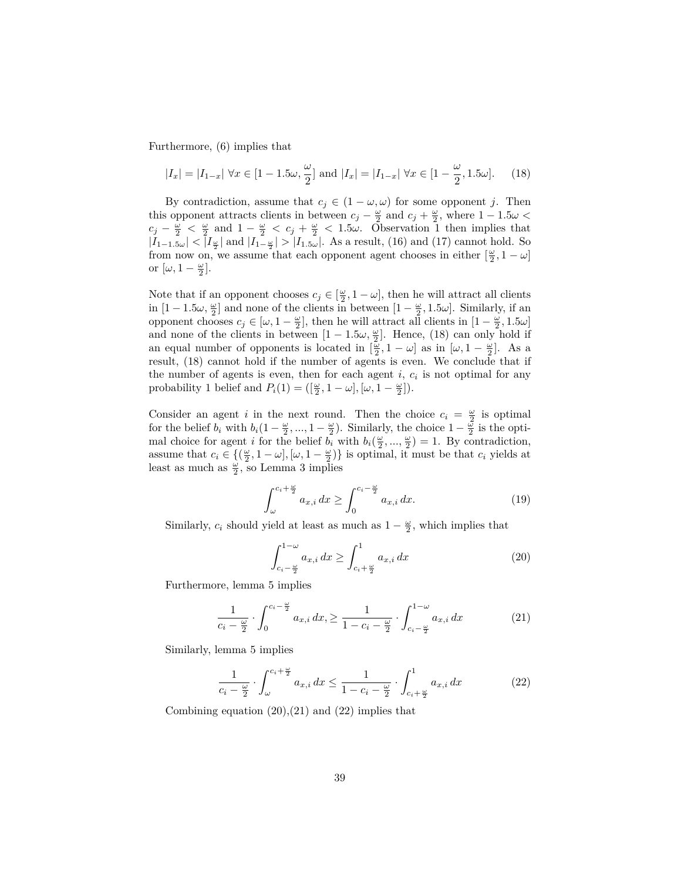Furthermore, (6) implies that

$$|I_x| = |I_{1-x}| \;\forall x \in [1 - 1.5\omega, \frac{\omega}{2}] \text{ and } |I_x| = |I_{1-x}| \;\forall x \in [1 - \frac{\omega}{2}, 1.5\omega]. \quad (18)$$

By contradiction, assume that $c_j \in (1 - \omega, \omega)$ for some opponent $j$. Then this opponent attracts clients in between $c_j - \frac{\omega}{2}$ and $c_j + \frac{\omega}{2}$, where $1 - 1.5\omega < c_j - \frac{\omega}{2} < \frac{\omega}{2}$ and $1 - \frac{\omega}{2} < c_j + \frac{\omega}{2} < 1.5\omega$. Observation 1 then implies that $|I_{1-1.5\omega}| < |I_{\frac{\omega}{2}}|$ and $|I_{1-\frac{\omega}{2}}| > |I_{1.5\omega}|$. As a result, (16) and (17) cannot hold. So from now on, we assume that each opponent agent chooses in either $[\frac{\omega}{2}, 1 - \omega]$ or $[\omega, 1 - \frac{\omega}{2}]$.

Note that if an opponent chooses $c_j \in [\frac{\omega}{2}, 1 - \omega]$, then he will attract all clients in $[1 - 1.5\omega, \frac{\omega}{2}]$ and none of the clients in between $[1 - \frac{\omega}{2}, 1.5\omega]$. Similarly, if an opponent chooses $c_j \in [\omega, 1 - \frac{\omega}{2}]$, then he will attract all clients in $[1 - \frac{\omega}{2}, 1.5\omega]$ and none of the clients in between $[1 - 1.5\omega, \frac{\omega}{2}]$. Hence, (18) can only hold if an equal number of opponents is located in $[\frac{\omega}{2}, 1 - \omega]$ as in $[\omega, 1 - \frac{\omega}{2}]$. As a result, (18) cannot hold if the number of agents is even. We conclude that if the number of agents is even, then for each agent $i$, $c_i$ is not optimal for any probability 1 belief and $P_i(1) = ([\frac{\omega}{2}, 1 - \omega], [\omega, 1 - \frac{\omega}{2}])$.

Consider an agent $i$ in the next round. Then the choice $c_i = \frac{\omega}{2}$ is optimal for the belief $b_i$ with $b_i(1 - \frac{\omega}{2}, ..., 1 - \frac{\omega}{2})$. Similarly, the choice $1 - \frac{\omega}{2}$ is the optimal choice for agent $i$ for the belief $b_i$ with $b_i(\frac{\omega}{2}, ..., \frac{\omega}{2}) = 1$. By contradiction, assume that $c_i \in \{(\frac{\omega}{2}, 1 - \omega], [\omega, 1 - \frac{\omega}{2})\}$ is optimal, it must be that $c_i$ yields at least as much as $\frac{\omega}{2}$, so Lemma 3 implies

$$\int_{\omega}^{c_i + \frac{\omega}{2}} a_{x,i}\, dx \geq \int_{0}^{c_i - \frac{\omega}{2}} a_{x,i}\, dx. \quad (19)$$

Similarly, $c_i$ should yield at least as much as $1 - \frac{\omega}{2}$, which implies that

$$\int_{c_i - \frac{\omega}{2}}^{1-\omega} a_{x,i}\, dx \geq \int_{c_i + \frac{\omega}{2}}^{1} a_{x,i}\, dx \quad (20)$$

Furthermore, lemma 5 implies

$$\frac{1}{c_i - \frac{\omega}{2}} \cdot \int_{0}^{c_i - \frac{\omega}{2}} a_{x,i}\, dx, \geq \frac{1}{1 - c_i - \frac{\omega}{2}} \cdot \int_{c_i - \frac{\omega}{2}}^{1-\omega} a_{x,i}\, dx \quad (21)$$

Similarly, lemma 5 implies

$$\frac{1}{c_i - \frac{\omega}{2}} \cdot \int_{\omega}^{c_i + \frac{\omega}{2}} a_{x,i}\, dx \leq \frac{1}{1 - c_i - \frac{\omega}{2}} \cdot \int_{c_i + \frac{\omega}{2}}^{1} a_{x,i}\, dx \quad (22)$$

Combining equation (20),(21) and (22) implies that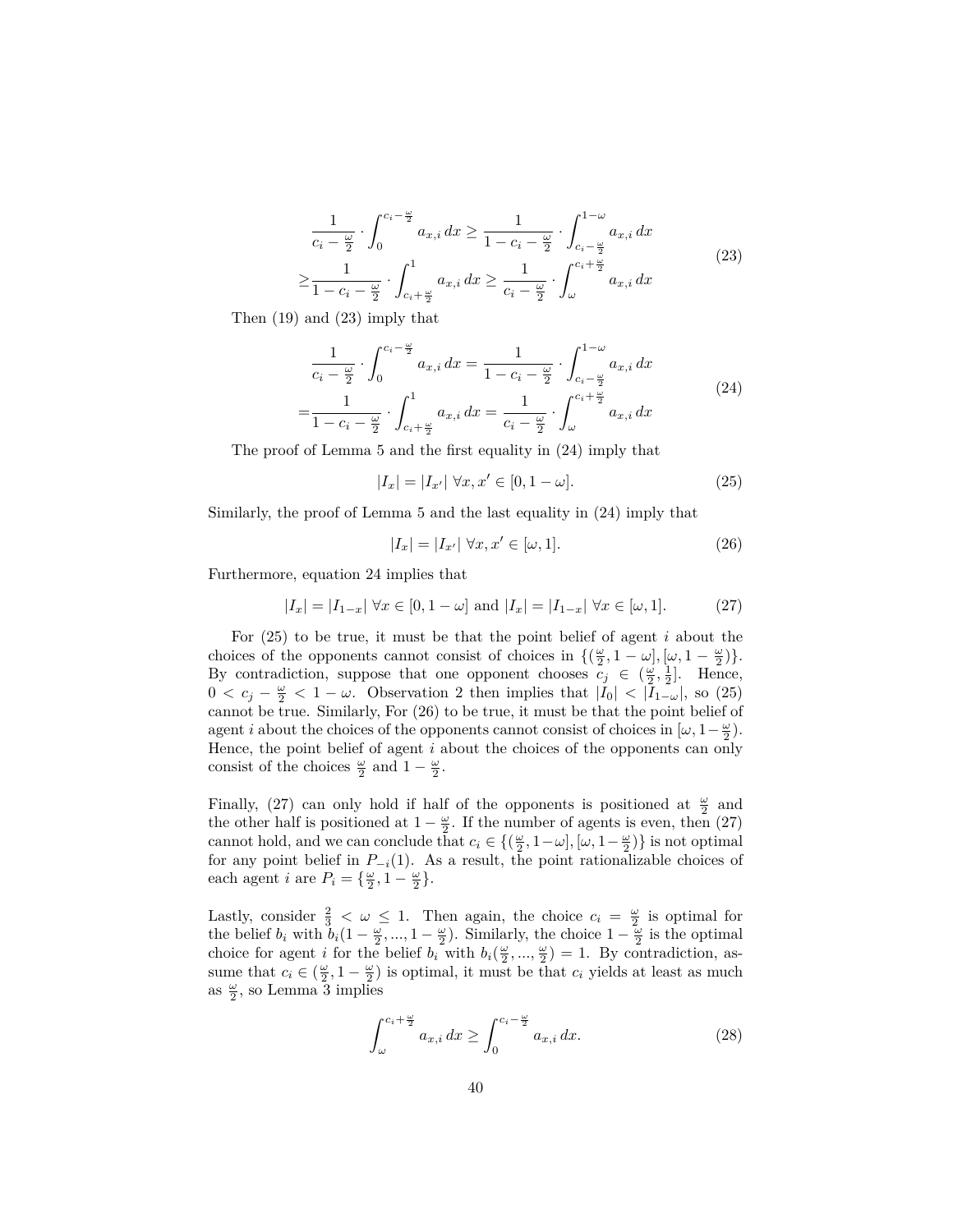$$
\begin{aligned}
&\frac{1}{c_i - \frac{\omega}{2}} \cdot \int_0^{c_i - \frac{\omega}{2}} a_{x,i}\, dx \geq \frac{1}{1 - c_i - \frac{\omega}{2}} \cdot \int_{c_i - \frac{\omega}{2}}^{1-\omega} a_{x,i}\, dx \\
\geq &\frac{1}{1 - c_i - \frac{\omega}{2}} \cdot \int_{c_i + \frac{\omega}{2}}^{1} a_{x,i}\, dx \geq \frac{1}{c_i - \frac{\omega}{2}} \cdot \int_{\omega}^{c_i + \frac{\omega}{2}} a_{x,i}\, dx
\end{aligned}
\tag{23}
$$

Then (19) and (23) imply that

$$
\begin{aligned}
&\frac{1}{c_i - \frac{\omega}{2}} \cdot \int_0^{c_i - \frac{\omega}{2}} a_{x,i}\, dx = \frac{1}{1 - c_i - \frac{\omega}{2}} \cdot \int_{c_i - \frac{\omega}{2}}^{1-\omega} a_{x,i}\, dx \\
= &\frac{1}{1 - c_i - \frac{\omega}{2}} \cdot \int_{c_i + \frac{\omega}{2}}^{1} a_{x,i}\, dx = \frac{1}{c_i - \frac{\omega}{2}} \cdot \int_{\omega}^{c_i + \frac{\omega}{2}} a_{x,i}\, dx
\end{aligned}
\tag{24}
$$

The proof of Lemma 5 and the first equality in (24) imply that

$$
|I_x| = |I_{x'}| \ \forall x, x' \in [0, 1-\omega]. \tag{25}
$$

Similarly, the proof of Lemma 5 and the last equality in (24) imply that

$$
|I_x| = |I_{x'}| \ \forall x, x' \in [\omega, 1]. \tag{26}
$$

Furthermore, equation 24 implies that

$$
|I_x| = |I_{1-x}| \ \forall x \in [0, 1-\omega] \text{ and } |I_x| = |I_{1-x}| \ \forall x \in [\omega, 1]. \tag{27}
$$

For (25) to be true, it must be that the point belief of agent $i$ about the choices of the opponents cannot consist of choices in $\{(\frac{\omega}{2}, 1-\omega], [\omega, 1-\frac{\omega}{2})\}$. By contradiction, suppose that one opponent chooses $c_j \in (\frac{\omega}{2}, \frac{1}{2}]$. Hence, $0 < c_j - \frac{\omega}{2} < 1 - \omega$. Observation 2 then implies that $|I_0| < |I_{1-\omega}|$, so (25) cannot be true. Similarly, For (26) to be true, it must be that the point belief of agent $i$ about the choices of the opponents cannot consist of choices in $[\omega, 1-\frac{\omega}{2})$. Hence, the point belief of agent $i$ about the choices of the opponents can only consist of the choices $\frac{\omega}{2}$ and $1-\frac{\omega}{2}$.

Finally, (27) can only hold if half of the opponents is positioned at $\frac{\omega}{2}$ and the other half is positioned at $1-\frac{\omega}{2}$. If the number of agents is even, then (27) cannot hold, and we can conclude that $c_i \in \{(\frac{\omega}{2}, 1-\omega], [\omega, 1-\frac{\omega}{2})\}$ is not optimal for any point belief in $P_{-i}(1)$. As a result, the point rationalizable choices of each agent $i$ are $P_i = \{\frac{\omega}{2}, 1-\frac{\omega}{2}\}$.

Lastly, consider $\frac{2}{3} < \omega \leq 1$. Then again, the choice $c_i = \frac{\omega}{2}$ is optimal for the belief $b_i$ with $b_i(1-\frac{\omega}{2}, ..., 1-\frac{\omega}{2})$. Similarly, the choice $1-\frac{\omega}{2}$ is the optimal choice for agent $i$ for the belief $b_i$ with $b_i(\frac{\omega}{2}, ..., \frac{\omega}{2}) = 1$. By contradiction, assume that $c_i \in (\frac{\omega}{2}, 1-\frac{\omega}{2})$ is optimal, it must be that $c_i$ yields at least as much as $\frac{\omega}{2}$, so Lemma 3 implies

$$
\int_{\omega}^{c_i + \frac{\omega}{2}} a_{x,i}\, dx \geq \int_0^{c_i - \frac{\omega}{2}} a_{x,i}\, dx. \tag{28}
$$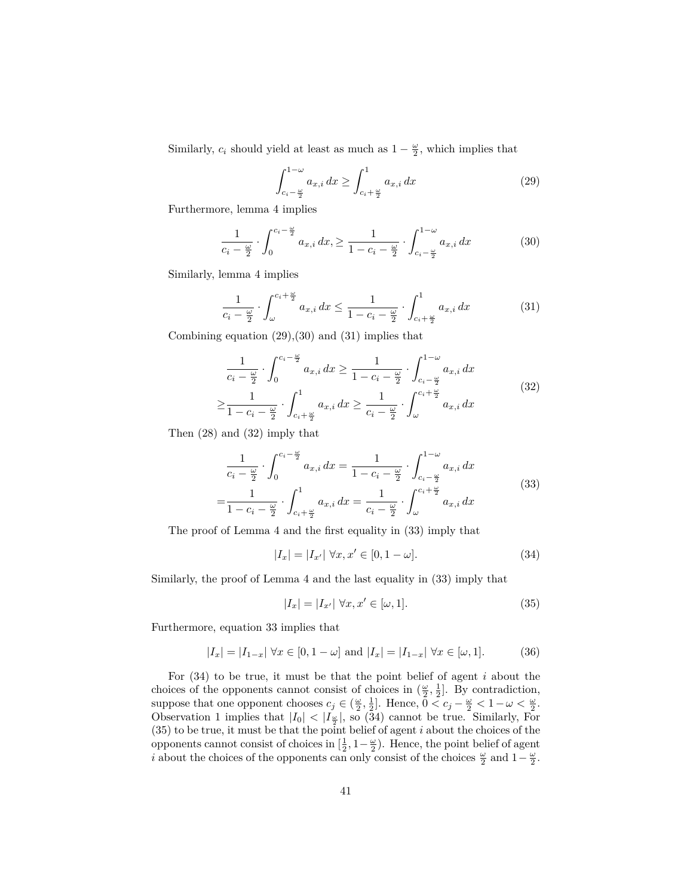Similarly, $c_i$ should yield at least as much as $1 - \frac{\omega}{2}$, which implies that

$$\int_{c_i - \frac{\omega}{2}}^{1-\omega} a_{x,i}\, dx \geq \int_{c_i + \frac{\omega}{2}}^{1} a_{x,i}\, dx \tag{29}$$

Furthermore, lemma 4 implies

$$\frac{1}{c_i - \frac{\omega}{2}} \cdot \int_{0}^{c_i - \frac{\omega}{2}} a_{x,i}\, dx, \geq \frac{1}{1 - c_i - \frac{\omega}{2}} \cdot \int_{c_i - \frac{\omega}{2}}^{1-\omega} a_{x,i}\, dx \tag{30}$$

Similarly, lemma 4 implies

$$\frac{1}{c_i - \frac{\omega}{2}} \cdot \int_{\omega}^{c_i + \frac{\omega}{2}} a_{x,i}\, dx \leq \frac{1}{1 - c_i - \frac{\omega}{2}} \cdot \int_{c_i + \frac{\omega}{2}}^{1} a_{x,i}\, dx \tag{31}$$

Combining equation (29),(30) and (31) implies that

$$\begin{aligned} &\frac{1}{c_i - \frac{\omega}{2}} \cdot \int_{0}^{c_i - \frac{\omega}{2}} a_{x,i}\, dx \geq \frac{1}{1 - c_i - \frac{\omega}{2}} \cdot \int_{c_i - \frac{\omega}{2}}^{1-\omega} a_{x,i}\, dx \\ \geq &\frac{1}{1 - c_i - \frac{\omega}{2}} \cdot \int_{c_i + \frac{\omega}{2}}^{1} a_{x,i}\, dx \geq \frac{1}{c_i - \frac{\omega}{2}} \cdot \int_{\omega}^{c_i + \frac{\omega}{2}} a_{x,i}\, dx \end{aligned} \tag{32}$$

Then (28) and (32) imply that

$$\begin{aligned} &\frac{1}{c_i - \frac{\omega}{2}} \cdot \int_{0}^{c_i - \frac{\omega}{2}} a_{x,i}\, dx = \frac{1}{1 - c_i - \frac{\omega}{2}} \cdot \int_{c_i - \frac{\omega}{2}}^{1-\omega} a_{x,i}\, dx \\ = &\frac{1}{1 - c_i - \frac{\omega}{2}} \cdot \int_{c_i + \frac{\omega}{2}}^{1} a_{x,i}\, dx = \frac{1}{c_i - \frac{\omega}{2}} \cdot \int_{\omega}^{c_i + \frac{\omega}{2}} a_{x,i}\, dx \end{aligned} \tag{33}$$

The proof of Lemma 4 and the first equality in (33) imply that

$$|I_x| = |I_{x'}| \ \forall x, x' \in [0, 1 - \omega]. \tag{34}$$

Similarly, the proof of Lemma 4 and the last equality in (33) imply that

$$|I_x| = |I_{x'}| \ \forall x, x' \in [\omega, 1]. \tag{35}$$

Furthermore, equation 33 implies that

$$|I_x| = |I_{1-x}| \ \forall x \in [0, 1 - \omega] \text{ and } |I_x| = |I_{1-x}| \ \forall x \in [\omega, 1]. \tag{36}$$

For (34) to be true, it must be that the point belief of agent $i$ about the choices of the opponents cannot consist of choices in $(\frac{\omega}{2}, \frac{1}{2}]$. By contradiction, suppose that one opponent chooses $c_j \in (\frac{\omega}{2}, \frac{1}{2}]$. Hence, $0 < c_j - \frac{\omega}{2} < 1 - \omega < \frac{\omega}{2}$. Observation 1 implies that $|I_0| < |I_{\frac{\omega}{2}}|$, so (34) cannot be true. Similarly, For (35) to be true, it must be that the point belief of agent $i$ about the choices of the opponents cannot consist of choices in $[\frac{1}{2}, 1 - \frac{\omega}{2})$. Hence, the point belief of agent $i$ about the choices of the opponents can only consist of the choices $\frac{\omega}{2}$ and $1 - \frac{\omega}{2}$.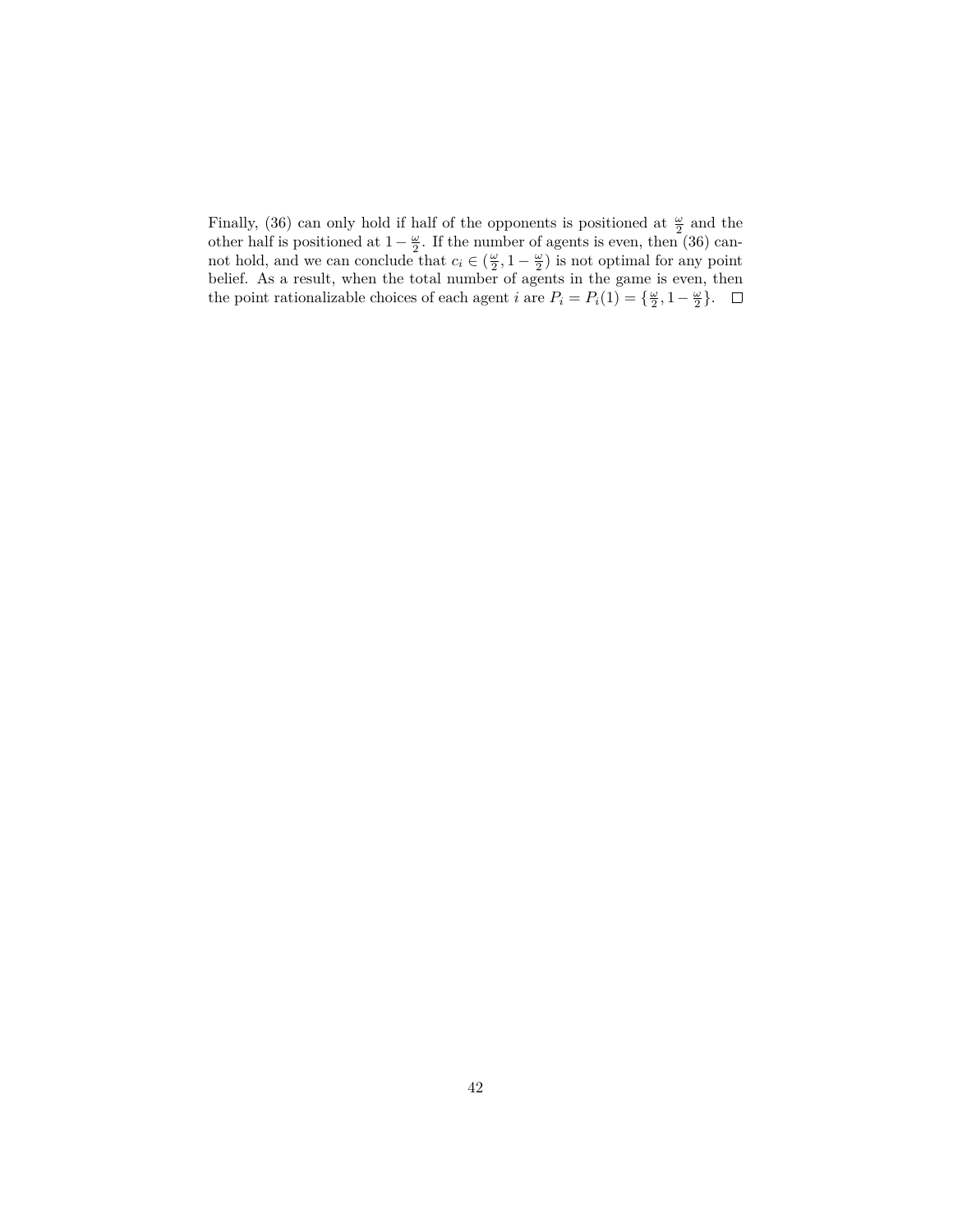Finally, (36) can only hold if half of the opponents is positioned at $\frac{\omega}{2}$ and the other half is positioned at $1-\frac{\omega}{2}$. If the number of agents is even, then (36) cannot hold, and we can conclude that $c_i \in (\frac{\omega}{2}, 1-\frac{\omega}{2})$ is not optimal for any point belief. As a result, when the total number of agents in the game is even, then the point rationalizable choices of each agent $i$ are $P_i = P_i(1) = \{\frac{\omega}{2}, 1-\frac{\omega}{2}\}$. $\square$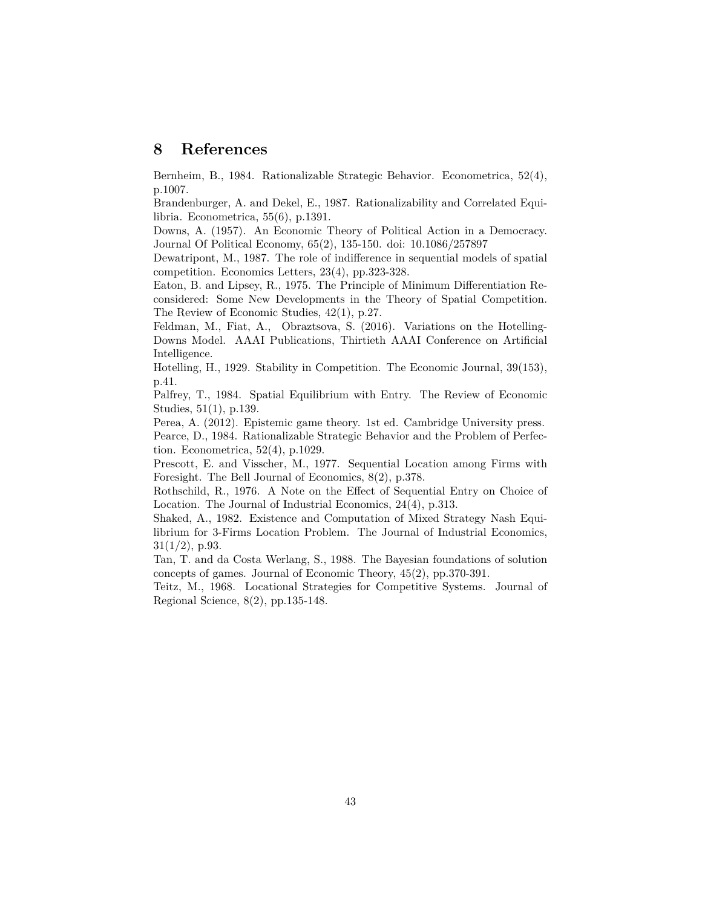# 8 References

Bernheim, B., 1984. Rationalizable Strategic Behavior. Econometrica, 52(4), p.1007.

Brandenburger, A. and Dekel, E., 1987. Rationalizability and Correlated Equilibria. Econometrica, 55(6), p.1391.

Downs, A. (1957). An Economic Theory of Political Action in a Democracy. Journal Of Political Economy, 65(2), 135-150. doi: 10.1086/257897

Dewatripont, M., 1987. The role of indifference in sequential models of spatial competition. Economics Letters, 23(4), pp.323-328.

Eaton, B. and Lipsey, R., 1975. The Principle of Minimum Differentiation Reconsidered: Some New Developments in the Theory of Spatial Competition. The Review of Economic Studies, 42(1), p.27.

Feldman, M., Fiat, A., Obraztsova, S. (2016). Variations on the Hotelling-Downs Model. AAAI Publications, Thirtieth AAAI Conference on Artificial Intelligence.

Hotelling, H., 1929. Stability in Competition. The Economic Journal, 39(153), p.41.

Palfrey, T., 1984. Spatial Equilibrium with Entry. The Review of Economic Studies, 51(1), p.139.

Perea, A. (2012). Epistemic game theory. 1st ed. Cambridge University press.

Pearce, D., 1984. Rationalizable Strategic Behavior and the Problem of Perfection. Econometrica, 52(4), p.1029.

Prescott, E. and Visscher, M., 1977. Sequential Location among Firms with Foresight. The Bell Journal of Economics, 8(2), p.378.

Rothschild, R., 1976. A Note on the Effect of Sequential Entry on Choice of Location. The Journal of Industrial Economics, 24(4), p.313.

Shaked, A., 1982. Existence and Computation of Mixed Strategy Nash Equilibrium for 3-Firms Location Problem. The Journal of Industrial Economics, 31(1/2), p.93.

Tan, T. and da Costa Werlang, S., 1988. The Bayesian foundations of solution concepts of games. Journal of Economic Theory, 45(2), pp.370-391.

Teitz, M., 1968. Locational Strategies for Competitive Systems. Journal of Regional Science, 8(2), pp.135-148.